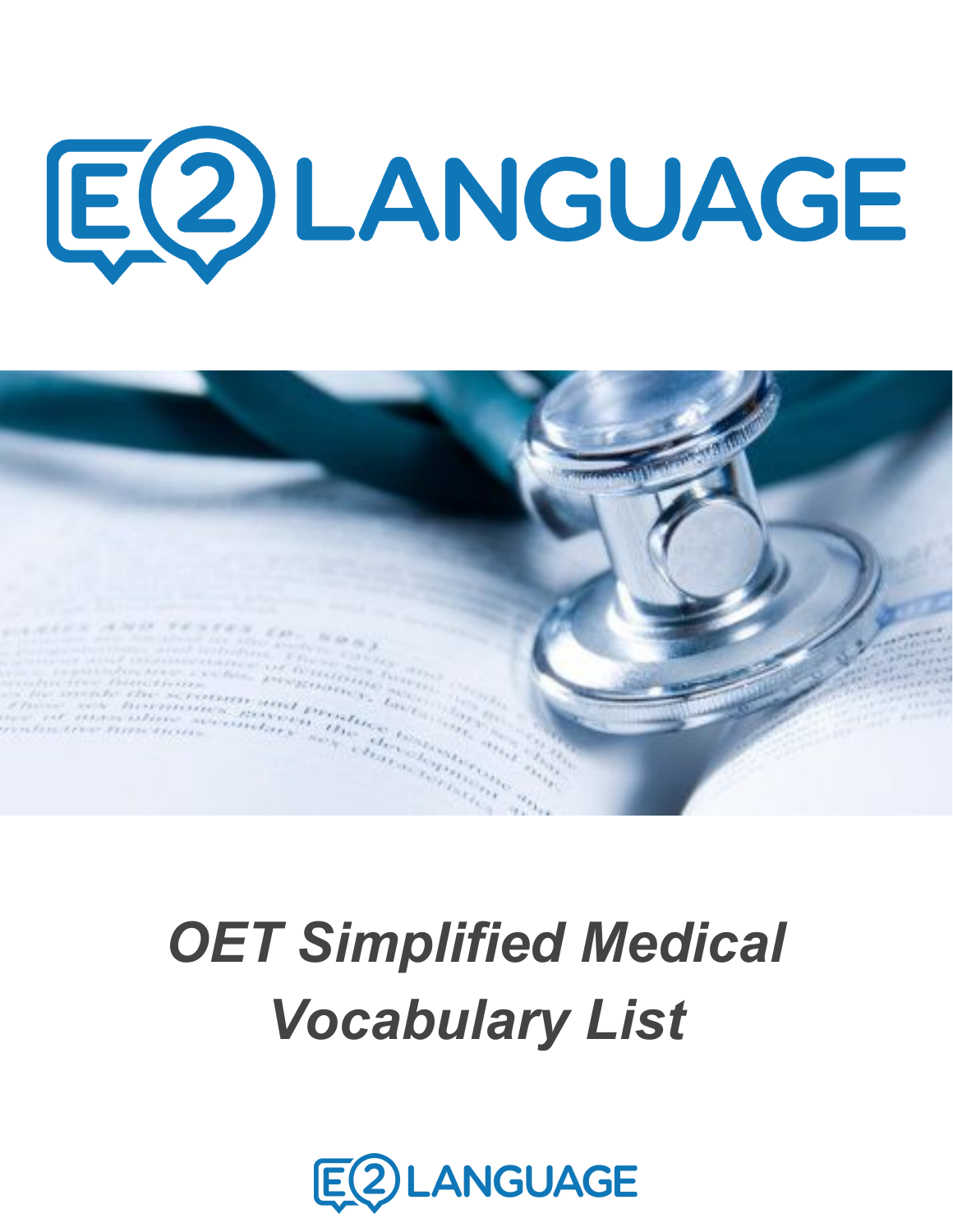# E2 LANGUAGE

# *OET Simplified Medical Vocabulary List*

E2 LANGUAGE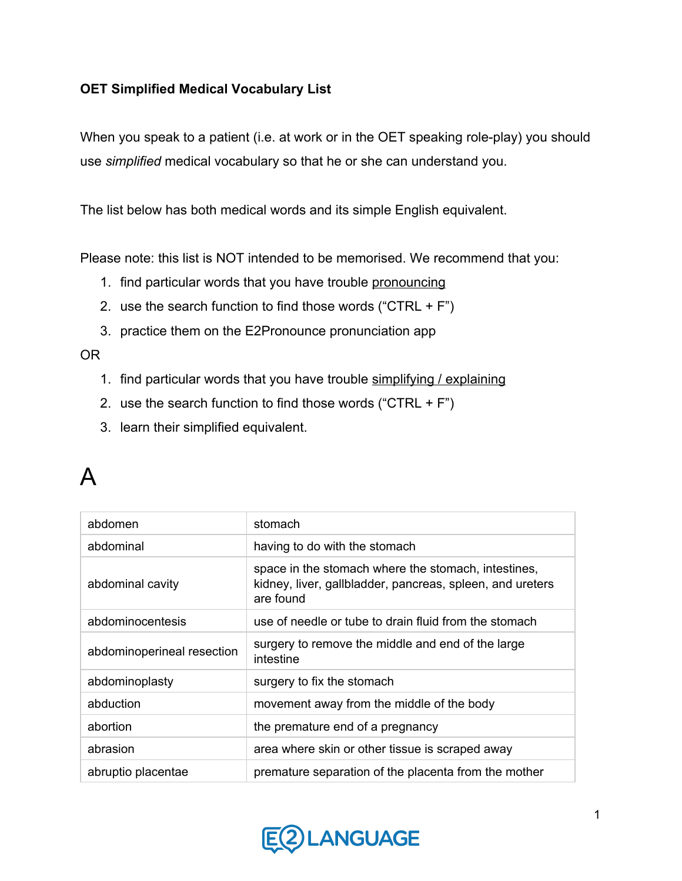**OET Simplified Medical Vocabulary List**

When you speak to a patient (i.e. at work or in the OET speaking role-play) you should use *simplified* medical vocabulary so that he or she can understand you.

The list below has both medical words and its simple English equivalent.

Please note: this list is NOT intended to be memorised. We recommend that you:

1. find particular words that you have trouble pronouncing
2. use the search function to find those words ("CTRL + F")
3. practice them on the E2Pronounce pronunciation app

OR

1. find particular words that you have trouble simplifying / explaining
2. use the search function to find those words ("CTRL + F")
3. learn their simplified equivalent.

# A

| | |
|---|---|
| abdomen | stomach |
| abdominal | having to do with the stomach |
| abdominal cavity | space in the stomach where the stomach, intestines, kidney, liver, gallbladder, pancreas, spleen, and ureters are found |
| abdominocentesis | use of needle or tube to drain fluid from the stomach |
| abdominoperineal resection | surgery to remove the middle and end of the large intestine |
| abdominoplasty | surgery to fix the stomach |
| abduction | movement away from the middle of the body |
| abortion | the premature end of a pregnancy |
| abrasion | area where skin or other tissue is scraped away |
| abruptio placentae | premature separation of the placenta from the mother |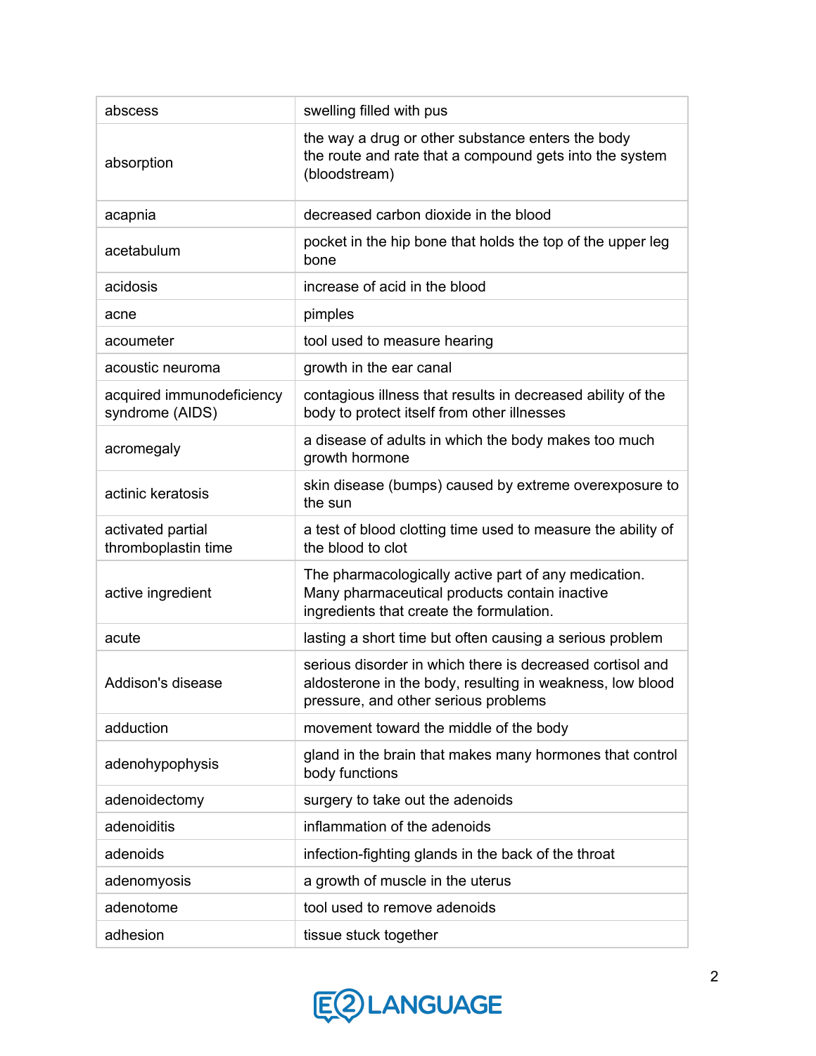| | |
|---|---|
| abscess | swelling filled with pus |
| absorption | the way a drug or other substance enters the body<br>the route and rate that a compound gets into the system (bloodstream) |
| acapnia | decreased carbon dioxide in the blood |
| acetabulum | pocket in the hip bone that holds the top of the upper leg bone |
| acidosis | increase of acid in the blood |
| acne | pimples |
| acoumeter | tool used to measure hearing |
| acoustic neuroma | growth in the ear canal |
| acquired immunodeficiency syndrome (AIDS) | contagious illness that results in decreased ability of the body to protect itself from other illnesses |
| acromegaly | a disease of adults in which the body makes too much growth hormone |
| actinic keratosis | skin disease (bumps) caused by extreme overexposure to the sun |
| activated partial thromboplastin time | a test of blood clotting time used to measure the ability of the blood to clot |
| active ingredient | The pharmacologically active part of any medication. Many pharmaceutical products contain inactive ingredients that create the formulation. |
| acute | lasting a short time but often causing a serious problem |
| Addison's disease | serious disorder in which there is decreased cortisol and aldosterone in the body, resulting in weakness, low blood pressure, and other serious problems |
| adduction | movement toward the middle of the body |
| adenohypophysis | gland in the brain that makes many hormones that control body functions |
| adenoidectomy | surgery to take out the adenoids |
| adenoiditis | inflammation of the adenoids |
| adenoids | infection-fighting glands in the back of the throat |
| adenomyosis | a growth of muscle in the uterus |
| adenotome | tool used to remove adenoids |
| adhesion | tissue stuck together |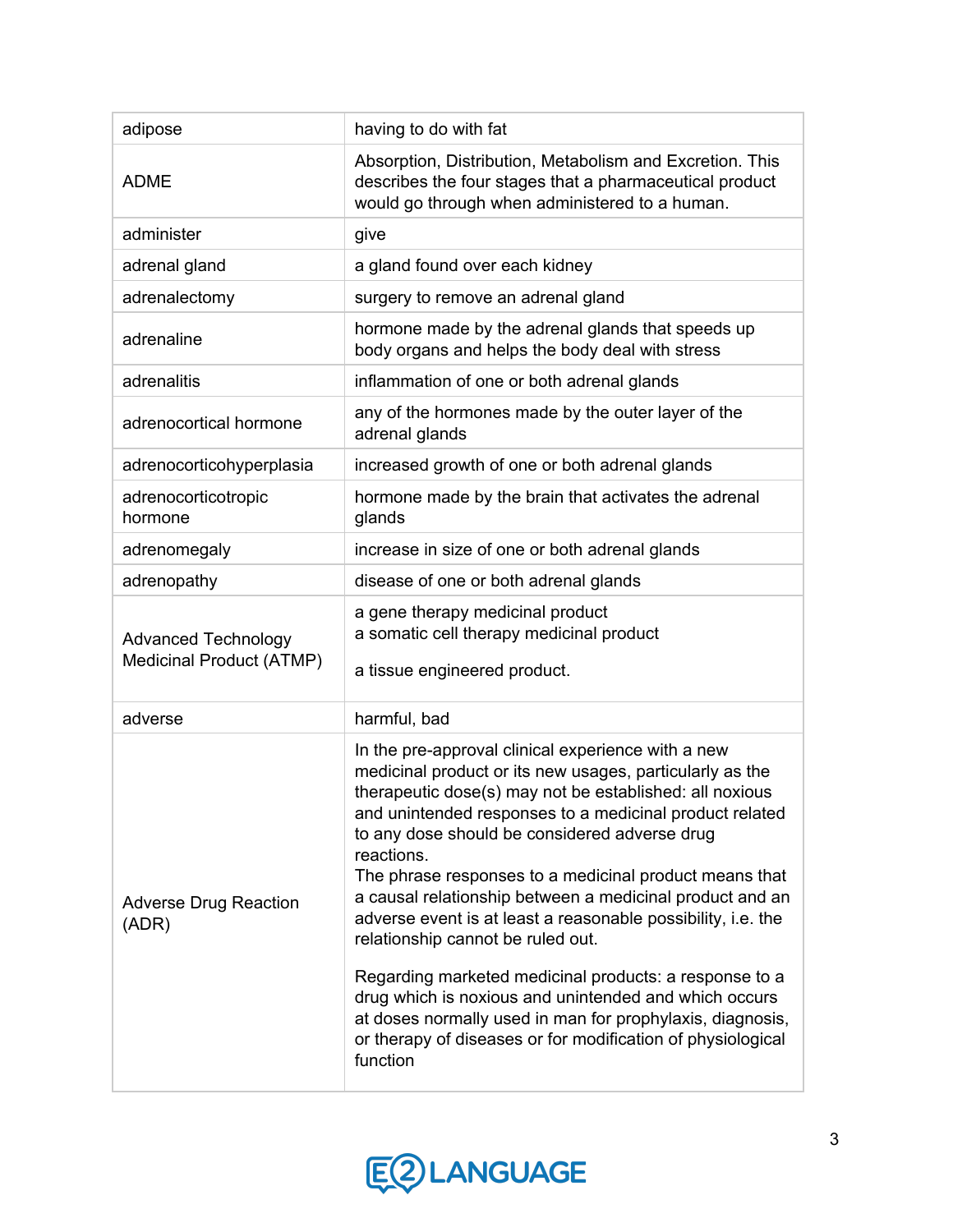| | |
|---|---|
| adipose | having to do with fat |
| ADME | Absorption, Distribution, Metabolism and Excretion. This describes the four stages that a pharmaceutical product would go through when administered to a human. |
| administer | give |
| adrenal gland | a gland found over each kidney |
| adrenalectomy | surgery to remove an adrenal gland |
| adrenaline | hormone made by the adrenal glands that speeds up body organs and helps the body deal with stress |
| adrenalitis | inflammation of one or both adrenal glands |
| adrenocortical hormone | any of the hormones made by the outer layer of the adrenal glands |
| adrenocorticohyperplasia | increased growth of one or both adrenal glands |
| adrenocorticotropic hormone | hormone made by the brain that activates the adrenal glands |
| adrenomegaly | increase in size of one or both adrenal glands |
| adrenopathy | disease of one or both adrenal glands |
| Advanced Technology Medicinal Product (ATMP) | a gene therapy medicinal product<br>a somatic cell therapy medicinal product<br><br>a tissue engineered product. |
| adverse | harmful, bad |
| Adverse Drug Reaction (ADR) | In the pre-approval clinical experience with a new medicinal product or its new usages, particularly as the therapeutic dose(s) may not be established: all noxious and unintended responses to a medicinal product related to any dose should be considered adverse drug reactions.<br>The phrase responses to a medicinal product means that a causal relationship between a medicinal product and an adverse event is at least a reasonable possibility, i.e. the relationship cannot be ruled out.<br><br>Regarding marketed medicinal products: a response to a drug which is noxious and unintended and which occurs at doses normally used in man for prophylaxis, diagnosis, or therapy of diseases or for modification of physiological function |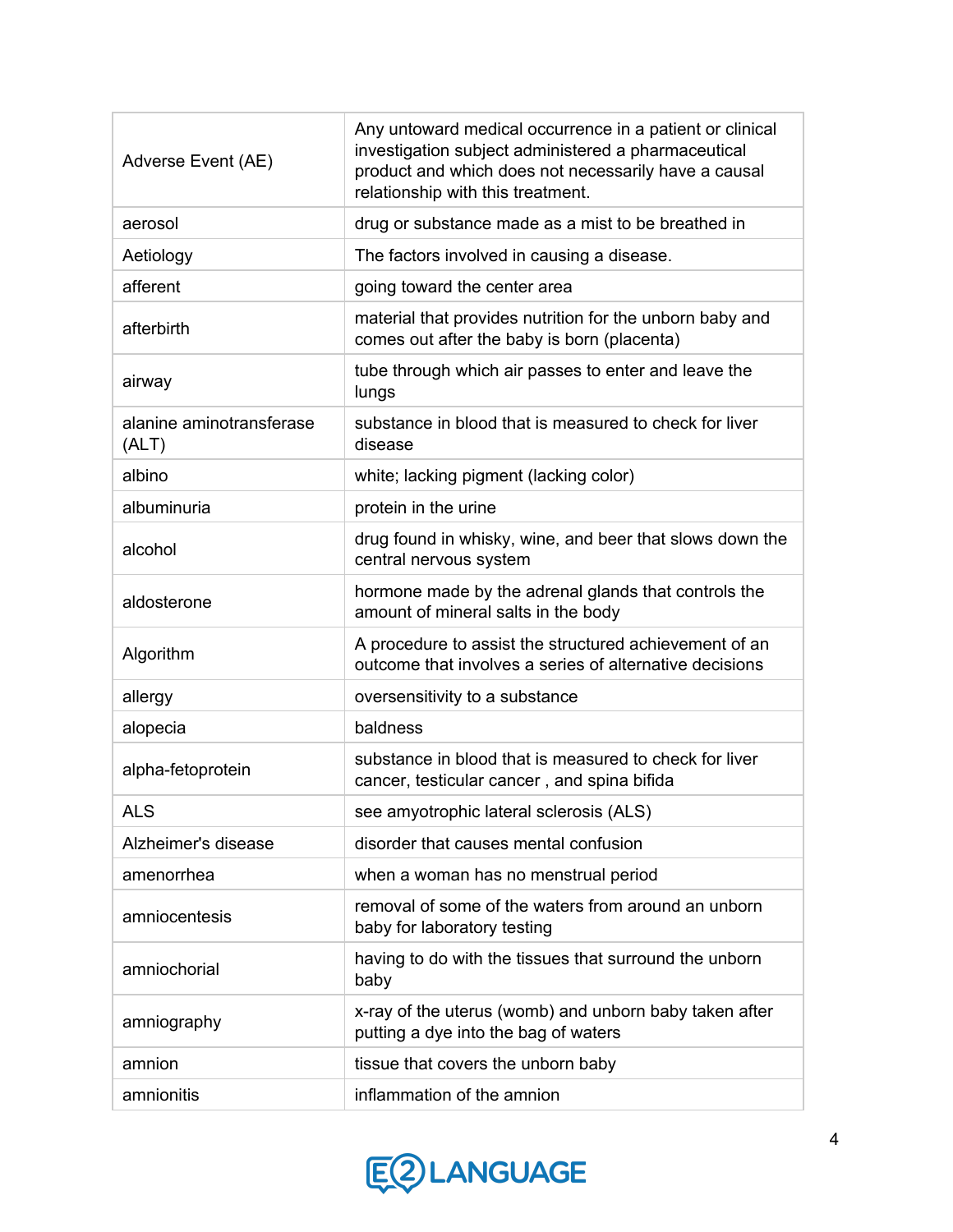| | |
|---|---|
| Adverse Event (AE) | Any untoward medical occurrence in a patient or clinical investigation subject administered a pharmaceutical product and which does not necessarily have a causal relationship with this treatment. |
| aerosol | drug or substance made as a mist to be breathed in |
| Aetiology | The factors involved in causing a disease. |
| afferent | going toward the center area |
| afterbirth | material that provides nutrition for the unborn baby and comes out after the baby is born (placenta) |
| airway | tube through which air passes to enter and leave the lungs |
| alanine aminotransferase (ALT) | substance in blood that is measured to check for liver disease |
| albino | white; lacking pigment (lacking color) |
| albuminuria | protein in the urine |
| alcohol | drug found in whisky, wine, and beer that slows down the central nervous system |
| aldosterone | hormone made by the adrenal glands that controls the amount of mineral salts in the body |
| Algorithm | A procedure to assist the structured achievement of an outcome that involves a series of alternative decisions |
| allergy | oversensitivity to a substance |
| alopecia | baldness |
| alpha-fetoprotein | substance in blood that is measured to check for liver cancer, testicular cancer , and spina bifida |
| ALS | see amyotrophic lateral sclerosis (ALS) |
| Alzheimer's disease | disorder that causes mental confusion |
| amenorrhea | when a woman has no menstrual period |
| amniocentesis | removal of some of the waters from around an unborn baby for laboratory testing |
| amniochorial | having to do with the tissues that surround the unborn baby |
| amniography | x-ray of the uterus (womb) and unborn baby taken after putting a dye into the bag of waters |
| amnion | tissue that covers the unborn baby |
| amnionitis | inflammation of the amnion |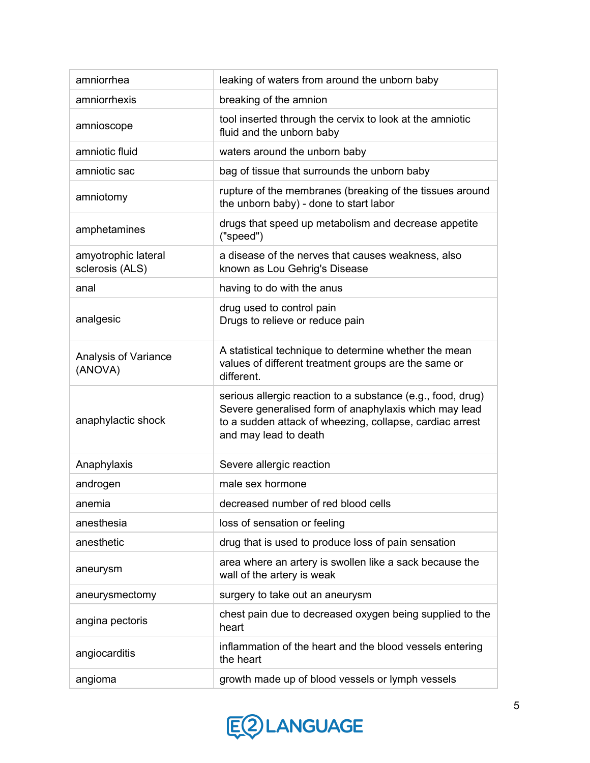| | |
|---|---|
| amniorrhea | leaking of waters from around the unborn baby |
| amniorrhexis | breaking of the amnion |
| amnioscope | tool inserted through the cervix to look at the amniotic fluid and the unborn baby |
| amniotic fluid | waters around the unborn baby |
| amniotic sac | bag of tissue that surrounds the unborn baby |
| amniotomy | rupture of the membranes (breaking of the tissues around the unborn baby) - done to start labor |
| amphetamines | drugs that speed up metabolism and decrease appetite ("speed") |
| amyotrophic lateral sclerosis (ALS) | a disease of the nerves that causes weakness, also known as Lou Gehrig's Disease |
| anal | having to do with the anus |
| analgesic | drug used to control pain<br>Drugs to relieve or reduce pain |
| Analysis of Variance (ANOVA) | A statistical technique to determine whether the mean values of different treatment groups are the same or different. |
| anaphylactic shock | serious allergic reaction to a substance (e.g., food, drug)<br>Severe generalised form of anaphylaxis which may lead to a sudden attack of wheezing, collapse, cardiac arrest and may lead to death |
| Anaphylaxis | Severe allergic reaction |
| androgen | male sex hormone |
| anemia | decreased number of red blood cells |
| anesthesia | loss of sensation or feeling |
| anesthetic | drug that is used to produce loss of pain sensation |
| aneurysm | area where an artery is swollen like a sack because the wall of the artery is weak |
| aneurysmectomy | surgery to take out an aneurysm |
| angina pectoris | chest pain due to decreased oxygen being supplied to the heart |
| angiocarditis | inflammation of the heart and the blood vessels entering the heart |
| angioma | growth made up of blood vessels or lymph vessels |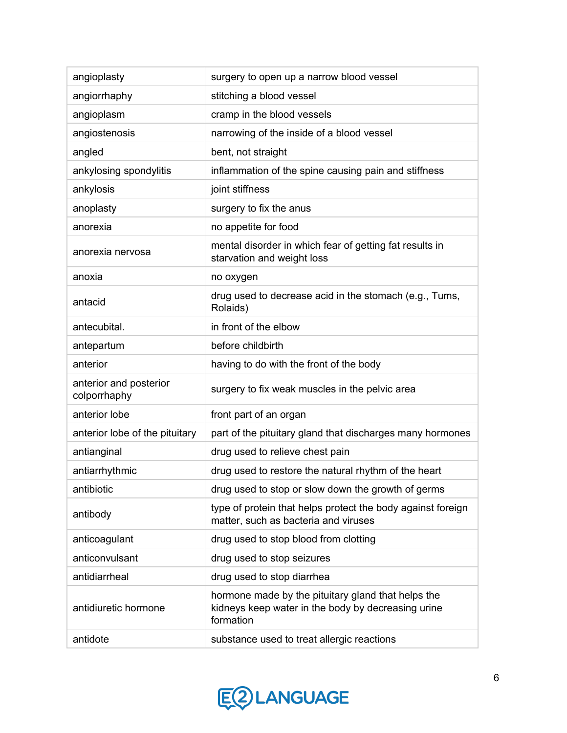| angioplasty | surgery to open up a narrow blood vessel |
|---|---|
| angiorrhaphy | stitching a blood vessel |
| angioplasm | cramp in the blood vessels |
| angiostenosis | narrowing of the inside of a blood vessel |
| angled | bent, not straight |
| ankylosing spondylitis | inflammation of the spine causing pain and stiffness |
| ankylosis | joint stiffness |
| anoplasty | surgery to fix the anus |
| anorexia | no appetite for food |
| anorexia nervosa | mental disorder in which fear of getting fat results in starvation and weight loss |
| anoxia | no oxygen |
| antacid | drug used to decrease acid in the stomach (e.g., Tums, Rolaids) |
| antecubital. | in front of the elbow |
| antepartum | before childbirth |
| anterior | having to do with the front of the body |
| anterior and posterior colporrhaphy | surgery to fix weak muscles in the pelvic area |
| anterior lobe | front part of an organ |
| anterior lobe of the pituitary | part of the pituitary gland that discharges many hormones |
| antianginal | drug used to relieve chest pain |
| antiarrhythmic | drug used to restore the natural rhythm of the heart |
| antibiotic | drug used to stop or slow down the growth of germs |
| antibody | type of protein that helps protect the body against foreign matter, such as bacteria and viruses |
| anticoagulant | drug used to stop blood from clotting |
| anticonvulsant | drug used to stop seizures |
| antidiarrheal | drug used to stop diarrhea |
| antidiuretic hormone | hormone made by the pituitary gland that helps the kidneys keep water in the body by decreasing urine formation |
| antidote | substance used to treat allergic reactions |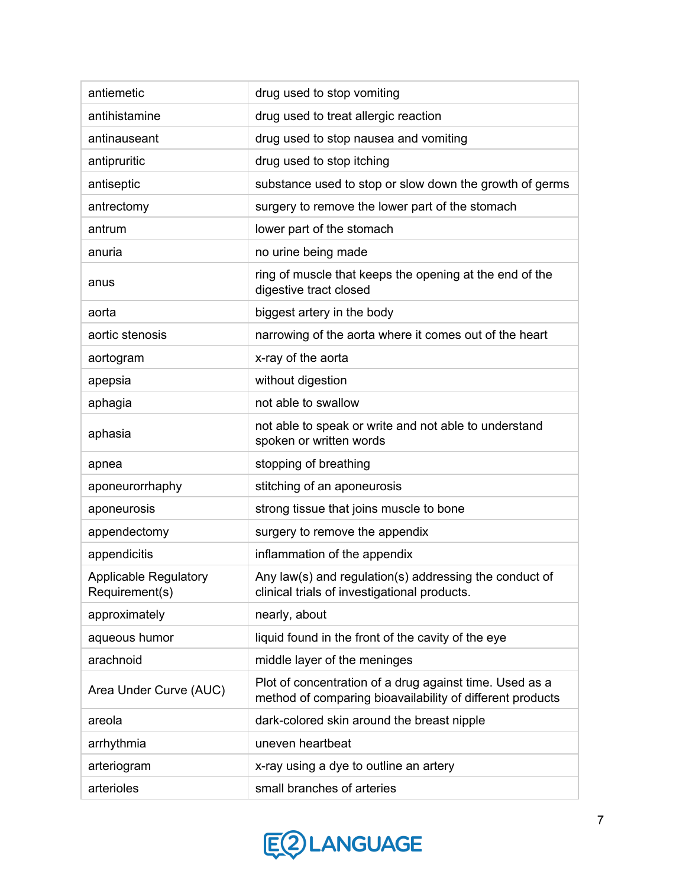| | |
|---|---|
| antiemetic | drug used to stop vomiting |
| antihistamine | drug used to treat allergic reaction |
| antinauseant | drug used to stop nausea and vomiting |
| antipruritic | drug used to stop itching |
| antiseptic | substance used to stop or slow down the growth of germs |
| antrectomy | surgery to remove the lower part of the stomach |
| antrum | lower part of the stomach |
| anuria | no urine being made |
| anus | ring of muscle that keeps the opening at the end of the digestive tract closed |
| aorta | biggest artery in the body |
| aortic stenosis | narrowing of the aorta where it comes out of the heart |
| aortogram | x-ray of the aorta |
| apepsia | without digestion |
| aphagia | not able to swallow |
| aphasia | not able to speak or write and not able to understand spoken or written words |
| apnea | stopping of breathing |
| aponeurorrhaphy | stitching of an aponeurosis |
| aponeurosis | strong tissue that joins muscle to bone |
| appendectomy | surgery to remove the appendix |
| appendicitis | inflammation of the appendix |
| Applicable Regulatory Requirement(s) | Any law(s) and regulation(s) addressing the conduct of clinical trials of investigational products. |
| approximately | nearly, about |
| aqueous humor | liquid found in the front of the cavity of the eye |
| arachnoid | middle layer of the meninges |
| Area Under Curve (AUC) | Plot of concentration of a drug against time. Used as a method of comparing bioavailability of different products |
| areola | dark-colored skin around the breast nipple |
| arrhythmia | uneven heartbeat |
| arteriogram | x-ray using a dye to outline an artery |
| arterioles | small branches of arteries |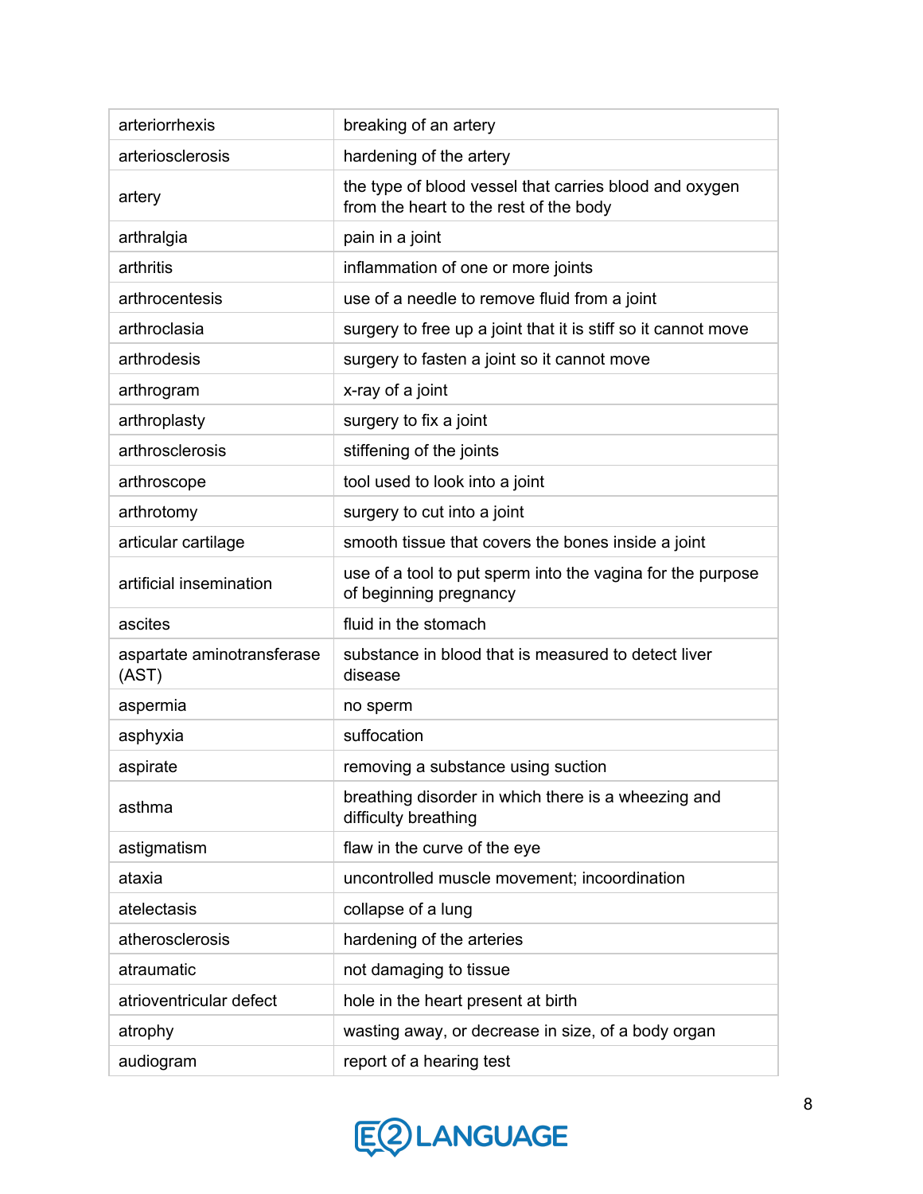| | |
|---|---|
| arteriorrhexis | breaking of an artery |
| arteriosclerosis | hardening of the artery |
| artery | the type of blood vessel that carries blood and oxygen from the heart to the rest of the body |
| arthralgia | pain in a joint |
| arthritis | inflammation of one or more joints |
| arthrocentesis | use of a needle to remove fluid from a joint |
| arthroclasia | surgery to free up a joint that it is stiff so it cannot move |
| arthrodesis | surgery to fasten a joint so it cannot move |
| arthrogram | x-ray of a joint |
| arthroplasty | surgery to fix a joint |
| arthrosclerosis | stiffening of the joints |
| arthroscope | tool used to look into a joint |
| arthrotomy | surgery to cut into a joint |
| articular cartilage | smooth tissue that covers the bones inside a joint |
| artificial insemination | use of a tool to put sperm into the vagina for the purpose of beginning pregnancy |
| ascites | fluid in the stomach |
| aspartate aminotransferase (AST) | substance in blood that is measured to detect liver disease |
| aspermia | no sperm |
| asphyxia | suffocation |
| aspirate | removing a substance using suction |
| asthma | breathing disorder in which there is a wheezing and difficulty breathing |
| astigmatism | flaw in the curve of the eye |
| ataxia | uncontrolled muscle movement; incoordination |
| atelectasis | collapse of a lung |
| atherosclerosis | hardening of the arteries |
| atraumatic | not damaging to tissue |
| atrioventricular defect | hole in the heart present at birth |
| atrophy | wasting away, or decrease in size, of a body organ |
| audiogram | report of a hearing test |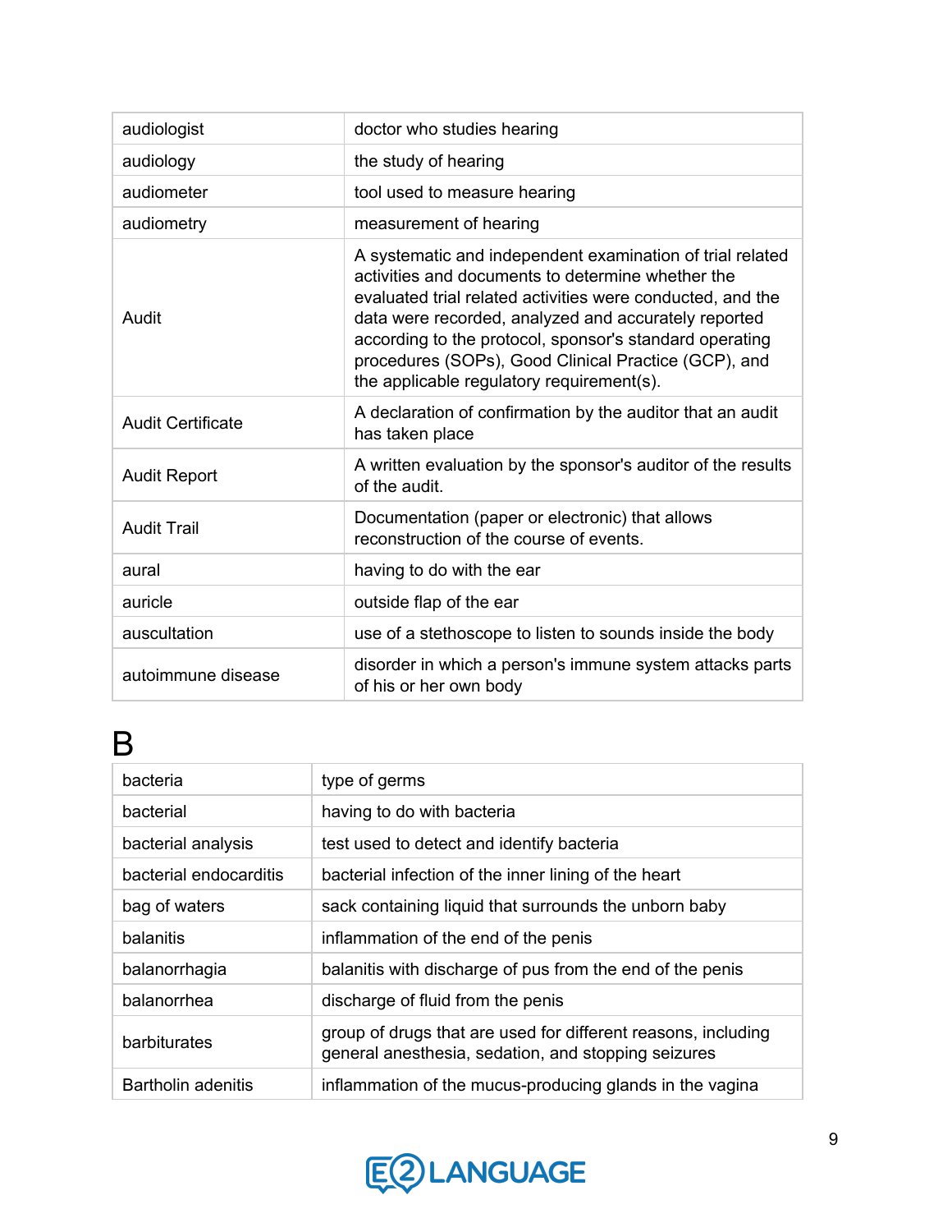| | |
|---|---|
| audiologist | doctor who studies hearing |
| audiology | the study of hearing |
| audiometer | tool used to measure hearing |
| audiometry | measurement of hearing |
| Audit | A systematic and independent examination of trial related activities and documents to determine whether the evaluated trial related activities were conducted, and the data were recorded, analyzed and accurately reported according to the protocol, sponsor's standard operating procedures (SOPs), Good Clinical Practice (GCP), and the applicable regulatory requirement(s). |
| Audit Certificate | A declaration of confirmation by the auditor that an audit has taken place |
| Audit Report | A written evaluation by the sponsor's auditor of the results of the audit. |
| Audit Trail | Documentation (paper or electronic) that allows reconstruction of the course of events. |
| aural | having to do with the ear |
| auricle | outside flap of the ear |
| auscultation | use of a stethoscope to listen to sounds inside the body |
| autoimmune disease | disorder in which a person's immune system attacks parts of his or her own body |

# B

| | |
|---|---|
| bacteria | type of germs |
| bacterial | having to do with bacteria |
| bacterial analysis | test used to detect and identify bacteria |
| bacterial endocarditis | bacterial infection of the inner lining of the heart |
| bag of waters | sack containing liquid that surrounds the unborn baby |
| balanitis | inflammation of the end of the penis |
| balanorrhagia | balanitis with discharge of pus from the end of the penis |
| balanorrhea | discharge of fluid from the penis |
| barbiturates | group of drugs that are used for different reasons, including general anesthesia, sedation, and stopping seizures |
| Bartholin adenitis | inflammation of the mucus-producing glands in the vagina |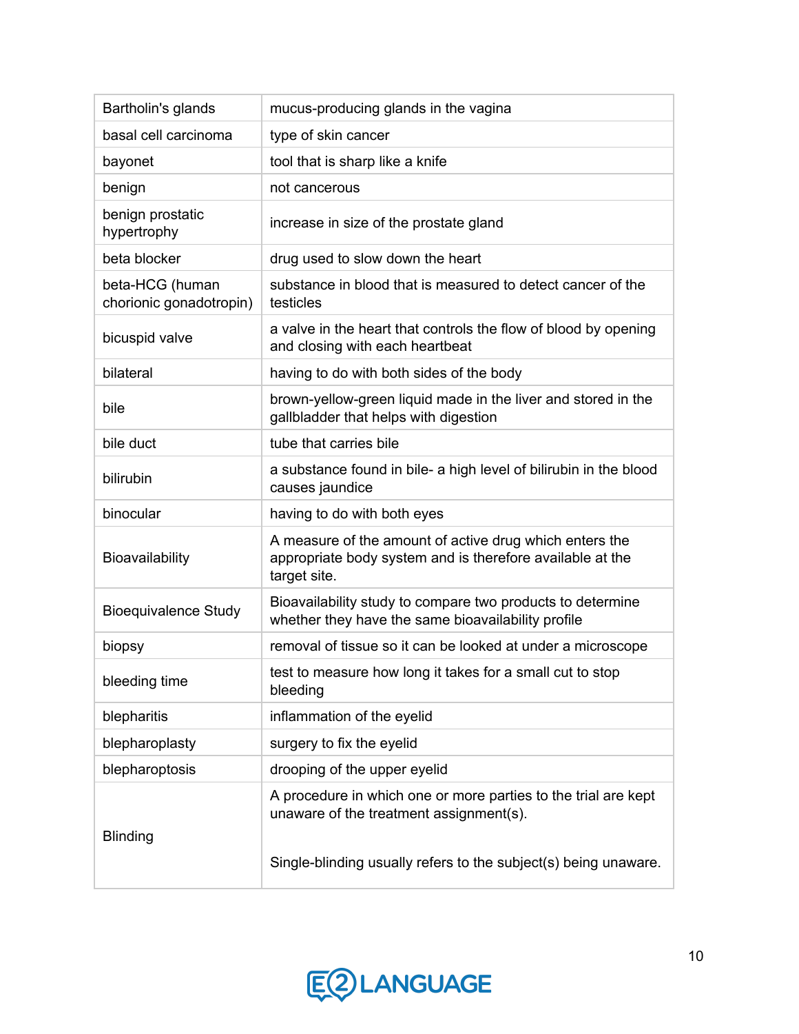| | |
|---|---|
| Bartholin's glands | mucus-producing glands in the vagina |
| basal cell carcinoma | type of skin cancer |
| bayonet | tool that is sharp like a knife |
| benign | not cancerous |
| benign prostatic hypertrophy | increase in size of the prostate gland |
| beta blocker | drug used to slow down the heart |
| beta-HCG (human chorionic gonadotropin) | substance in blood that is measured to detect cancer of the testicles |
| bicuspid valve | a valve in the heart that controls the flow of blood by opening and closing with each heartbeat |
| bilateral | having to do with both sides of the body |
| bile | brown-yellow-green liquid made in the liver and stored in the gallbladder that helps with digestion |
| bile duct | tube that carries bile |
| bilirubin | a substance found in bile- a high level of bilirubin in the blood causes jaundice |
| binocular | having to do with both eyes |
| Bioavailability | A measure of the amount of active drug which enters the appropriate body system and is therefore available at the target site. |
| Bioequivalence Study | Bioavailability study to compare two products to determine whether they have the same bioavailability profile |
| biopsy | removal of tissue so it can be looked at under a microscope |
| bleeding time | test to measure how long it takes for a small cut to stop bleeding |
| blepharitis | inflammation of the eyelid |
| blepharoplasty | surgery to fix the eyelid |
| blepharoptosis | drooping of the upper eyelid |
| Blinding | A procedure in which one or more parties to the trial are kept unaware of the treatment assignment(s).<br><br>Single-blinding usually refers to the subject(s) being unaware. |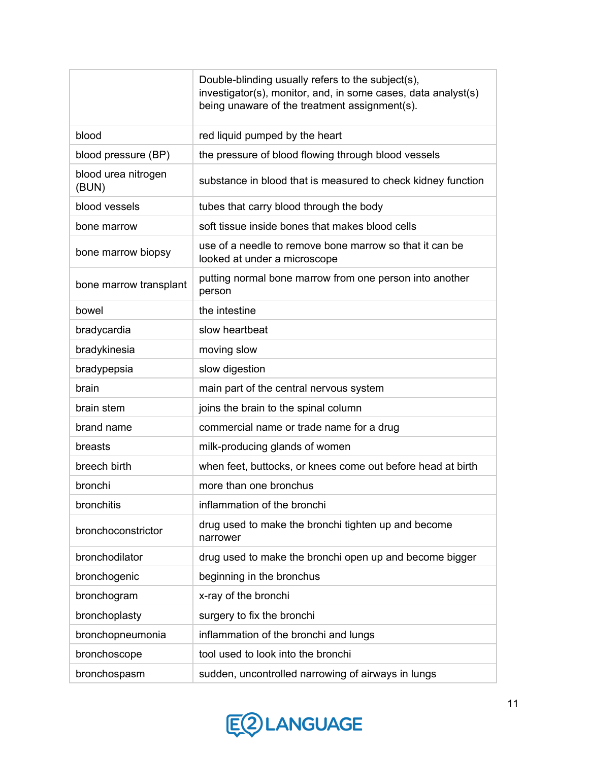| | |
|---|---|
| | Double-blinding usually refers to the subject(s), investigator(s), monitor, and, in some cases, data analyst(s) being unaware of the treatment assignment(s). |
| blood | red liquid pumped by the heart |
| blood pressure (BP) | the pressure of blood flowing through blood vessels |
| blood urea nitrogen (BUN) | substance in blood that is measured to check kidney function |
| blood vessels | tubes that carry blood through the body |
| bone marrow | soft tissue inside bones that makes blood cells |
| bone marrow biopsy | use of a needle to remove bone marrow so that it can be looked at under a microscope |
| bone marrow transplant | putting normal bone marrow from one person into another person |
| bowel | the intestine |
| bradycardia | slow heartbeat |
| bradykinesia | moving slow |
| bradypepsia | slow digestion |
| brain | main part of the central nervous system |
| brain stem | joins the brain to the spinal column |
| brand name | commercial name or trade name for a drug |
| breasts | milk-producing glands of women |
| breech birth | when feet, buttocks, or knees come out before head at birth |
| bronchi | more than one bronchus |
| bronchitis | inflammation of the bronchi |
| bronchoconstrictor | drug used to make the bronchi tighten up and become narrower |
| bronchodilator | drug used to make the bronchi open up and become bigger |
| bronchogenic | beginning in the bronchus |
| bronchogram | x-ray of the bronchi |
| bronchoplasty | surgery to fix the bronchi |
| bronchopneumonia | inflammation of the bronchi and lungs |
| bronchoscope | tool used to look into the bronchi |
| bronchospasm | sudden, uncontrolled narrowing of airways in lungs |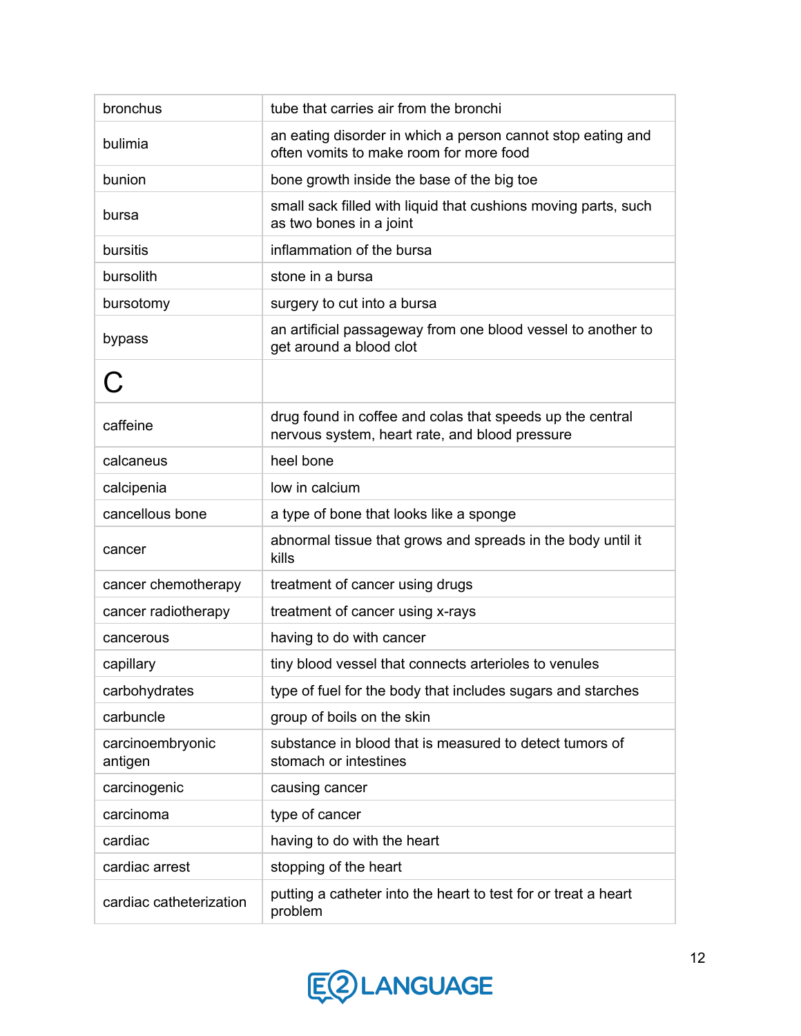| | |
|---|---|
| bronchus | tube that carries air from the bronchi |
| bulimia | an eating disorder in which a person cannot stop eating and often vomits to make room for more food |
| bunion | bone growth inside the base of the big toe |
| bursa | small sack filled with liquid that cushions moving parts, such as two bones in a joint |
| bursitis | inflammation of the bursa |
| bursolith | stone in a bursa |
| bursotomy | surgery to cut into a bursa |
| bypass | an artificial passageway from one blood vessel to another to get around a blood clot |
| **C** | |
| caffeine | drug found in coffee and colas that speeds up the central nervous system, heart rate, and blood pressure |
| calcaneus | heel bone |
| calcipenia | low in calcium |
| cancellous bone | a type of bone that looks like a sponge |
| cancer | abnormal tissue that grows and spreads in the body until it kills |
| cancer chemotherapy | treatment of cancer using drugs |
| cancer radiotherapy | treatment of cancer using x-rays |
| cancerous | having to do with cancer |
| capillary | tiny blood vessel that connects arterioles to venules |
| carbohydrates | type of fuel for the body that includes sugars and starches |
| carbuncle | group of boils on the skin |
| carcinoembryonic antigen | substance in blood that is measured to detect tumors of stomach or intestines |
| carcinogenic | causing cancer |
| carcinoma | type of cancer |
| cardiac | having to do with the heart |
| cardiac arrest | stopping of the heart |
| cardiac catheterization | putting a catheter into the heart to test for or treat a heart problem |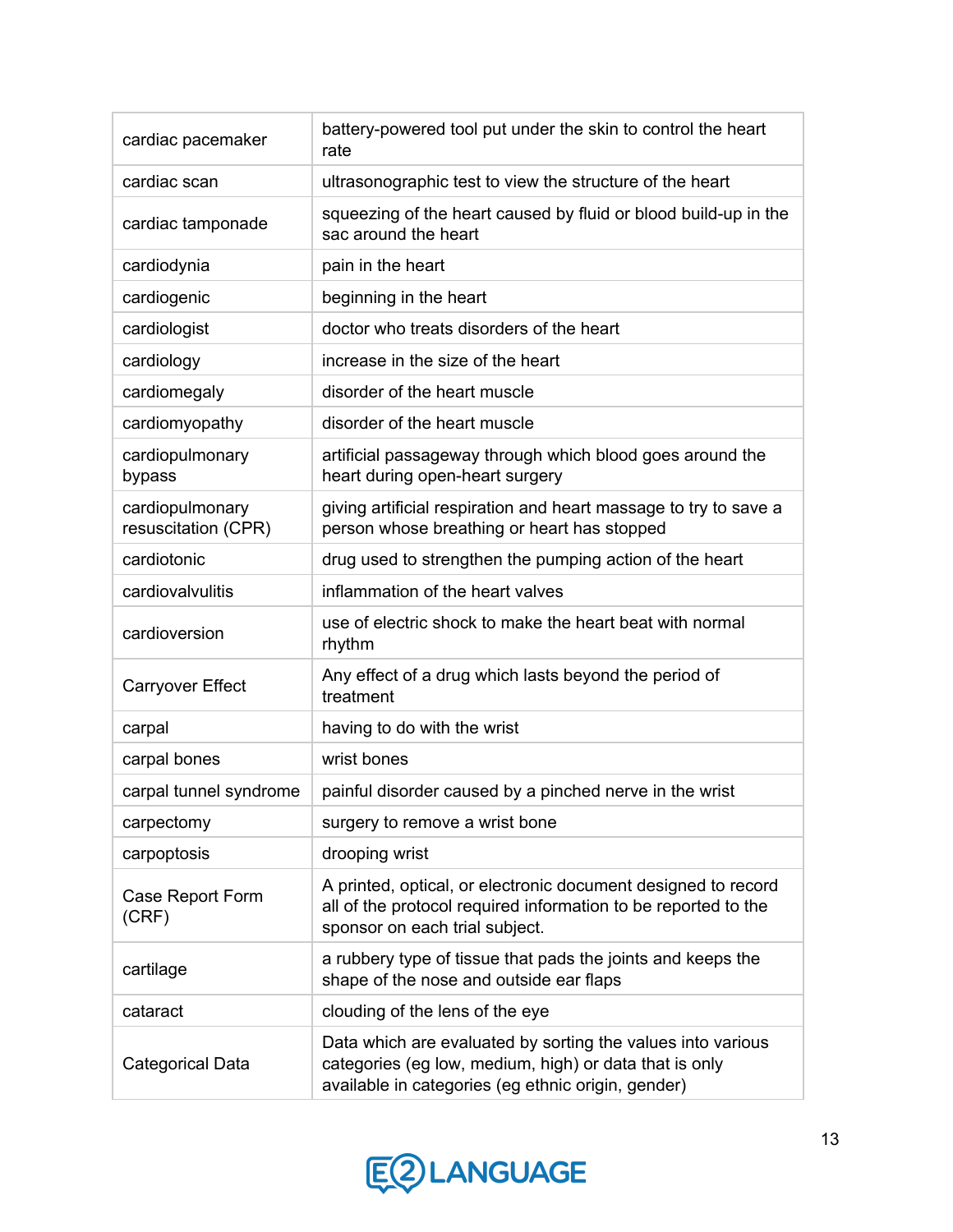| | |
|---|---|
| cardiac pacemaker | battery-powered tool put under the skin to control the heart rate |
| cardiac scan | ultrasonographic test to view the structure of the heart |
| cardiac tamponade | squeezing of the heart caused by fluid or blood build-up in the sac around the heart |
| cardiodynia | pain in the heart |
| cardiogenic | beginning in the heart |
| cardiologist | doctor who treats disorders of the heart |
| cardiology | increase in the size of the heart |
| cardiomegaly | disorder of the heart muscle |
| cardiomyopathy | disorder of the heart muscle |
| cardiopulmonary bypass | artificial passageway through which blood goes around the heart during open-heart surgery |
| cardiopulmonary resuscitation (CPR) | giving artificial respiration and heart massage to try to save a person whose breathing or heart has stopped |
| cardiotonic | drug used to strengthen the pumping action of the heart |
| cardiovalvulitis | inflammation of the heart valves |
| cardioversion | use of electric shock to make the heart beat with normal rhythm |
| Carryover Effect | Any effect of a drug which lasts beyond the period of treatment |
| carpal | having to do with the wrist |
| carpal bones | wrist bones |
| carpal tunnel syndrome | painful disorder caused by a pinched nerve in the wrist |
| carpectomy | surgery to remove a wrist bone |
| carpoptosis | drooping wrist |
| Case Report Form (CRF) | A printed, optical, or electronic document designed to record all of the protocol required information to be reported to the sponsor on each trial subject. |
| cartilage | a rubbery type of tissue that pads the joints and keeps the shape of the nose and outside ear flaps |
| cataract | clouding of the lens of the eye |
| Categorical Data | Data which are evaluated by sorting the values into various categories (eg low, medium, high) or data that is only available in categories (eg ethnic origin, gender) |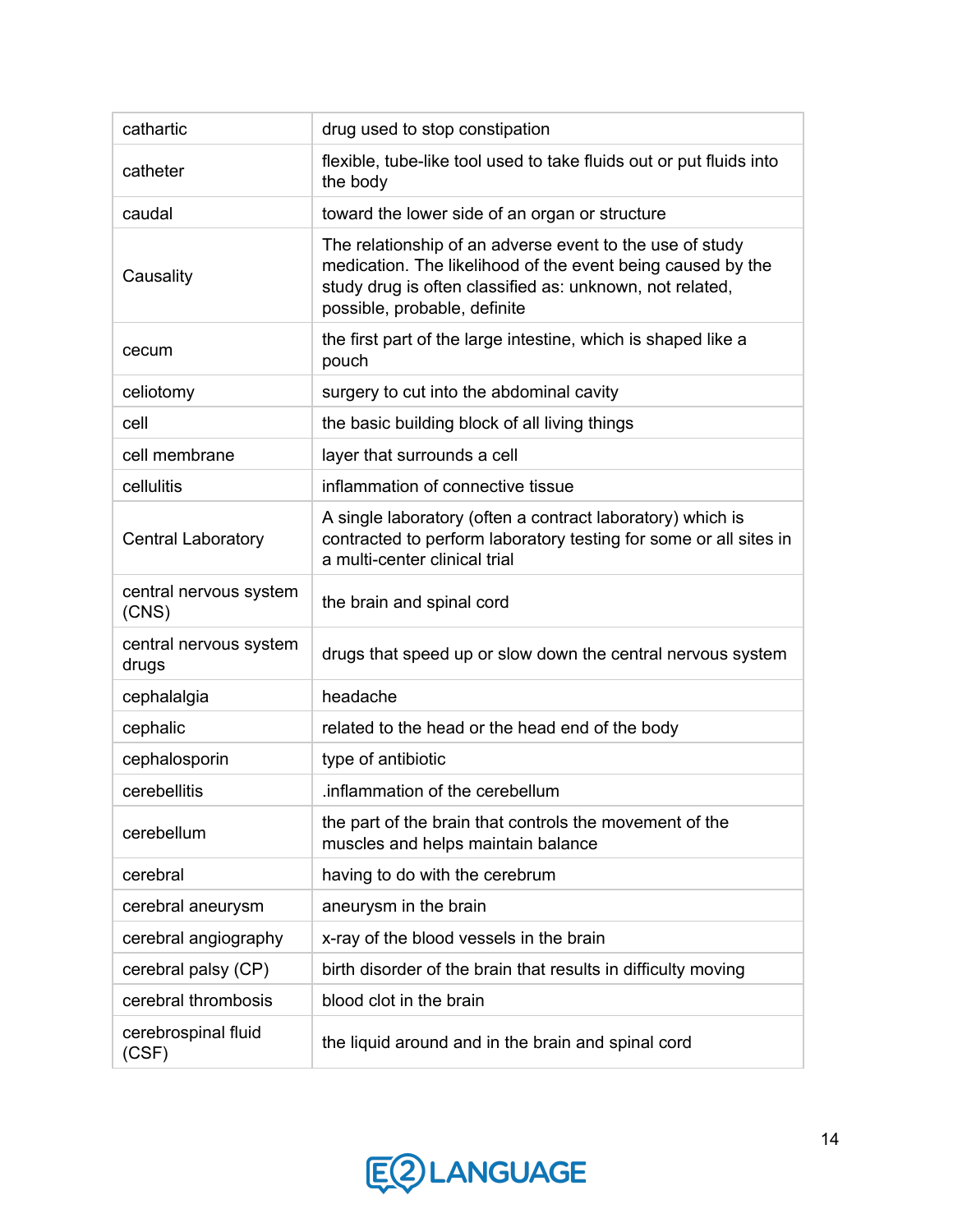| | |
|---|---|
| cathartic | drug used to stop constipation |
| catheter | flexible, tube-like tool used to take fluids out or put fluids into the body |
| caudal | toward the lower side of an organ or structure |
| Causality | The relationship of an adverse event to the use of study medication. The likelihood of the event being caused by the study drug is often classified as: unknown, not related, possible, probable, definite |
| cecum | the first part of the large intestine, which is shaped like a pouch |
| celiotomy | surgery to cut into the abdominal cavity |
| cell | the basic building block of all living things |
| cell membrane | layer that surrounds a cell |
| cellulitis | inflammation of connective tissue |
| Central Laboratory | A single laboratory (often a contract laboratory) which is contracted to perform laboratory testing for some or all sites in a multi-center clinical trial |
| central nervous system (CNS) | the brain and spinal cord |
| central nervous system drugs | drugs that speed up or slow down the central nervous system |
| cephalalgia | headache |
| cephalic | related to the head or the head end of the body |
| cephalosporin | type of antibiotic |
| cerebellitis | .inflammation of the cerebellum |
| cerebellum | the part of the brain that controls the movement of the muscles and helps maintain balance |
| cerebral | having to do with the cerebrum |
| cerebral aneurysm | aneurysm in the brain |
| cerebral angiography | x-ray of the blood vessels in the brain |
| cerebral palsy (CP) | birth disorder of the brain that results in difficulty moving |
| cerebral thrombosis | blood clot in the brain |
| cerebrospinal fluid (CSF) | the liquid around and in the brain and spinal cord |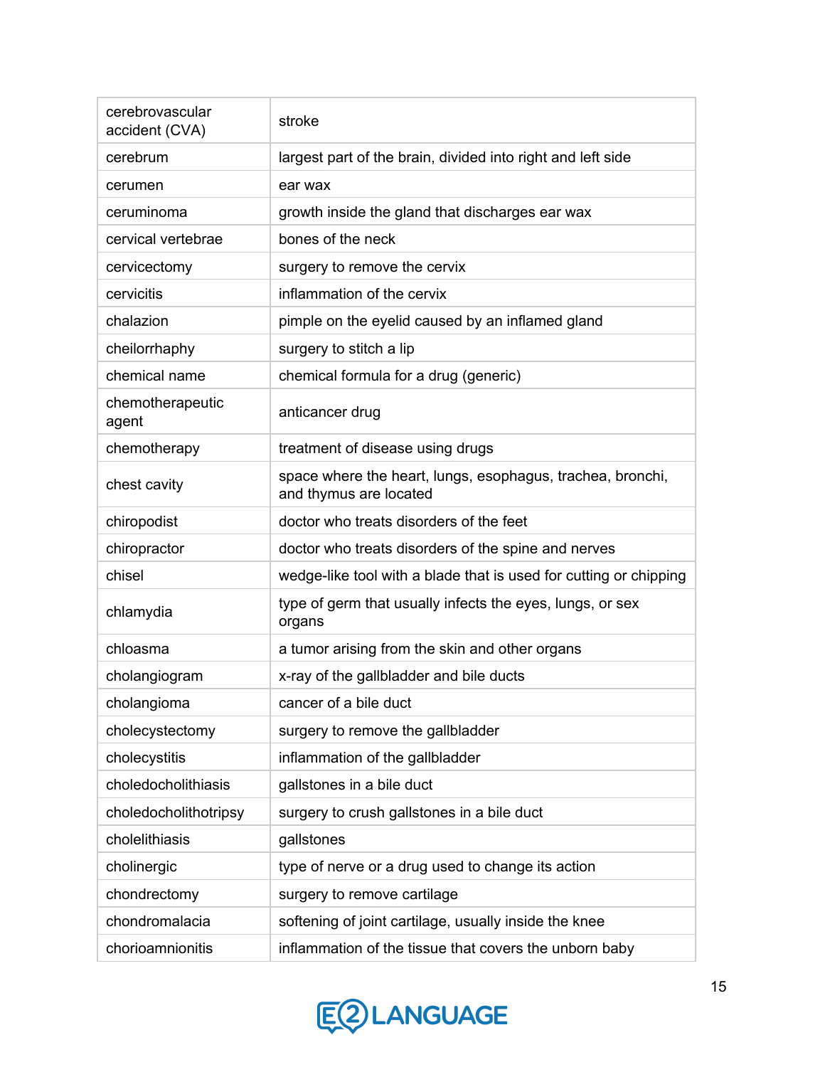| | |
|---|---|
| cerebrovascular accident (CVA) | stroke |
| cerebrum | largest part of the brain, divided into right and left side |
| cerumen | ear wax |
| ceruminoma | growth inside the gland that discharges ear wax |
| cervical vertebrae | bones of the neck |
| cervicectomy | surgery to remove the cervix |
| cervicitis | inflammation of the cervix |
| chalazion | pimple on the eyelid caused by an inflamed gland |
| cheilorrhaphy | surgery to stitch a lip |
| chemical name | chemical formula for a drug (generic) |
| chemotherapeutic agent | anticancer drug |
| chemotherapy | treatment of disease using drugs |
| chest cavity | space where the heart, lungs, esophagus, trachea, bronchi, and thymus are located |
| chiropodist | doctor who treats disorders of the feet |
| chiropractor | doctor who treats disorders of the spine and nerves |
| chisel | wedge-like tool with a blade that is used for cutting or chipping |
| chlamydia | type of germ that usually infects the eyes, lungs, or sex organs |
| chloasma | a tumor arising from the skin and other organs |
| cholangiogram | x-ray of the gallbladder and bile ducts |
| cholangioma | cancer of a bile duct |
| cholecystectomy | surgery to remove the gallbladder |
| cholecystitis | inflammation of the gallbladder |
| choledocholithiasis | gallstones in a bile duct |
| choledocholithotripsy | surgery to crush gallstones in a bile duct |
| cholelithiasis | gallstones |
| cholinergic | type of nerve or a drug used to change its action |
| chondrectomy | surgery to remove cartilage |
| chondromalacia | softening of joint cartilage, usually inside the knee |
| chorioamnionitis | inflammation of the tissue that covers the unborn baby |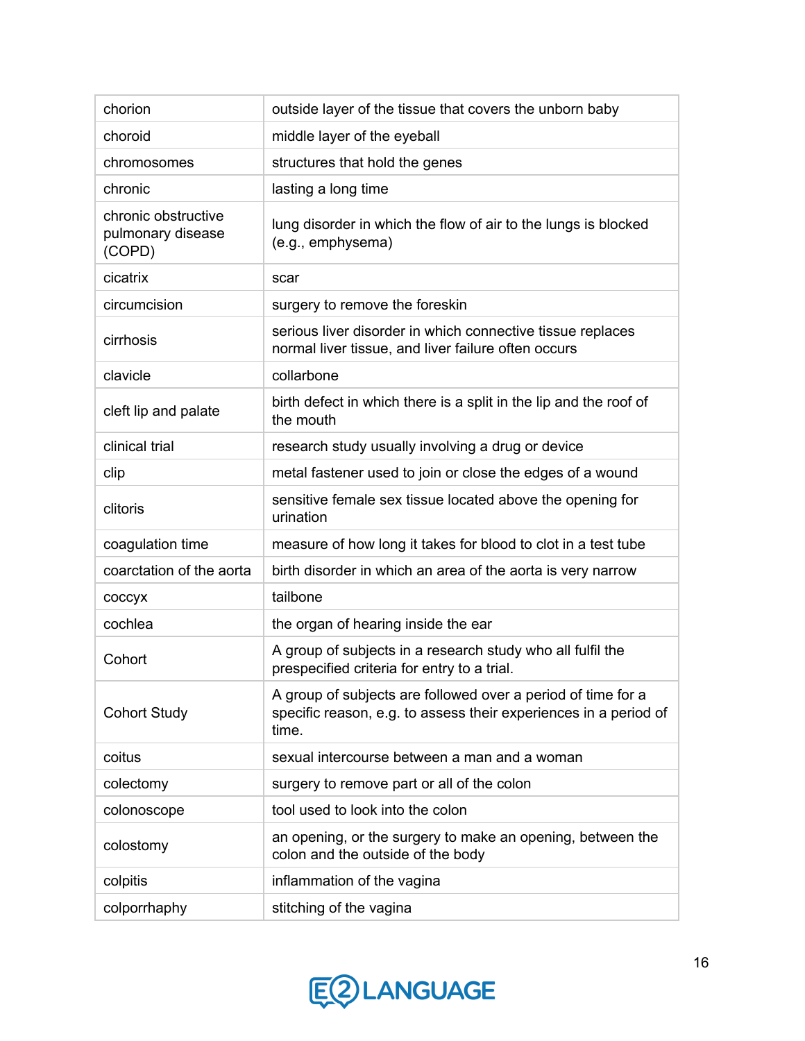| | |
|---|---|
| chorion | outside layer of the tissue that covers the unborn baby |
| choroid | middle layer of the eyeball |
| chromosomes | structures that hold the genes |
| chronic | lasting a long time |
| chronic obstructive pulmonary disease (COPD) | lung disorder in which the flow of air to the lungs is blocked (e.g., emphysema) |
| cicatrix | scar |
| circumcision | surgery to remove the foreskin |
| cirrhosis | serious liver disorder in which connective tissue replaces normal liver tissue, and liver failure often occurs |
| clavicle | collarbone |
| cleft lip and palate | birth defect in which there is a split in the lip and the roof of the mouth |
| clinical trial | research study usually involving a drug or device |
| clip | metal fastener used to join or close the edges of a wound |
| clitoris | sensitive female sex tissue located above the opening for urination |
| coagulation time | measure of how long it takes for blood to clot in a test tube |
| coarctation of the aorta | birth disorder in which an area of the aorta is very narrow |
| coccyx | tailbone |
| cochlea | the organ of hearing inside the ear |
| Cohort | A group of subjects in a research study who all fulfil the prespecified criteria for entry to a trial. |
| Cohort Study | A group of subjects are followed over a period of time for a specific reason, e.g. to assess their experiences in a period of time. |
| coitus | sexual intercourse between a man and a woman |
| colectomy | surgery to remove part or all of the colon |
| colonoscope | tool used to look into the colon |
| colostomy | an opening, or the surgery to make an opening, between the colon and the outside of the body |
| colpitis | inflammation of the vagina |
| colporrhaphy | stitching of the vagina |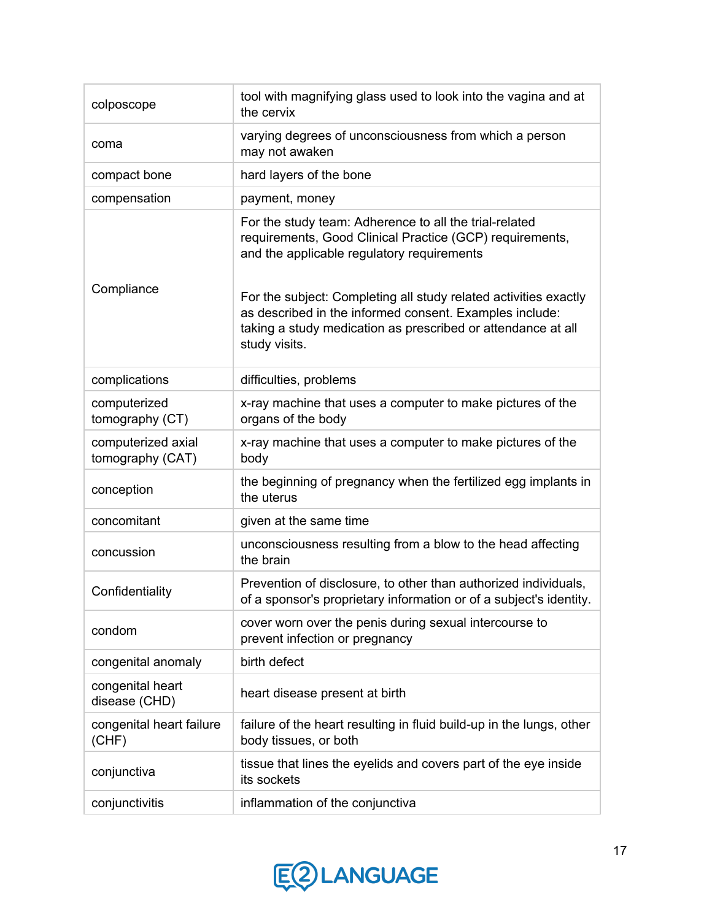| | |
|---|---|
| colposcope | tool with magnifying glass used to look into the vagina and at the cervix |
| coma | varying degrees of unconsciousness from which a person may not awaken |
| compact bone | hard layers of the bone |
| compensation | payment, money |
| Compliance | For the study team: Adherence to all the trial-related requirements, Good Clinical Practice (GCP) requirements, and the applicable regulatory requirements<br><br>For the subject: Completing all study related activities exactly as described in the informed consent. Examples include: taking a study medication as prescribed or attendance at all study visits. |
| complications | difficulties, problems |
| computerized tomography (CT) | x-ray machine that uses a computer to make pictures of the organs of the body |
| computerized axial tomography (CAT) | x-ray machine that uses a computer to make pictures of the body |
| conception | the beginning of pregnancy when the fertilized egg implants in the uterus |
| concomitant | given at the same time |
| concussion | unconsciousness resulting from a blow to the head affecting the brain |
| Confidentiality | Prevention of disclosure, to other than authorized individuals, of a sponsor's proprietary information or of a subject's identity. |
| condom | cover worn over the penis during sexual intercourse to prevent infection or pregnancy |
| congenital anomaly | birth defect |
| congenital heart disease (CHD) | heart disease present at birth |
| congenital heart failure (CHF) | failure of the heart resulting in fluid build-up in the lungs, other body tissues, or both |
| conjunctiva | tissue that lines the eyelids and covers part of the eye inside its sockets |
| conjunctivitis | inflammation of the conjunctiva |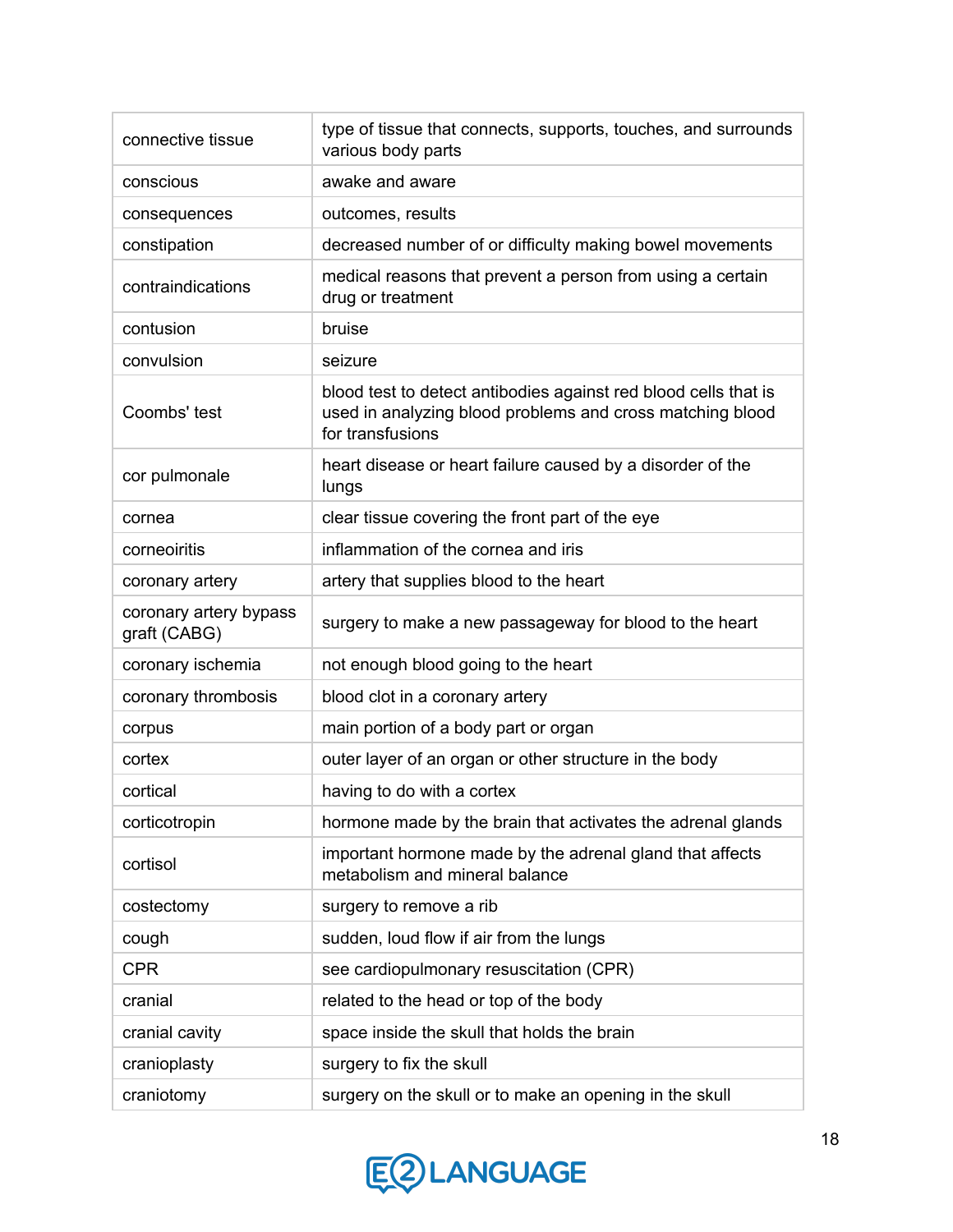| | |
|---|---|
| connective tissue | type of tissue that connects, supports, touches, and surrounds various body parts |
| conscious | awake and aware |
| consequences | outcomes, results |
| constipation | decreased number of or difficulty making bowel movements |
| contraindications | medical reasons that prevent a person from using a certain drug or treatment |
| contusion | bruise |
| convulsion | seizure |
| Coombs' test | blood test to detect antibodies against red blood cells that is used in analyzing blood problems and cross matching blood for transfusions |
| cor pulmonale | heart disease or heart failure caused by a disorder of the lungs |
| cornea | clear tissue covering the front part of the eye |
| corneoiritis | inflammation of the cornea and iris |
| coronary artery | artery that supplies blood to the heart |
| coronary artery bypass graft (CABG) | surgery to make a new passageway for blood to the heart |
| coronary ischemia | not enough blood going to the heart |
| coronary thrombosis | blood clot in a coronary artery |
| corpus | main portion of a body part or organ |
| cortex | outer layer of an organ or other structure in the body |
| cortical | having to do with a cortex |
| corticotropin | hormone made by the brain that activates the adrenal glands |
| cortisol | important hormone made by the adrenal gland that affects metabolism and mineral balance |
| costectomy | surgery to remove a rib |
| cough | sudden, loud flow if air from the lungs |
| CPR | see cardiopulmonary resuscitation (CPR) |
| cranial | related to the head or top of the body |
| cranial cavity | space inside the skull that holds the brain |
| cranioplasty | surgery to fix the skull |
| craniotomy | surgery on the skull or to make an opening in the skull |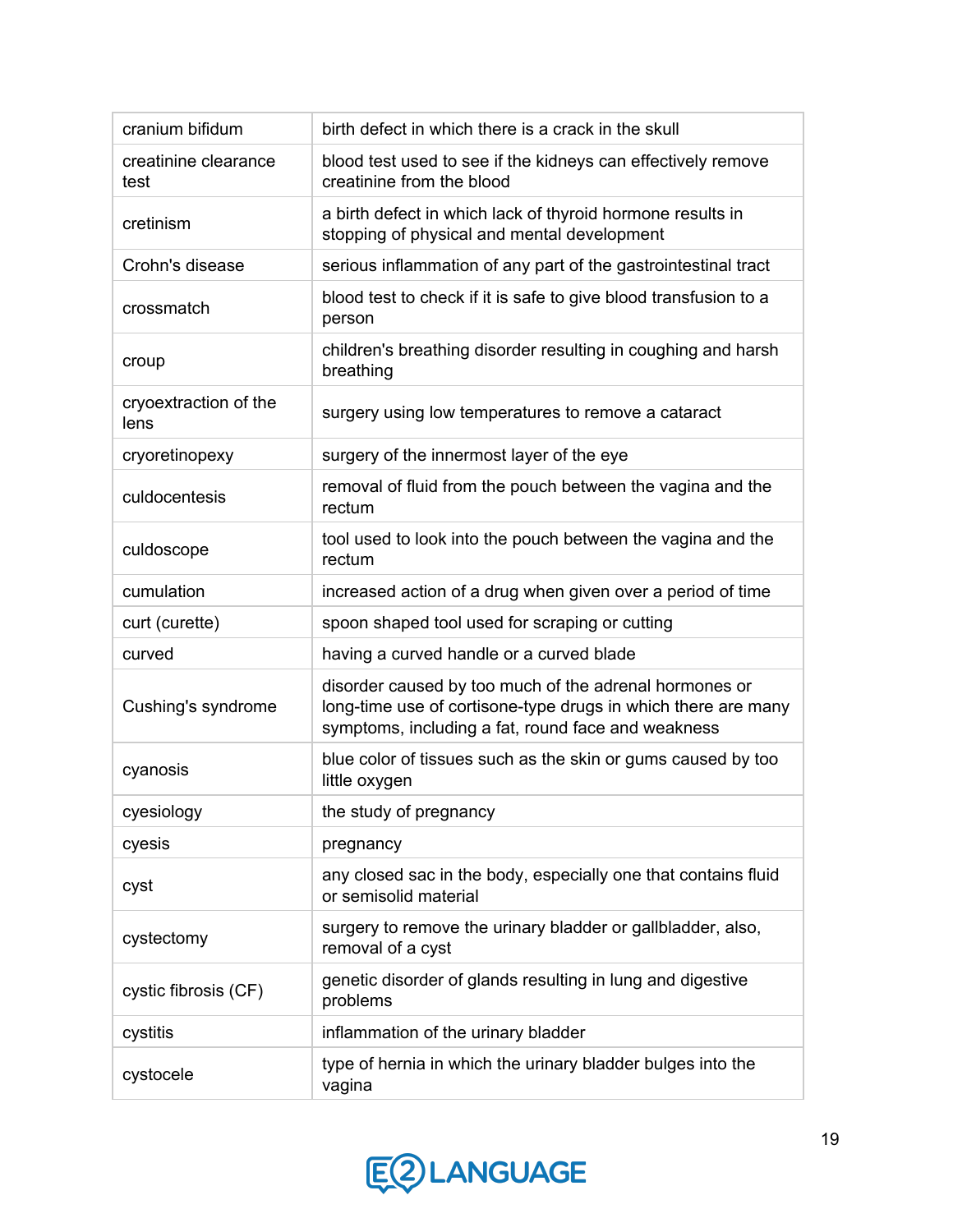| | |
|---|---|
| cranium bifidum | birth defect in which there is a crack in the skull |
| creatinine clearance test | blood test used to see if the kidneys can effectively remove creatinine from the blood |
| cretinism | a birth defect in which lack of thyroid hormone results in stopping of physical and mental development |
| Crohn's disease | serious inflammation of any part of the gastrointestinal tract |
| crossmatch | blood test to check if it is safe to give blood transfusion to a person |
| croup | children's breathing disorder resulting in coughing and harsh breathing |
| cryoextraction of the lens | surgery using low temperatures to remove a cataract |
| cryoretinopexy | surgery of the innermost layer of the eye |
| culdocentesis | removal of fluid from the pouch between the vagina and the rectum |
| culdoscope | tool used to look into the pouch between the vagina and the rectum |
| cumulation | increased action of a drug when given over a period of time |
| curt (curette) | spoon shaped tool used for scraping or cutting |
| curved | having a curved handle or a curved blade |
| Cushing's syndrome | disorder caused by too much of the adrenal hormones or long-time use of cortisone-type drugs in which there are many symptoms, including a fat, round face and weakness |
| cyanosis | blue color of tissues such as the skin or gums caused by too little oxygen |
| cyesiology | the study of pregnancy |
| cyesis | pregnancy |
| cyst | any closed sac in the body, especially one that contains fluid or semisolid material |
| cystectomy | surgery to remove the urinary bladder or gallbladder, also, removal of a cyst |
| cystic fibrosis (CF) | genetic disorder of glands resulting in lung and digestive problems |
| cystitis | inflammation of the urinary bladder |
| cystocele | type of hernia in which the urinary bladder bulges into the vagina |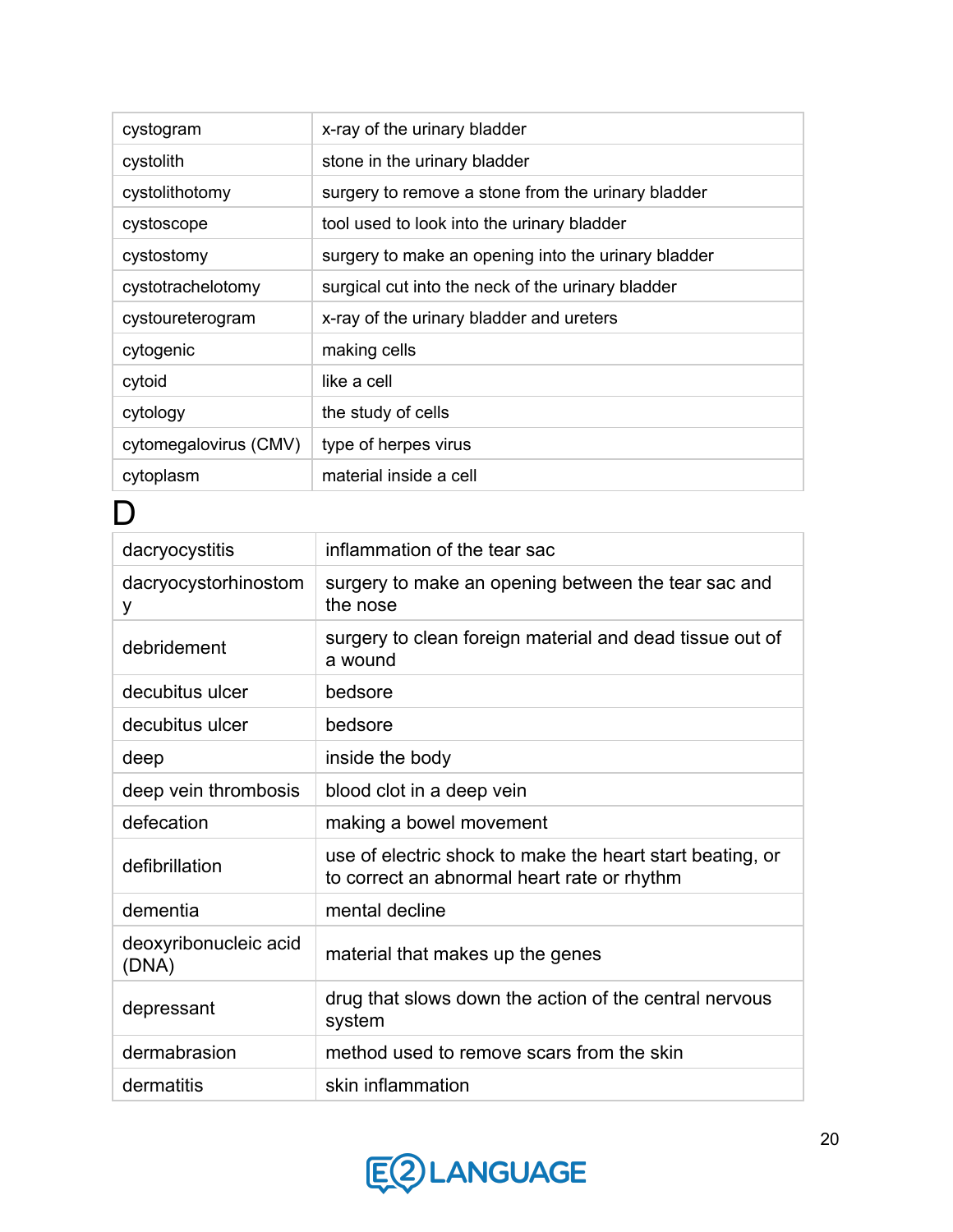| cystogram | x-ray of the urinary bladder |
| --- | --- |
| cystolith | stone in the urinary bladder |
| cystolithotomy | surgery to remove a stone from the urinary bladder |
| cystoscope | tool used to look into the urinary bladder |
| cystostomy | surgery to make an opening into the urinary bladder |
| cystotrachelotomy | surgical cut into the neck of the urinary bladder |
| cystoureterogram | x-ray of the urinary bladder and ureters |
| cytogenic | making cells |
| cytoid | like a cell |
| cytology | the study of cells |
| cytomegalovirus (CMV) | type of herpes virus |
| cytoplasm | material inside a cell |

# D

| dacryocystitis | inflammation of the tear sac |
| --- | --- |
| dacryocystorhinostomy | surgery to make an opening between the tear sac and the nose |
| debridement | surgery to clean foreign material and dead tissue out of a wound |
| decubitus ulcer | bedsore |
| decubitus ulcer | bedsore |
| deep | inside the body |
| deep vein thrombosis | blood clot in a deep vein |
| defecation | making a bowel movement |
| defibrillation | use of electric shock to make the heart start beating, or to correct an abnormal heart rate or rhythm |
| dementia | mental decline |
| deoxyribonucleic acid (DNA) | material that makes up the genes |
| depressant | drug that slows down the action of the central nervous system |
| dermabrasion | method used to remove scars from the skin |
| dermatitis | skin inflammation |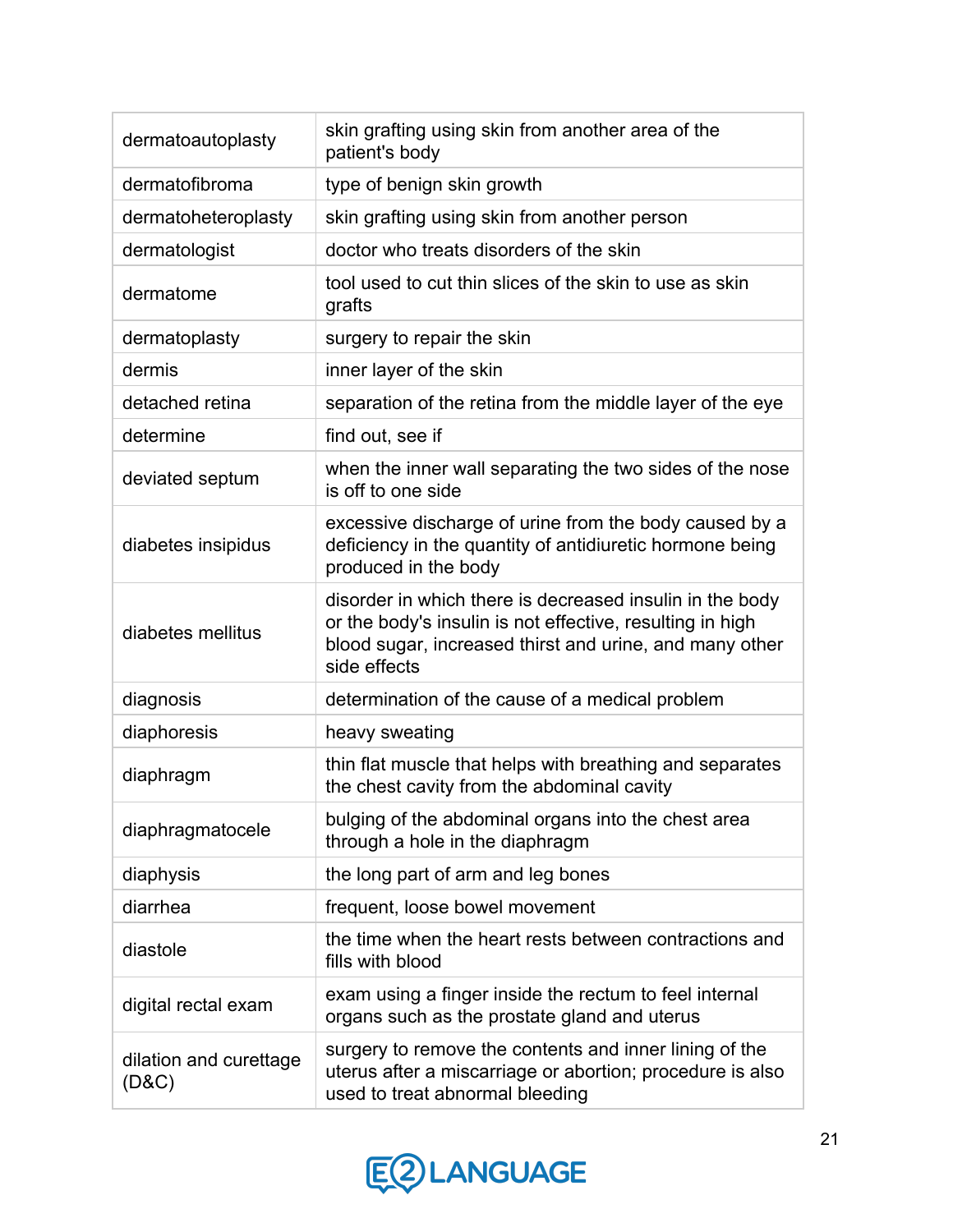| | |
|---|---|
| dermatoautoplasty | skin grafting using skin from another area of the patient's body |
| dermatofibroma | type of benign skin growth |
| dermatoheteroplasty | skin grafting using skin from another person |
| dermatologist | doctor who treats disorders of the skin |
| dermatome | tool used to cut thin slices of the skin to use as skin grafts |
| dermatoplasty | surgery to repair the skin |
| dermis | inner layer of the skin |
| detached retina | separation of the retina from the middle layer of the eye |
| determine | find out, see if |
| deviated septum | when the inner wall separating the two sides of the nose is off to one side |
| diabetes insipidus | excessive discharge of urine from the body caused by a deficiency in the quantity of antidiuretic hormone being produced in the body |
| diabetes mellitus | disorder in which there is decreased insulin in the body or the body's insulin is not effective, resulting in high blood sugar, increased thirst and urine, and many other side effects |
| diagnosis | determination of the cause of a medical problem |
| diaphoresis | heavy sweating |
| diaphragm | thin flat muscle that helps with breathing and separates the chest cavity from the abdominal cavity |
| diaphragmatocele | bulging of the abdominal organs into the chest area through a hole in the diaphragm |
| diaphysis | the long part of arm and leg bones |
| diarrhea | frequent, loose bowel movement |
| diastole | the time when the heart rests between contractions and fills with blood |
| digital rectal exam | exam using a finger inside the rectum to feel internal organs such as the prostate gland and uterus |
| dilation and curettage (D&C) | surgery to remove the contents and inner lining of the uterus after a miscarriage or abortion; procedure is also used to treat abnormal bleeding |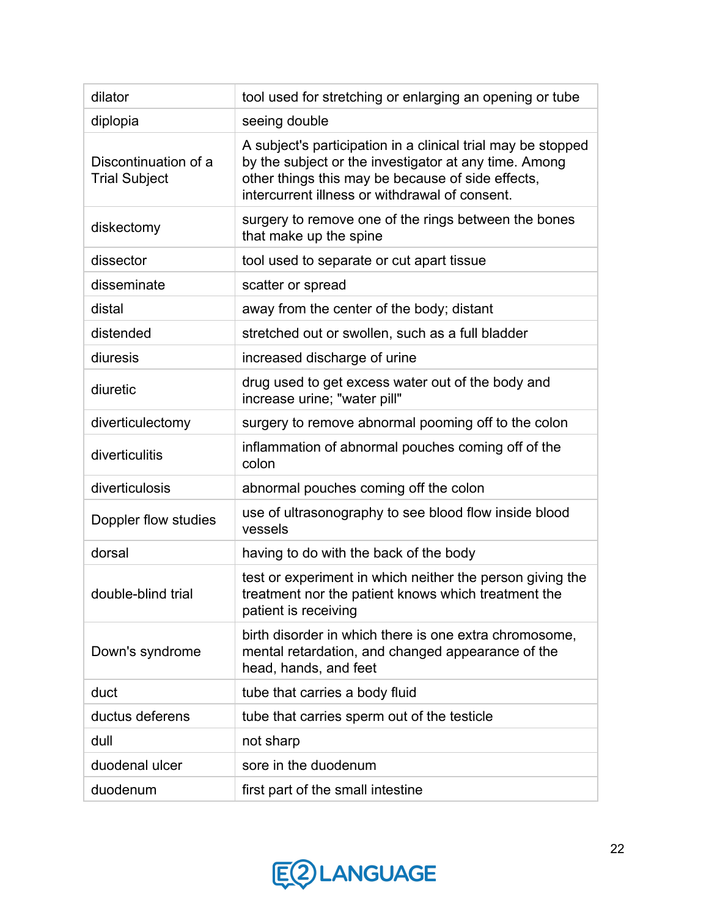| | |
|---|---|
| dilator | tool used for stretching or enlarging an opening or tube |
| diplopia | seeing double |
| Discontinuation of a Trial Subject | A subject's participation in a clinical trial may be stopped by the subject or the investigator at any time. Among other things this may be because of side effects, intercurrent illness or withdrawal of consent. |
| diskectomy | surgery to remove one of the rings between the bones that make up the spine |
| dissector | tool used to separate or cut apart tissue |
| disseminate | scatter or spread |
| distal | away from the center of the body; distant |
| distended | stretched out or swollen, such as a full bladder |
| diuresis | increased discharge of urine |
| diuretic | drug used to get excess water out of the body and increase urine; "water pill" |
| diverticulectomy | surgery to remove abnormal pooming off to the colon |
| diverticulitis | inflammation of abnormal pouches coming off of the colon |
| diverticulosis | abnormal pouches coming off the colon |
| Doppler flow studies | use of ultrasonography to see blood flow inside blood vessels |
| dorsal | having to do with the back of the body |
| double-blind trial | test or experiment in which neither the person giving the treatment nor the patient knows which treatment the patient is receiving |
| Down's syndrome | birth disorder in which there is one extra chromosome, mental retardation, and changed appearance of the head, hands, and feet |
| duct | tube that carries a body fluid |
| ductus deferens | tube that carries sperm out of the testicle |
| dull | not sharp |
| duodenal ulcer | sore in the duodenum |
| duodenum | first part of the small intestine |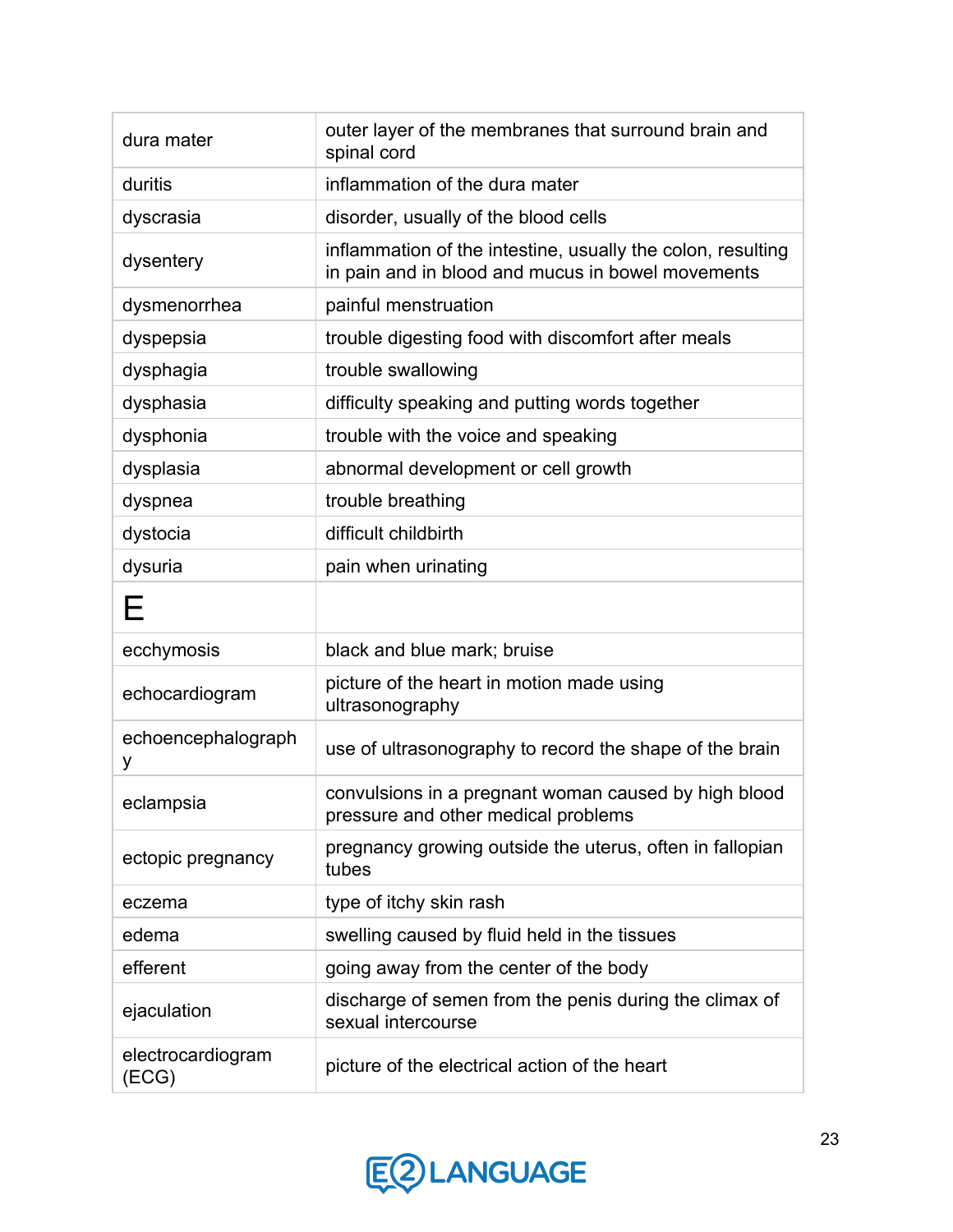| | |
|---|---|
| dura mater | outer layer of the membranes that surround brain and spinal cord |
| duritis | inflammation of the dura mater |
| dyscrasia | disorder, usually of the blood cells |
| dysentery | inflammation of the intestine, usually the colon, resulting in pain and in blood and mucus in bowel movements |
| dysmenorrhea | painful menstruation |
| dyspepsia | trouble digesting food with discomfort after meals |
| dysphagia | trouble swallowing |
| dysphasia | difficulty speaking and putting words together |
| dysphonia | trouble with the voice and speaking |
| dysplasia | abnormal development or cell growth |
| dyspnea | trouble breathing |
| dystocia | difficult childbirth |
| dysuria | pain when urinating |
| **E** | |
| ecchymosis | black and blue mark; bruise |
| echocardiogram | picture of the heart in motion made using ultrasonography |
| echoencephalography | use of ultrasonography to record the shape of the brain |
| eclampsia | convulsions in a pregnant woman caused by high blood pressure and other medical problems |
| ectopic pregnancy | pregnancy growing outside the uterus, often in fallopian tubes |
| eczema | type of itchy skin rash |
| edema | swelling caused by fluid held in the tissues |
| efferent | going away from the center of the body |
| ejaculation | discharge of semen from the penis during the climax of sexual intercourse |
| electrocardiogram (ECG) | picture of the electrical action of the heart |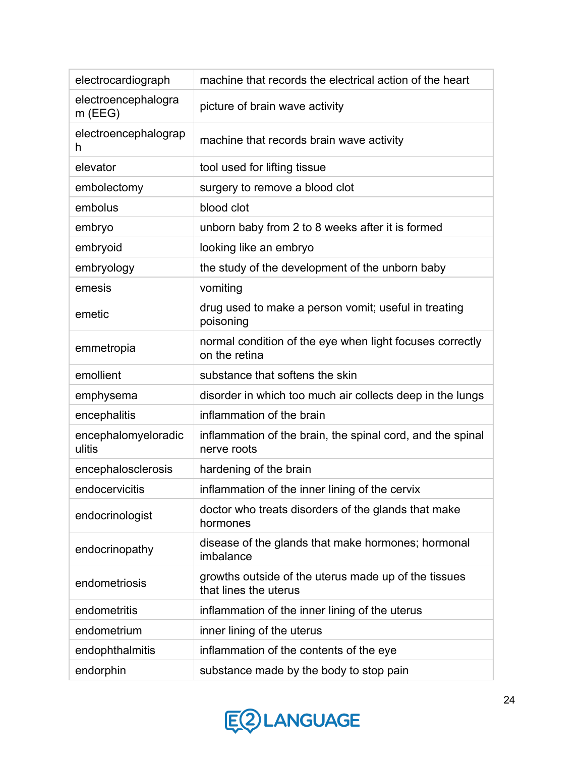| | |
|---|---|
| electrocardiograph | machine that records the electrical action of the heart |
| electroencephalogram (EEG) | picture of brain wave activity |
| electroencephalograph | machine that records brain wave activity |
| elevator | tool used for lifting tissue |
| embolectomy | surgery to remove a blood clot |
| embolus | blood clot |
| embryo | unborn baby from 2 to 8 weeks after it is formed |
| embryoid | looking like an embryo |
| embryology | the study of the development of the unborn baby |
| emesis | vomiting |
| emetic | drug used to make a person vomit; useful in treating poisoning |
| emmetropia | normal condition of the eye when light focuses correctly on the retina |
| emollient | substance that softens the skin |
| emphysema | disorder in which too much air collects deep in the lungs |
| encephalitis | inflammation of the brain |
| encephalomyeloradiculitis | inflammation of the brain, the spinal cord, and the spinal nerve roots |
| encephalosclerosis | hardening of the brain |
| endocervicitis | inflammation of the inner lining of the cervix |
| endocrinologist | doctor who treats disorders of the glands that make hormones |
| endocrinopathy | disease of the glands that make hormones; hormonal imbalance |
| endometriosis | growths outside of the uterus made up of the tissues that lines the uterus |
| endometritis | inflammation of the inner lining of the uterus |
| endometrium | inner lining of the uterus |
| endophthalmitis | inflammation of the contents of the eye |
| endorphin | substance made by the body to stop pain |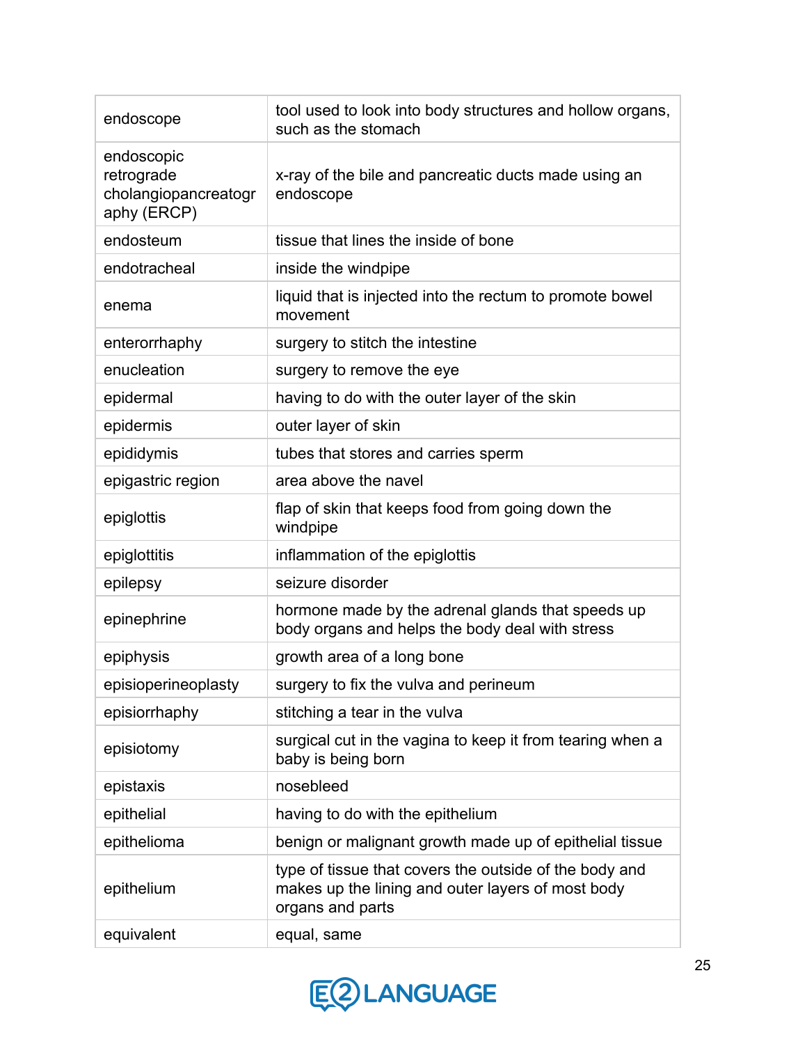| | |
|---|---|
| endoscope | tool used to look into body structures and hollow organs, such as the stomach |
| endoscopic retrograde cholangiopancreatography (ERCP) | x-ray of the bile and pancreatic ducts made using an endoscope |
| endosteum | tissue that lines the inside of bone |
| endotracheal | inside the windpipe |
| enema | liquid that is injected into the rectum to promote bowel movement |
| enterorrhaphy | surgery to stitch the intestine |
| enucleation | surgery to remove the eye |
| epidermal | having to do with the outer layer of the skin |
| epidermis | outer layer of skin |
| epididymis | tubes that stores and carries sperm |
| epigastric region | area above the navel |
| epiglottis | flap of skin that keeps food from going down the windpipe |
| epiglottitis | inflammation of the epiglottis |
| epilepsy | seizure disorder |
| epinephrine | hormone made by the adrenal glands that speeds up body organs and helps the body deal with stress |
| epiphysis | growth area of a long bone |
| episioperineoplasty | surgery to fix the vulva and perineum |
| episiorrhaphy | stitching a tear in the vulva |
| episiotomy | surgical cut in the vagina to keep it from tearing when a baby is being born |
| epistaxis | nosebleed |
| epithelial | having to do with the epithelium |
| epithelioma | benign or malignant growth made up of epithelial tissue |
| epithelium | type of tissue that covers the outside of the body and makes up the lining and outer layers of most body organs and parts |
| equivalent | equal, same |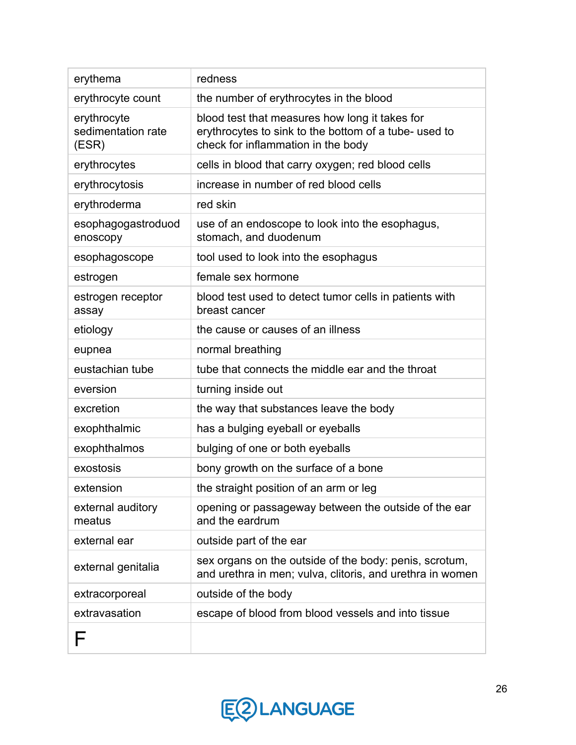| erythema | redness |
|---|---|
| erythrocyte count | the number of erythrocytes in the blood |
| erythrocyte sedimentation rate (ESR) | blood test that measures how long it takes for erythrocytes to sink to the bottom of a tube- used to check for inflammation in the body |
| erythrocytes | cells in blood that carry oxygen; red blood cells |
| erythrocytosis | increase in number of red blood cells |
| erythroderma | red skin |
| esophagogastroduodenoscopy | use of an endoscope to look into the esophagus, stomach, and duodenum |
| esophagoscope | tool used to look into the esophagus |
| estrogen | female sex hormone |
| estrogen receptor assay | blood test used to detect tumor cells in patients with breast cancer |
| etiology | the cause or causes of an illness |
| eupnea | normal breathing |
| eustachian tube | tube that connects the middle ear and the throat |
| eversion | turning inside out |
| excretion | the way that substances leave the body |
| exophthalmic | has a bulging eyeball or eyeballs |
| exophthalmos | bulging of one or both eyeballs |
| exostosis | bony growth on the surface of a bone |
| extension | the straight position of an arm or leg |
| external auditory meatus | opening or passageway between the outside of the ear and the eardrum |
| external ear | outside part of the ear |
| external genitalia | sex organs on the outside of the body: penis, scrotum, and urethra in men; vulva, clitoris, and urethra in women |
| extracorporeal | outside of the body |
| extravasation | escape of blood from blood vessels and into tissue |
| F | |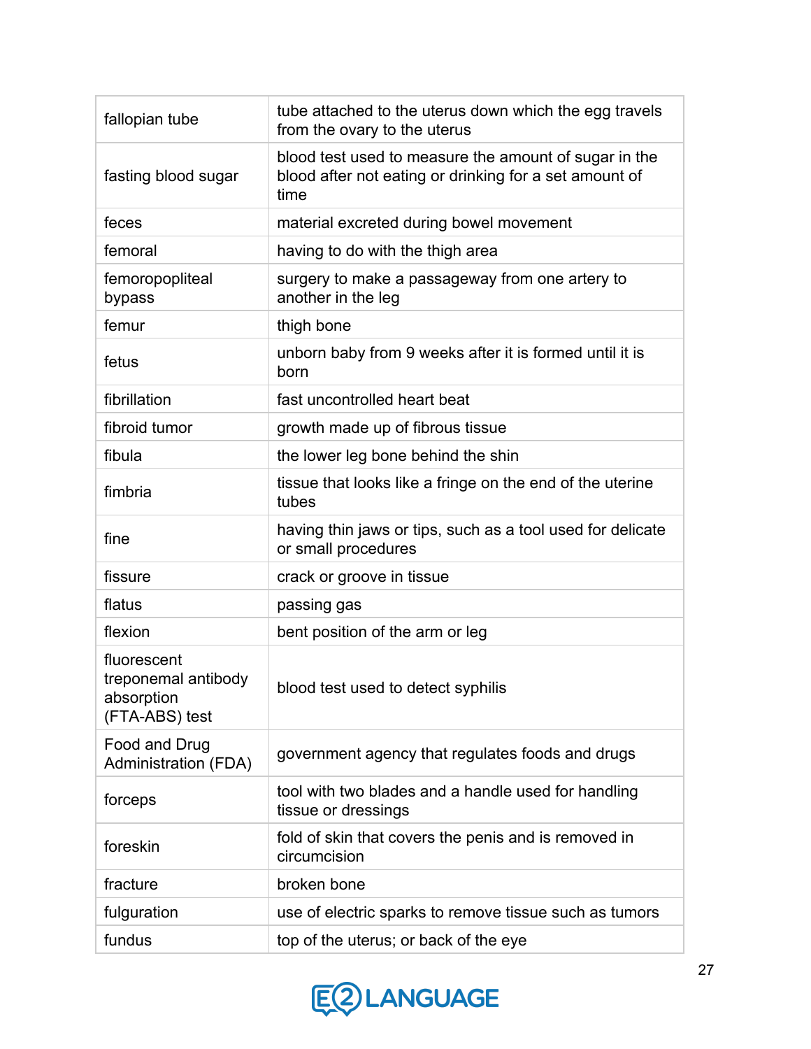| | |
|---|---|
| fallopian tube | tube attached to the uterus down which the egg travels from the ovary to the uterus |
| fasting blood sugar | blood test used to measure the amount of sugar in the blood after not eating or drinking for a set amount of time |
| feces | material excreted during bowel movement |
| femoral | having to do with the thigh area |
| femoropopliteal bypass | surgery to make a passageway from one artery to another in the leg |
| femur | thigh bone |
| fetus | unborn baby from 9 weeks after it is formed until it is born |
| fibrillation | fast uncontrolled heart beat |
| fibroid tumor | growth made up of fibrous tissue |
| fibula | the lower leg bone behind the shin |
| fimbria | tissue that looks like a fringe on the end of the uterine tubes |
| fine | having thin jaws or tips, such as a tool used for delicate or small procedures |
| fissure | crack or groove in tissue |
| flatus | passing gas |
| flexion | bent position of the arm or leg |
| fluorescent treponemal antibody absorption (FTA-ABS) test | blood test used to detect syphilis |
| Food and Drug Administration (FDA) | government agency that regulates foods and drugs |
| forceps | tool with two blades and a handle used for handling tissue or dressings |
| foreskin | fold of skin that covers the penis and is removed in circumcision |
| fracture | broken bone |
| fulguration | use of electric sparks to remove tissue such as tumors |
| fundus | top of the uterus; or back of the eye |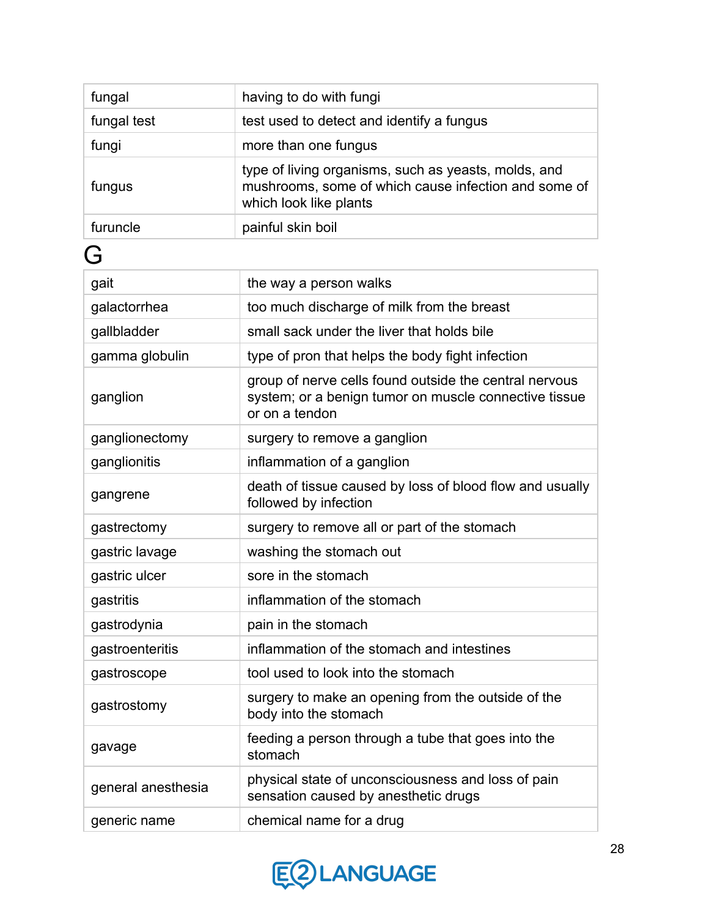| | |
|---|---|
| fungal | having to do with fungi |
| fungal test | test used to detect and identify a fungus |
| fungi | more than one fungus |
| fungus | type of living organisms, such as yeasts, molds, and mushrooms, some of which cause infection and some of which look like plants |
| furuncle | painful skin boil |

# G

| | |
|---|---|
| gait | the way a person walks |
| galactorrhea | too much discharge of milk from the breast |
| gallbladder | small sack under the liver that holds bile |
| gamma globulin | type of pron that helps the body fight infection |
| ganglion | group of nerve cells found outside the central nervous system; or a benign tumor on muscle connective tissue or on a tendon |
| ganglionectomy | surgery to remove a ganglion |
| ganglionitis | inflammation of a ganglion |
| gangrene | death of tissue caused by loss of blood flow and usually followed by infection |
| gastrectomy | surgery to remove all or part of the stomach |
| gastric lavage | washing the stomach out |
| gastric ulcer | sore in the stomach |
| gastritis | inflammation of the stomach |
| gastrodynia | pain in the stomach |
| gastroenteritis | inflammation of the stomach and intestines |
| gastroscope | tool used to look into the stomach |
| gastrostomy | surgery to make an opening from the outside of the body into the stomach |
| gavage | feeding a person through a tube that goes into the stomach |
| general anesthesia | physical state of unconsciousness and loss of pain sensation caused by anesthetic drugs |
| generic name | chemical name for a drug |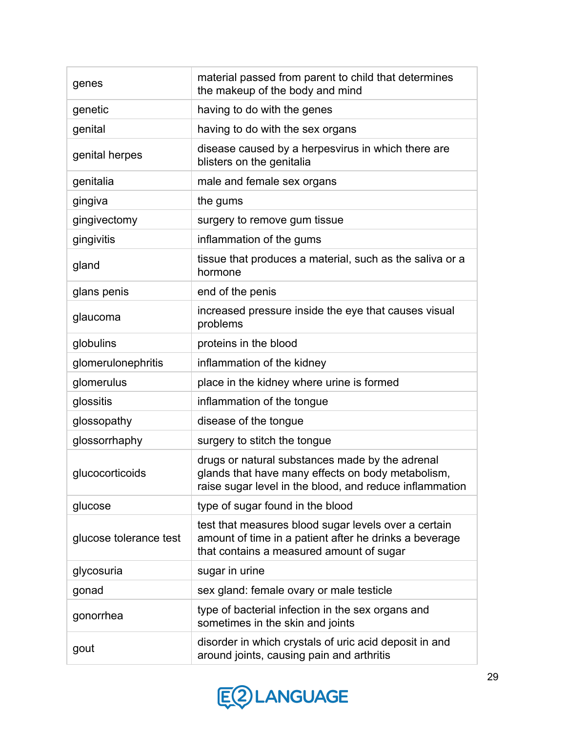| | |
|---|---|
| genes | material passed from parent to child that determines the makeup of the body and mind |
| genetic | having to do with the genes |
| genital | having to do with the sex organs |
| genital herpes | disease caused by a herpesvirus in which there are blisters on the genitalia |
| genitalia | male and female sex organs |
| gingiva | the gums |
| gingivectomy | surgery to remove gum tissue |
| gingivitis | inflammation of the gums |
| gland | tissue that produces a material, such as the saliva or a hormone |
| glans penis | end of the penis |
| glaucoma | increased pressure inside the eye that causes visual problems |
| globulins | proteins in the blood |
| glomerulonephritis | inflammation of the kidney |
| glomerulus | place in the kidney where urine is formed |
| glossitis | inflammation of the tongue |
| glossopathy | disease of the tongue |
| glossorrhaphy | surgery to stitch the tongue |
| glucocorticoids | drugs or natural substances made by the adrenal glands that have many effects on body metabolism, raise sugar level in the blood, and reduce inflammation |
| glucose | type of sugar found in the blood |
| glucose tolerance test | test that measures blood sugar levels over a certain amount of time in a patient after he drinks a beverage that contains a measured amount of sugar |
| glycosuria | sugar in urine |
| gonad | sex gland: female ovary or male testicle |
| gonorrhea | type of bacterial infection in the sex organs and sometimes in the skin and joints |
| gout | disorder in which crystals of uric acid deposit in and around joints, causing pain and arthritis |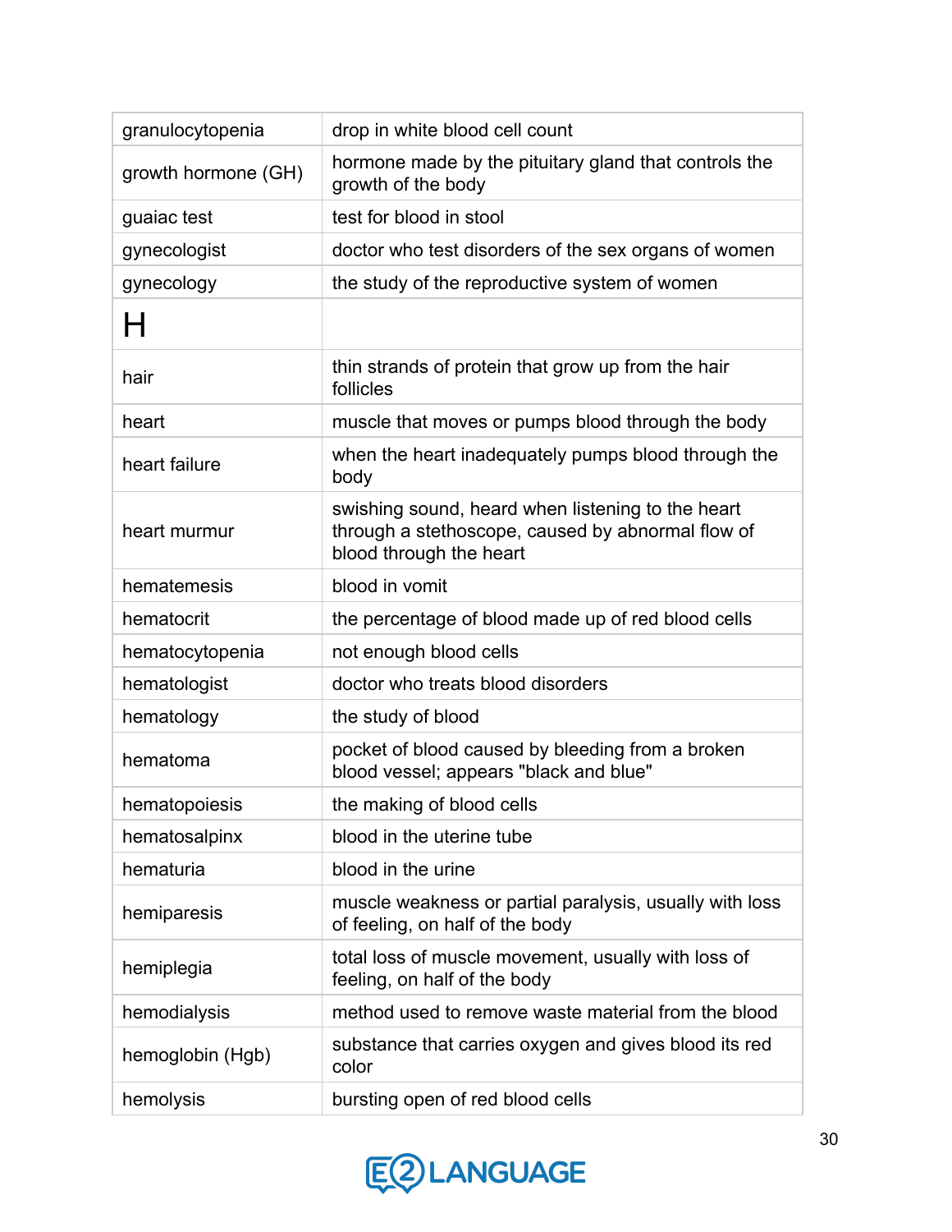| | |
|---|---|
| granulocytopenia | drop in white blood cell count |
| growth hormone (GH) | hormone made by the pituitary gland that controls the growth of the body |
| guaiac test | test for blood in stool |
| gynecologist | doctor who test disorders of the sex organs of women |
| gynecology | the study of the reproductive system of women |
| **H** | |
| hair | thin strands of protein that grow up from the hair follicles |
| heart | muscle that moves or pumps blood through the body |
| heart failure | when the heart inadequately pumps blood through the body |
| heart murmur | swishing sound, heard when listening to the heart through a stethoscope, caused by abnormal flow of blood through the heart |
| hematemesis | blood in vomit |
| hematocrit | the percentage of blood made up of red blood cells |
| hematocytopenia | not enough blood cells |
| hematologist | doctor who treats blood disorders |
| hematology | the study of blood |
| hematoma | pocket of blood caused by bleeding from a broken blood vessel; appears "black and blue" |
| hematopoiesis | the making of blood cells |
| hematosalpinx | blood in the uterine tube |
| hematuria | blood in the urine |
| hemiparesis | muscle weakness or partial paralysis, usually with loss of feeling, on half of the body |
| hemiplegia | total loss of muscle movement, usually with loss of feeling, on half of the body |
| hemodialysis | method used to remove waste material from the blood |
| hemoglobin (Hgb) | substance that carries oxygen and gives blood its red color |
| hemolysis | bursting open of red blood cells |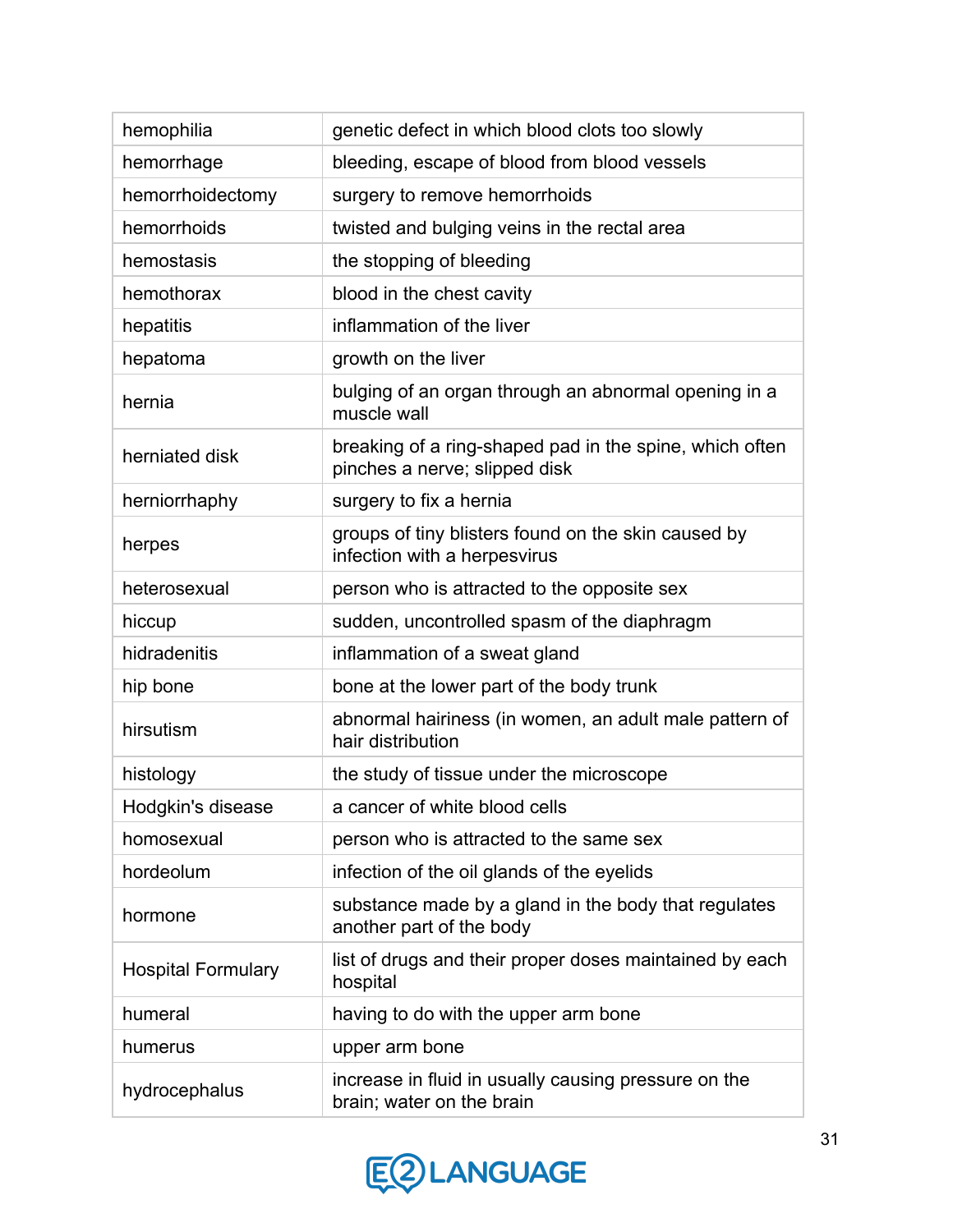| hemophilia | genetic defect in which blood clots too slowly |
|---|---|
| hemorrhage | bleeding, escape of blood from blood vessels |
| hemorrhoidectomy | surgery to remove hemorrhoids |
| hemorrhoids | twisted and bulging veins in the rectal area |
| hemostasis | the stopping of bleeding |
| hemothorax | blood in the chest cavity |
| hepatitis | inflammation of the liver |
| hepatoma | growth on the liver |
| hernia | bulging of an organ through an abnormal opening in a muscle wall |
| herniated disk | breaking of a ring-shaped pad in the spine, which often pinches a nerve; slipped disk |
| herniorrhaphy | surgery to fix a hernia |
| herpes | groups of tiny blisters found on the skin caused by infection with a herpesvirus |
| heterosexual | person who is attracted to the opposite sex |
| hiccup | sudden, uncontrolled spasm of the diaphragm |
| hidradenitis | inflammation of a sweat gland |
| hip bone | bone at the lower part of the body trunk |
| hirsutism | abnormal hairiness (in women, an adult male pattern of hair distribution |
| histology | the study of tissue under the microscope |
| Hodgkin's disease | a cancer of white blood cells |
| homosexual | person who is attracted to the same sex |
| hordeolum | infection of the oil glands of the eyelids |
| hormone | substance made by a gland in the body that regulates another part of the body |
| Hospital Formulary | list of drugs and their proper doses maintained by each hospital |
| humeral | having to do with the upper arm bone |
| humerus | upper arm bone |
| hydrocephalus | increase in fluid in usually causing pressure on the brain; water on the brain |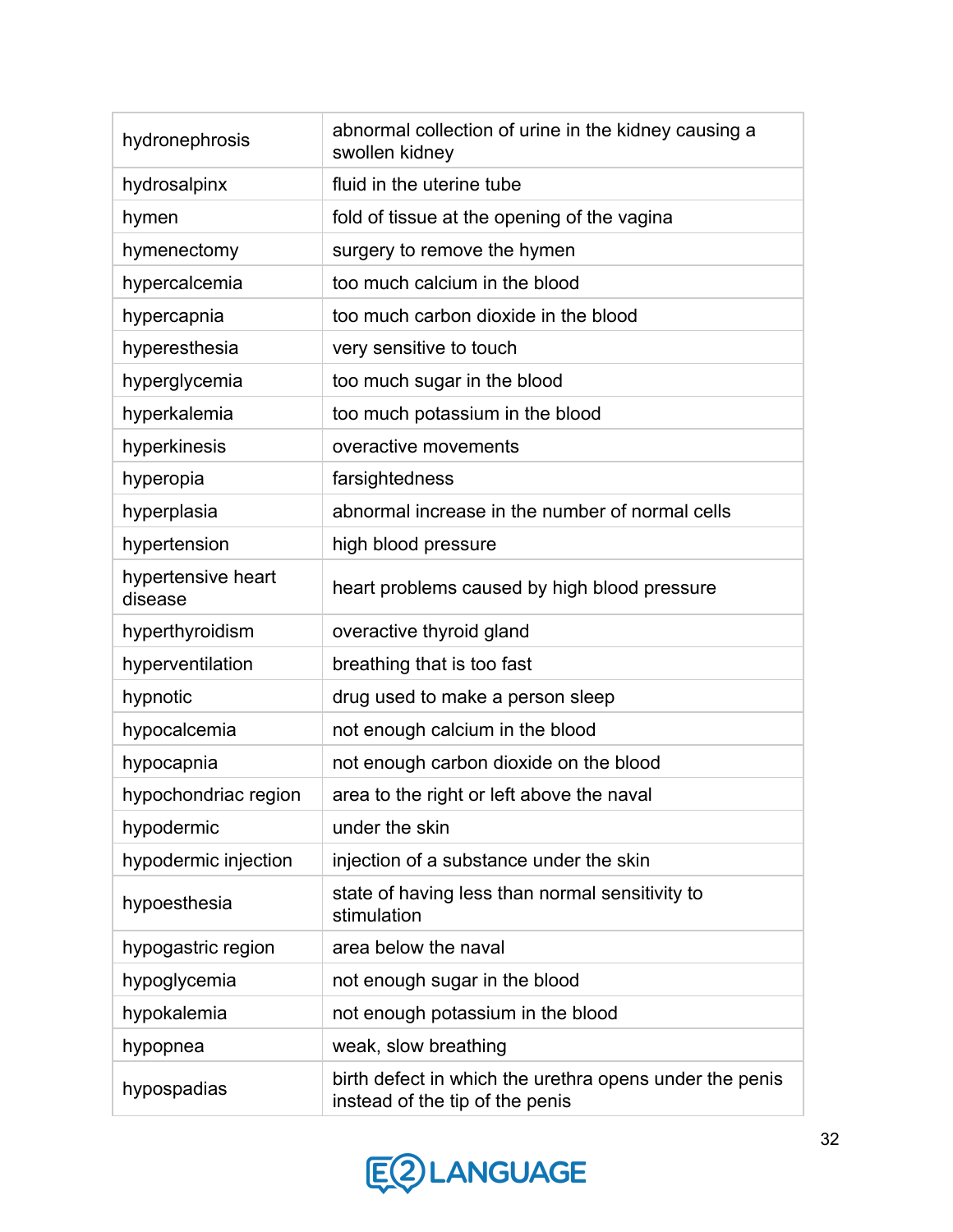| | |
|---|---|
| hydronephrosis | abnormal collection of urine in the kidney causing a swollen kidney |
| hydrosalpinx | fluid in the uterine tube |
| hymen | fold of tissue at the opening of the vagina |
| hymenectomy | surgery to remove the hymen |
| hypercalcemia | too much calcium in the blood |
| hypercapnia | too much carbon dioxide in the blood |
| hyperesthesia | very sensitive to touch |
| hyperglycemia | too much sugar in the blood |
| hyperkalemia | too much potassium in the blood |
| hyperkinesis | overactive movements |
| hyperopia | farsightedness |
| hyperplasia | abnormal increase in the number of normal cells |
| hypertension | high blood pressure |
| hypertensive heart disease | heart problems caused by high blood pressure |
| hyperthyroidism | overactive thyroid gland |
| hyperventilation | breathing that is too fast |
| hypnotic | drug used to make a person sleep |
| hypocalcemia | not enough calcium in the blood |
| hypocapnia | not enough carbon dioxide on the blood |
| hypochondriac region | area to the right or left above the naval |
| hypodermic | under the skin |
| hypodermic injection | injection of a substance under the skin |
| hypoesthesia | state of having less than normal sensitivity to stimulation |
| hypogastric region | area below the naval |
| hypoglycemia | not enough sugar in the blood |
| hypokalemia | not enough potassium in the blood |
| hypopnea | weak, slow breathing |
| hypospadias | birth defect in which the urethra opens under the penis instead of the tip of the penis |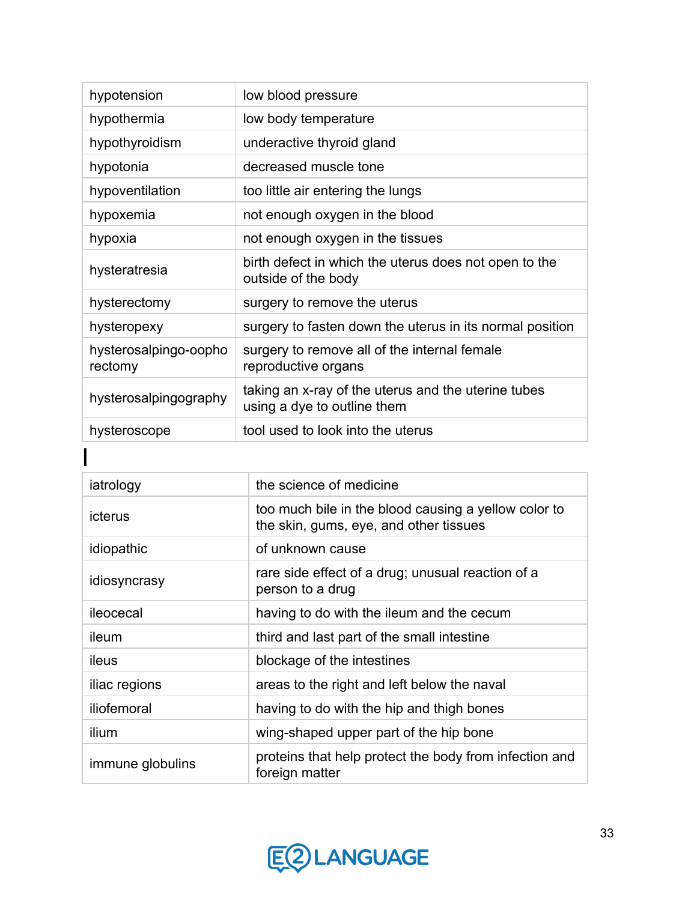| | |
|---|---|
| hypotension | low blood pressure |
| hypothermia | low body temperature |
| hypothyroidism | underactive thyroid gland |
| hypotonia | decreased muscle tone |
| hypoventilation | too little air entering the lungs |
| hypoxemia | not enough oxygen in the blood |
| hypoxia | not enough oxygen in the tissues |
| hysteratresia | birth defect in which the uterus does not open to the outside of the body |
| hysterectomy | surgery to remove the uterus |
| hysteropexy | surgery to fasten down the uterus in its normal position |
| hysterosalpingo-oophorectomy | surgery to remove all of the internal female reproductive organs |
| hysterosalpingography | taking an x-ray of the uterus and the uterine tubes using a dye to outline them |
| hysteroscope | tool used to look into the uterus |

# I

| | |
|---|---|
| iatrology | the science of medicine |
| icterus | too much bile in the blood causing a yellow color to the skin, gums, eye, and other tissues |
| idiopathic | of unknown cause |
| idiosyncrasy | rare side effect of a drug; unusual reaction of a person to a drug |
| ileocecal | having to do with the ileum and the cecum |
| ileum | third and last part of the small intestine |
| ileus | blockage of the intestines |
| iliac regions | areas to the right and left below the naval |
| iliofemoral | having to do with the hip and thigh bones |
| ilium | wing-shaped upper part of the hip bone |
| immune globulins | proteins that help protect the body from infection and foreign matter |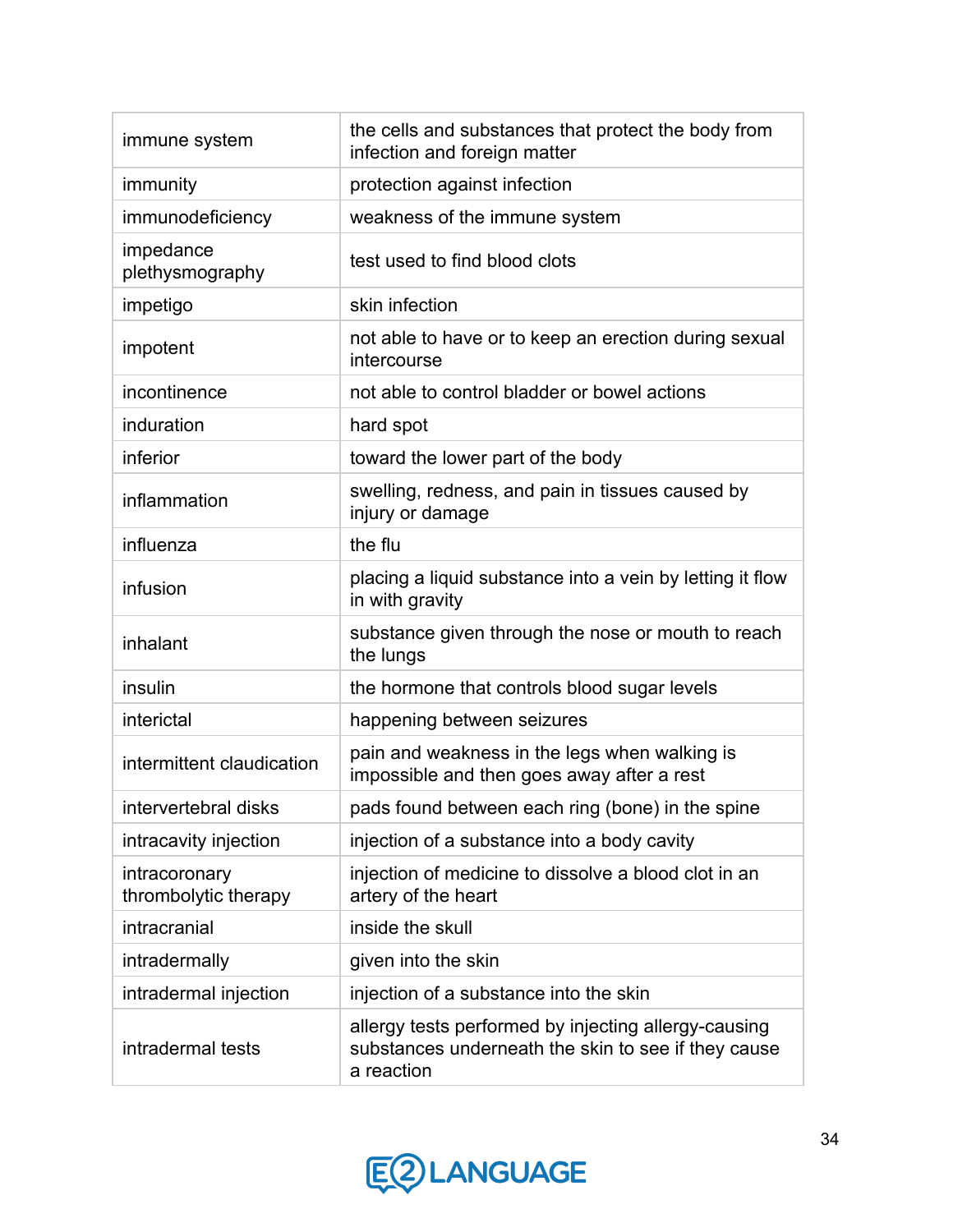| | |
|---|---|
| immune system | the cells and substances that protect the body from infection and foreign matter |
| immunity | protection against infection |
| immunodeficiency | weakness of the immune system |
| impedance plethysmography | test used to find blood clots |
| impetigo | skin infection |
| impotent | not able to have or to keep an erection during sexual intercourse |
| incontinence | not able to control bladder or bowel actions |
| induration | hard spot |
| inferior | toward the lower part of the body |
| inflammation | swelling, redness, and pain in tissues caused by injury or damage |
| influenza | the flu |
| infusion | placing a liquid substance into a vein by letting it flow in with gravity |
| inhalant | substance given through the nose or mouth to reach the lungs |
| insulin | the hormone that controls blood sugar levels |
| interictal | happening between seizures |
| intermittent claudication | pain and weakness in the legs when walking is impossible and then goes away after a rest |
| intervertebral disks | pads found between each ring (bone) in the spine |
| intracavity injection | injection of a substance into a body cavity |
| intracoronary thrombolytic therapy | injection of medicine to dissolve a blood clot in an artery of the heart |
| intracranial | inside the skull |
| intradermally | given into the skin |
| intradermal injection | injection of a substance into the skin |
| intradermal tests | allergy tests performed by injecting allergy-causing substances underneath the skin to see if they cause a reaction |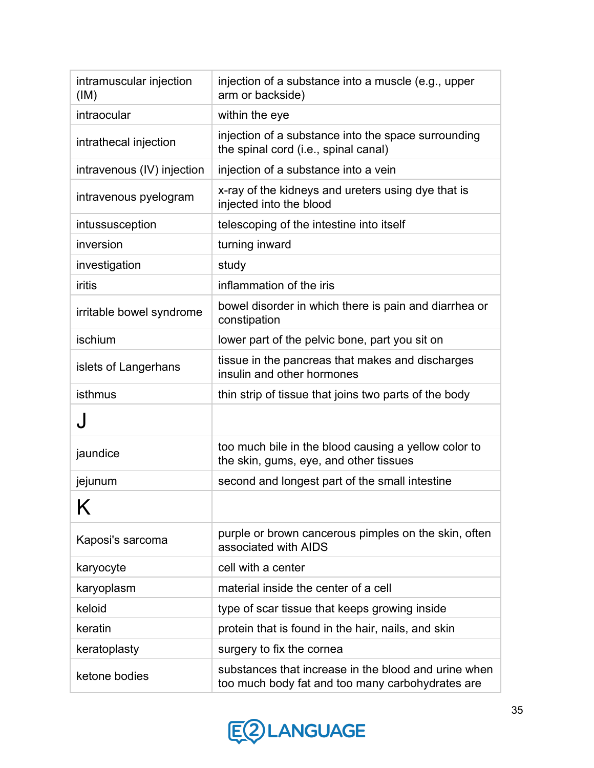| | |
|---|---|
| intramuscular injection (IM) | injection of a substance into a muscle (e.g., upper arm or backside) |
| intraocular | within the eye |
| intrathecal injection | injection of a substance into the space surrounding the spinal cord (i.e., spinal canal) |
| intravenous (IV) injection | injection of a substance into a vein |
| intravenous pyelogram | x-ray of the kidneys and ureters using dye that is injected into the blood |
| intussusception | telescoping of the intestine into itself |
| inversion | turning inward |
| investigation | study |
| iritis | inflammation of the iris |
| irritable bowel syndrome | bowel disorder in which there is pain and diarrhea or constipation |
| ischium | lower part of the pelvic bone, part you sit on |
| islets of Langerhans | tissue in the pancreas that makes and discharges insulin and other hormones |
| isthmus | thin strip of tissue that joins two parts of the body |
| **J** | |
| jaundice | too much bile in the blood causing a yellow color to the skin, gums, eye, and other tissues |
| jejunum | second and longest part of the small intestine |
| **K** | |
| Kaposi's sarcoma | purple or brown cancerous pimples on the skin, often associated with AIDS |
| karyocyte | cell with a center |
| karyoplasm | material inside the center of a cell |
| keloid | type of scar tissue that keeps growing inside |
| keratin | protein that is found in the hair, nails, and skin |
| keratoplasty | surgery to fix the cornea |
| ketone bodies | substances that increase in the blood and urine when too much body fat and too many carbohydrates are |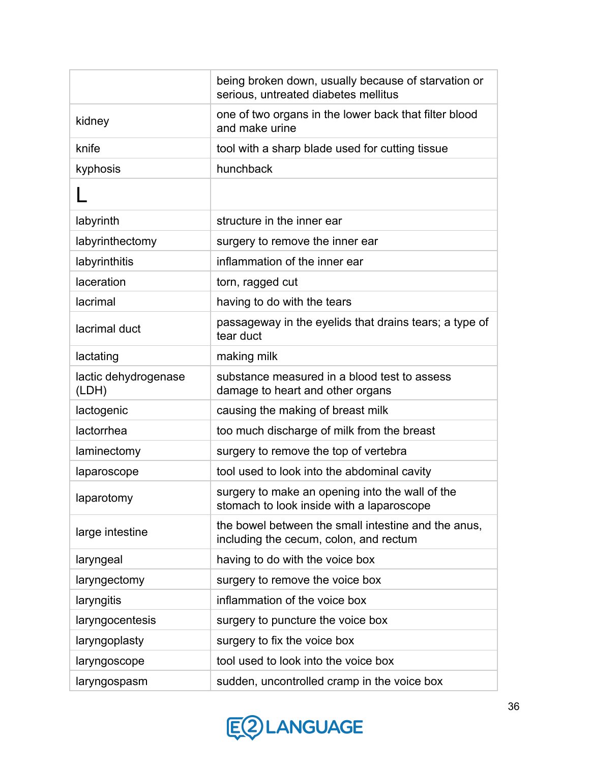| | |
|---|---|
| | being broken down, usually because of starvation or serious, untreated diabetes mellitus |
| kidney | one of two organs in the lower back that filter blood and make urine |
| knife | tool with a sharp blade used for cutting tissue |
| kyphosis | hunchback |
| **L** | |
| labyrinth | structure in the inner ear |
| labyrinthectomy | surgery to remove the inner ear |
| labyrinthitis | inflammation of the inner ear |
| laceration | torn, ragged cut |
| lacrimal | having to do with the tears |
| lacrimal duct | passageway in the eyelids that drains tears; a type of tear duct |
| lactating | making milk |
| lactic dehydrogenase (LDH) | substance measured in a blood test to assess damage to heart and other organs |
| lactogenic | causing the making of breast milk |
| lactorrhea | too much discharge of milk from the breast |
| laminectomy | surgery to remove the top of vertebra |
| laparoscope | tool used to look into the abdominal cavity |
| laparotomy | surgery to make an opening into the wall of the stomach to look inside with a laparoscope |
| large intestine | the bowel between the small intestine and the anus, including the cecum, colon, and rectum |
| laryngeal | having to do with the voice box |
| laryngectomy | surgery to remove the voice box |
| laryngitis | inflammation of the voice box |
| laryngocentesis | surgery to puncture the voice box |
| laryngoplasty | surgery to fix the voice box |
| laryngoscope | tool used to look into the voice box |
| laryngospasm | sudden, uncontrolled cramp in the voice box |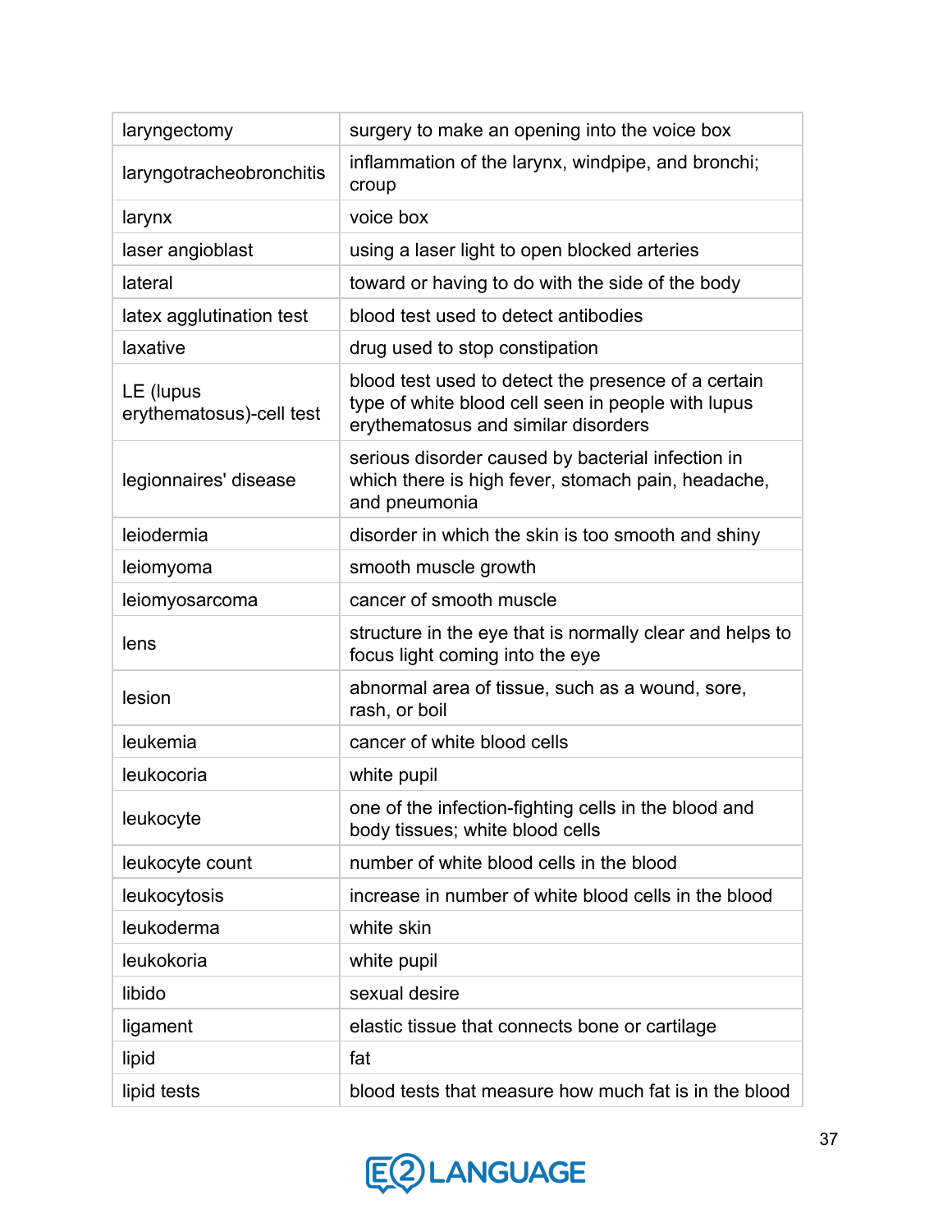| | |
|---|---|
| laryngectomy | surgery to make an opening into the voice box |
| laryngotracheobronchitis | inflammation of the larynx, windpipe, and bronchi; croup |
| larynx | voice box |
| laser angioblast | using a laser light to open blocked arteries |
| lateral | toward or having to do with the side of the body |
| latex agglutination test | blood test used to detect antibodies |
| laxative | drug used to stop constipation |
| LE (lupus erythematosus)-cell test | blood test used to detect the presence of a certain type of white blood cell seen in people with lupus erythematosus and similar disorders |
| legionnaires' disease | serious disorder caused by bacterial infection in which there is high fever, stomach pain, headache, and pneumonia |
| leiodermia | disorder in which the skin is too smooth and shiny |
| leiomyoma | smooth muscle growth |
| leiomyosarcoma | cancer of smooth muscle |
| lens | structure in the eye that is normally clear and helps to focus light coming into the eye |
| lesion | abnormal area of tissue, such as a wound, sore, rash, or boil |
| leukemia | cancer of white blood cells |
| leukocoria | white pupil |
| leukocyte | one of the infection-fighting cells in the blood and body tissues; white blood cells |
| leukocyte count | number of white blood cells in the blood |
| leukocytosis | increase in number of white blood cells in the blood |
| leukoderma | white skin |
| leukokoria | white pupil |
| libido | sexual desire |
| ligament | elastic tissue that connects bone or cartilage |
| lipid | fat |
| lipid tests | blood tests that measure how much fat is in the blood |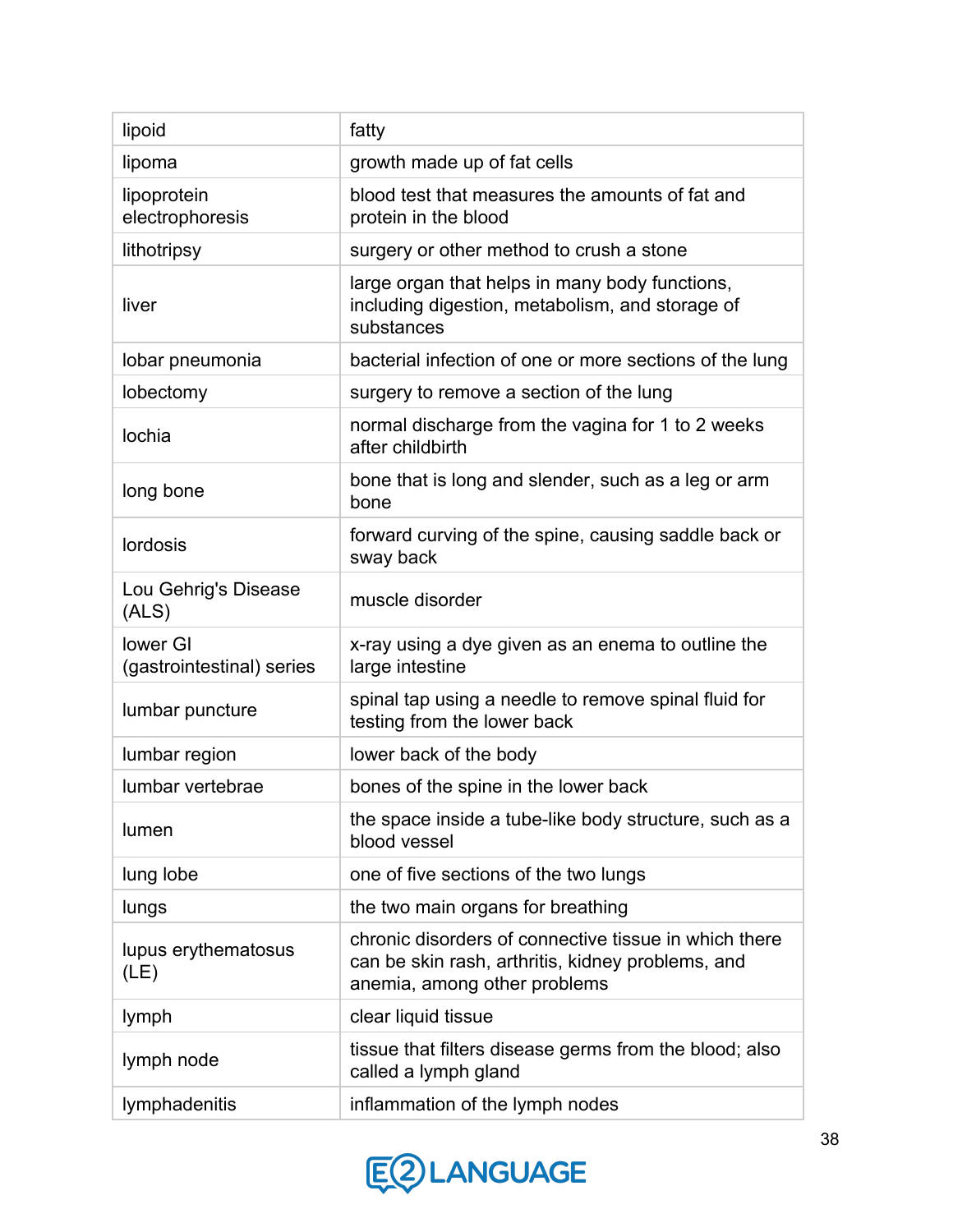| | |
|---|---|
| lipoid | fatty |
| lipoma | growth made up of fat cells |
| lipoprotein electrophoresis | blood test that measures the amounts of fat and protein in the blood |
| lithotripsy | surgery or other method to crush a stone |
| liver | large organ that helps in many body functions, including digestion, metabolism, and storage of substances |
| lobar pneumonia | bacterial infection of one or more sections of the lung |
| lobectomy | surgery to remove a section of the lung |
| lochia | normal discharge from the vagina for 1 to 2 weeks after childbirth |
| long bone | bone that is long and slender, such as a leg or arm bone |
| lordosis | forward curving of the spine, causing saddle back or sway back |
| Lou Gehrig's Disease (ALS) | muscle disorder |
| lower GI (gastrointestinal) series | x-ray using a dye given as an enema to outline the large intestine |
| lumbar puncture | spinal tap using a needle to remove spinal fluid for testing from the lower back |
| lumbar region | lower back of the body |
| lumbar vertebrae | bones of the spine in the lower back |
| lumen | the space inside a tube-like body structure, such as a blood vessel |
| lung lobe | one of five sections of the two lungs |
| lungs | the two main organs for breathing |
| lupus erythematosus (LE) | chronic disorders of connective tissue in which there can be skin rash, arthritis, kidney problems, and anemia, among other problems |
| lymph | clear liquid tissue |
| lymph node | tissue that filters disease germs from the blood; also called a lymph gland |
| lymphadenitis | inflammation of the lymph nodes |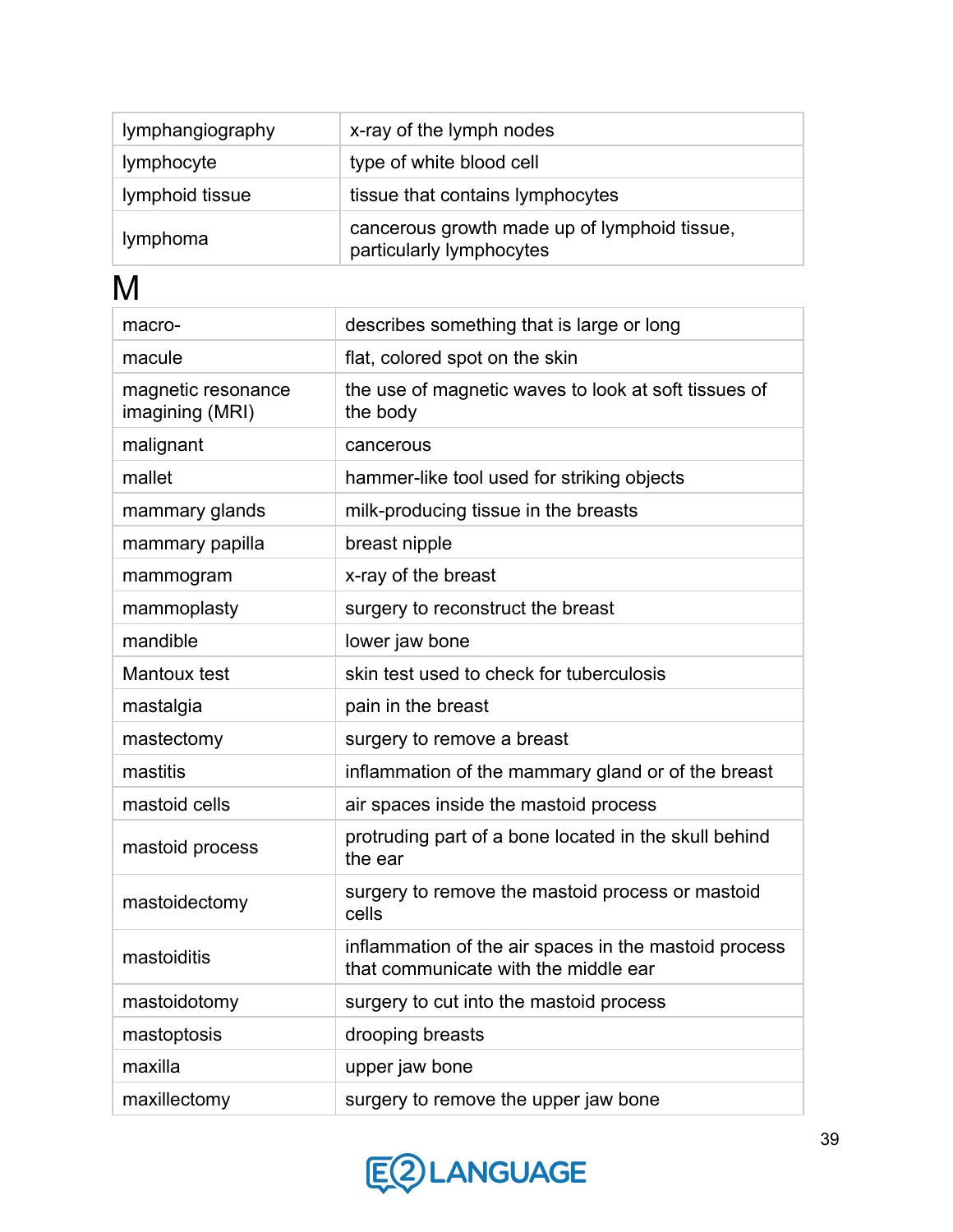| | |
|---|---|
| lymphangiography | x-ray of the lymph nodes |
| lymphocyte | type of white blood cell |
| lymphoid tissue | tissue that contains lymphocytes |
| lymphoma | cancerous growth made up of lymphoid tissue, particularly lymphocytes |

# M

| | |
|---|---|
| macro- | describes something that is large or long |
| macule | flat, colored spot on the skin |
| magnetic resonance imaging (MRI) | the use of magnetic waves to look at soft tissues of the body |
| malignant | cancerous |
| mallet | hammer-like tool used for striking objects |
| mammary glands | milk-producing tissue in the breasts |
| mammary papilla | breast nipple |
| mammogram | x-ray of the breast |
| mammoplasty | surgery to reconstruct the breast |
| mandible | lower jaw bone |
| Mantoux test | skin test used to check for tuberculosis |
| mastalgia | pain in the breast |
| mastectomy | surgery to remove a breast |
| mastitis | inflammation of the mammary gland or of the breast |
| mastoid cells | air spaces inside the mastoid process |
| mastoid process | protruding part of a bone located in the skull behind the ear |
| mastoidectomy | surgery to remove the mastoid process or mastoid cells |
| mastoiditis | inflammation of the air spaces in the mastoid process that communicate with the middle ear |
| mastoidotomy | surgery to cut into the mastoid process |
| mastoptosis | drooping breasts |
| maxilla | upper jaw bone |
| maxillectomy | surgery to remove the upper jaw bone |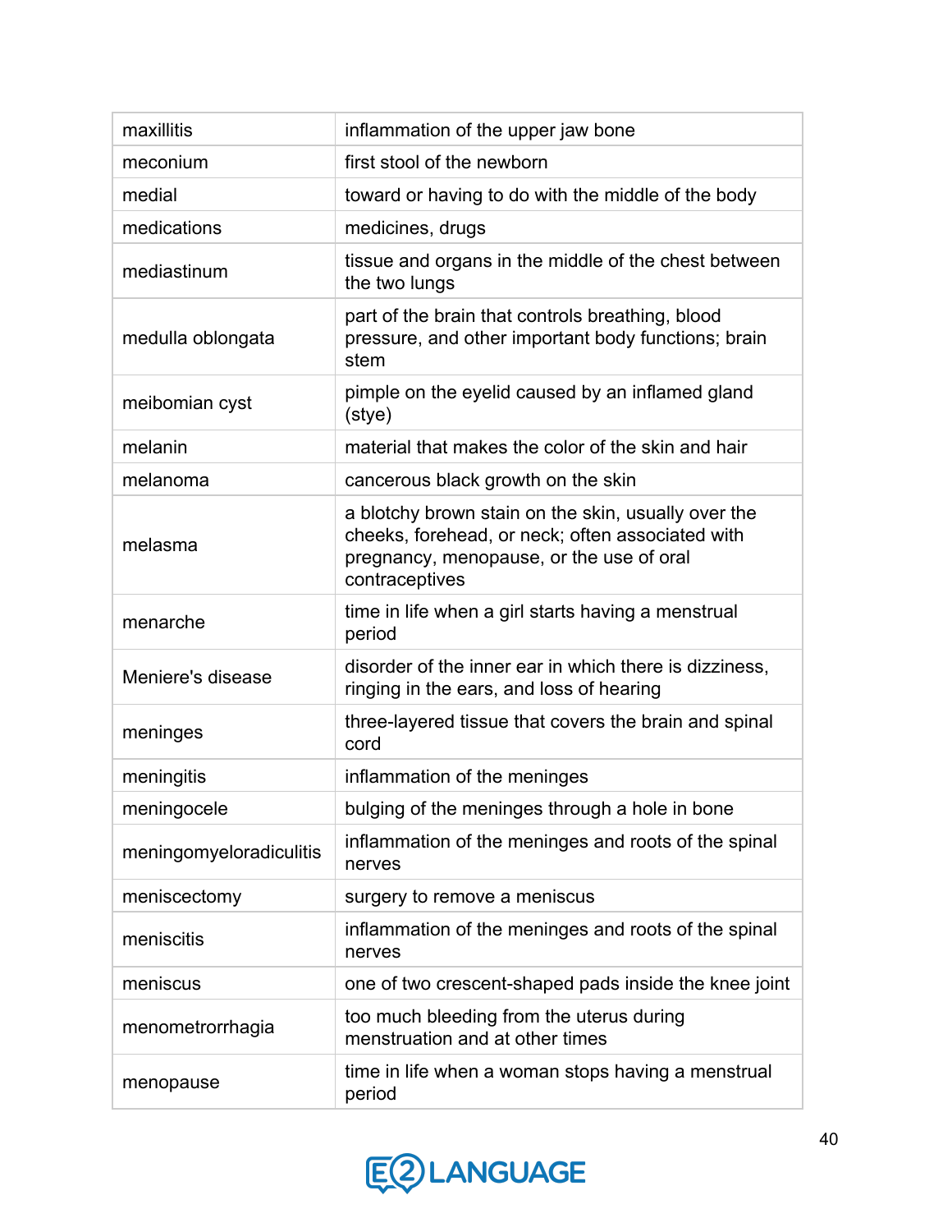| maxillitis | inflammation of the upper jaw bone |
|---|---|
| meconium | first stool of the newborn |
| medial | toward or having to do with the middle of the body |
| medications | medicines, drugs |
| mediastinum | tissue and organs in the middle of the chest between the two lungs |
| medulla oblongata | part of the brain that controls breathing, blood pressure, and other important body functions; brain stem |
| meibomian cyst | pimple on the eyelid caused by an inflamed gland (stye) |
| melanin | material that makes the color of the skin and hair |
| melanoma | cancerous black growth on the skin |
| melasma | a blotchy brown stain on the skin, usually over the cheeks, forehead, or neck; often associated with pregnancy, menopause, or the use of oral contraceptives |
| menarche | time in life when a girl starts having a menstrual period |
| Meniere's disease | disorder of the inner ear in which there is dizziness, ringing in the ears, and loss of hearing |
| meninges | three-layered tissue that covers the brain and spinal cord |
| meningitis | inflammation of the meninges |
| meningocele | bulging of the meninges through a hole in bone |
| meningomyeloradiculitis | inflammation of the meninges and roots of the spinal nerves |
| meniscectomy | surgery to remove a meniscus |
| meniscitis | inflammation of the meninges and roots of the spinal nerves |
| meniscus | one of two crescent-shaped pads inside the knee joint |
| menometrorrhagia | too much bleeding from the uterus during menstruation and at other times |
| menopause | time in life when a woman stops having a menstrual period |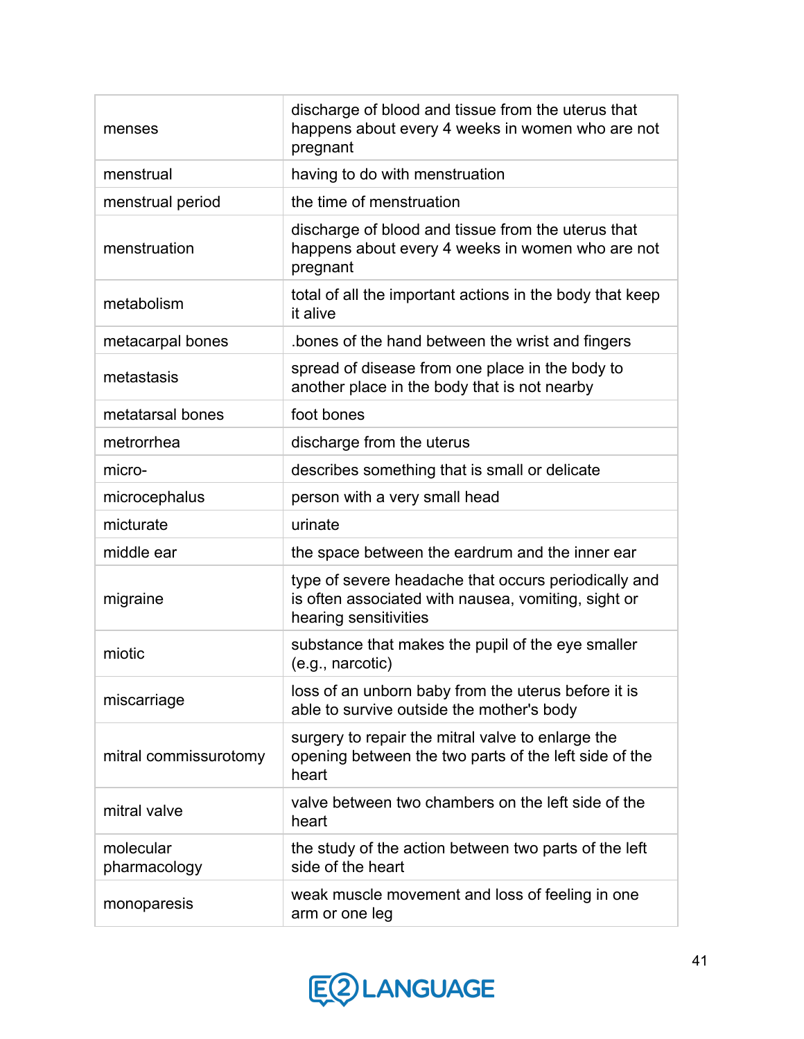| | |
|---|---|
| menses | discharge of blood and tissue from the uterus that happens about every 4 weeks in women who are not pregnant |
| menstrual | having to do with menstruation |
| menstrual period | the time of menstruation |
| menstruation | discharge of blood and tissue from the uterus that happens about every 4 weeks in women who are not pregnant |
| metabolism | total of all the important actions in the body that keep it alive |
| metacarpal bones | .bones of the hand between the wrist and fingers |
| metastasis | spread of disease from one place in the body to another place in the body that is not nearby |
| metatarsal bones | foot bones |
| metrorrhea | discharge from the uterus |
| micro- | describes something that is small or delicate |
| microcephalus | person with a very small head |
| micturate | urinate |
| middle ear | the space between the eardrum and the inner ear |
| migraine | type of severe headache that occurs periodically and is often associated with nausea, vomiting, sight or hearing sensitivities |
| miotic | substance that makes the pupil of the eye smaller (e.g., narcotic) |
| miscarriage | loss of an unborn baby from the uterus before it is able to survive outside the mother's body |
| mitral commissurotomy | surgery to repair the mitral valve to enlarge the opening between the two parts of the left side of the heart |
| mitral valve | valve between two chambers on the left side of the heart |
| molecular pharmacology | the study of the action between two parts of the left side of the heart |
| monoparesis | weak muscle movement and loss of feeling in one arm or one leg |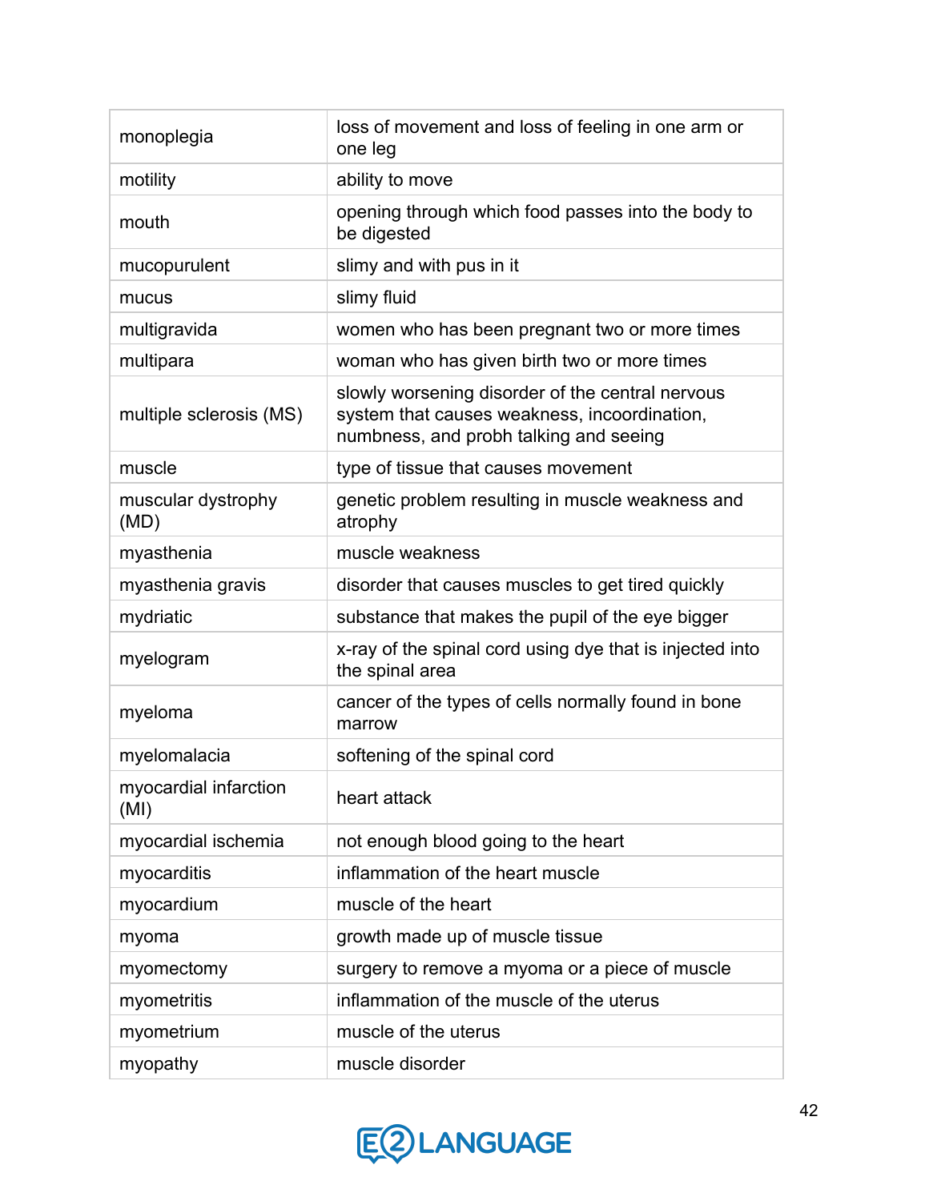| | |
|---|---|
| monoplegia | loss of movement and loss of feeling in one arm or one leg |
| motility | ability to move |
| mouth | opening through which food passes into the body to be digested |
| mucopurulent | slimy and with pus in it |
| mucus | slimy fluid |
| multigravida | women who has been pregnant two or more times |
| multipara | woman who has given birth two or more times |
| multiple sclerosis (MS) | slowly worsening disorder of the central nervous system that causes weakness, incoordination, numbness, and probh talking and seeing |
| muscle | type of tissue that causes movement |
| muscular dystrophy (MD) | genetic problem resulting in muscle weakness and atrophy |
| myasthenia | muscle weakness |
| myasthenia gravis | disorder that causes muscles to get tired quickly |
| mydriatic | substance that makes the pupil of the eye bigger |
| myelogram | x-ray of the spinal cord using dye that is injected into the spinal area |
| myeloma | cancer of the types of cells normally found in bone marrow |
| myelomalacia | softening of the spinal cord |
| myocardial infarction (MI) | heart attack |
| myocardial ischemia | not enough blood going to the heart |
| myocarditis | inflammation of the heart muscle |
| myocardium | muscle of the heart |
| myoma | growth made up of muscle tissue |
| myomectomy | surgery to remove a myoma or a piece of muscle |
| myometritis | inflammation of the muscle of the uterus |
| myometrium | muscle of the uterus |
| myopathy | muscle disorder |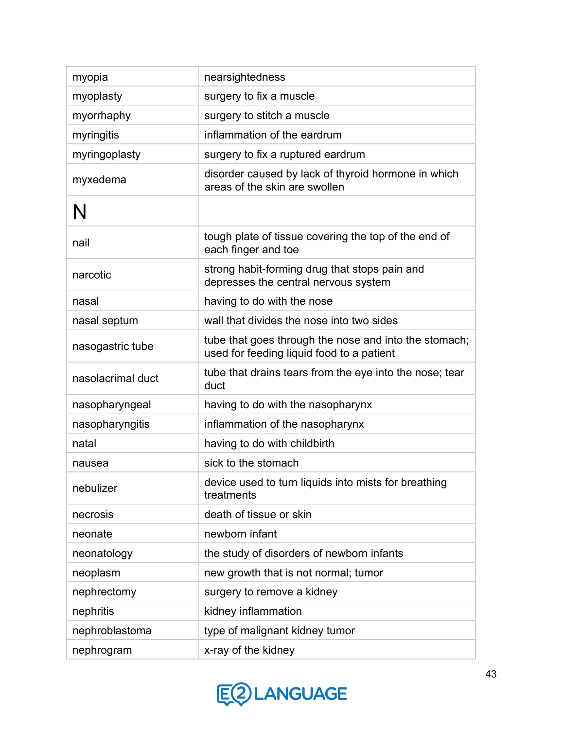| | |
|---|---|
| myopia | nearsightedness |
| myoplasty | surgery to fix a muscle |
| myorrhaphy | surgery to stitch a muscle |
| myringitis | inflammation of the eardrum |
| myringoplasty | surgery to fix a ruptured eardrum |
| myxedema | disorder caused by lack of thyroid hormone in which areas of the skin are swollen |
| **N** | |
| nail | tough plate of tissue covering the top of the end of each finger and toe |
| narcotic | strong habit-forming drug that stops pain and depresses the central nervous system |
| nasal | having to do with the nose |
| nasal septum | wall that divides the nose into two sides |
| nasogastric tube | tube that goes through the nose and into the stomach; used for feeding liquid food to a patient |
| nasolacrimal duct | tube that drains tears from the eye into the nose; tear duct |
| nasopharyngeal | having to do with the nasopharynx |
| nasopharyngitis | inflammation of the nasopharynx |
| natal | having to do with childbirth |
| nausea | sick to the stomach |
| nebulizer | device used to turn liquids into mists for breathing treatments |
| necrosis | death of tissue or skin |
| neonate | newborn infant |
| neonatology | the study of disorders of newborn infants |
| neoplasm | new growth that is not normal; tumor |
| nephrectomy | surgery to remove a kidney |
| nephritis | kidney inflammation |
| nephroblastoma | type of malignant kidney tumor |
| nephrogram | x-ray of the kidney |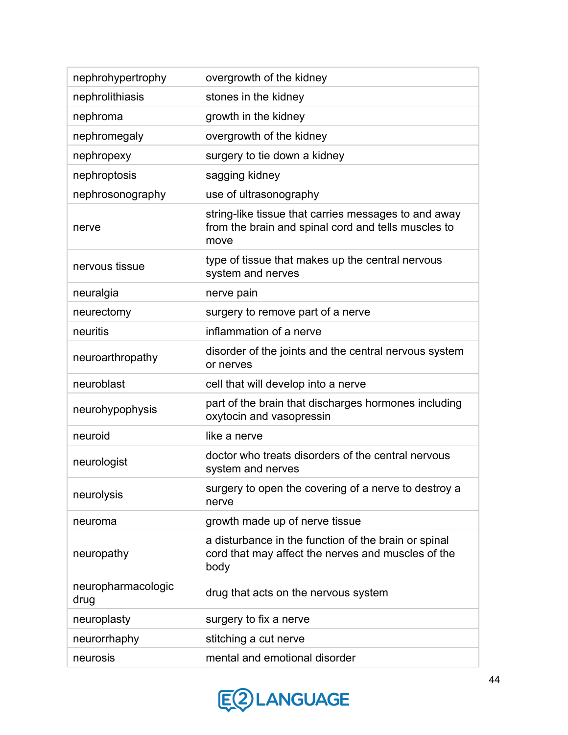| nephrohypertrophy | overgrowth of the kidney |
|---|---|
| nephrolithiasis | stones in the kidney |
| nephroma | growth in the kidney |
| nephromegaly | overgrowth of the kidney |
| nephropexy | surgery to tie down a kidney |
| nephroptosis | sagging kidney |
| nephrosonography | use of ultrasonography |
| nerve | string-like tissue that carries messages to and away from the brain and spinal cord and tells muscles to move |
| nervous tissue | type of tissue that makes up the central nervous system and nerves |
| neuralgia | nerve pain |
| neurectomy | surgery to remove part of a nerve |
| neuritis | inflammation of a nerve |
| neuroarthropathy | disorder of the joints and the central nervous system or nerves |
| neuroblast | cell that will develop into a nerve |
| neurohypophysis | part of the brain that discharges hormones including oxytocin and vasopressin |
| neuroid | like a nerve |
| neurologist | doctor who treats disorders of the central nervous system and nerves |
| neurolysis | surgery to open the covering of a nerve to destroy a nerve |
| neuroma | growth made up of nerve tissue |
| neuropathy | a disturbance in the function of the brain or spinal cord that may affect the nerves and muscles of the body |
| neuropharmacologic drug | drug that acts on the nervous system |
| neuroplasty | surgery to fix a nerve |
| neurorrhaphy | stitching a cut nerve |
| neurosis | mental and emotional disorder |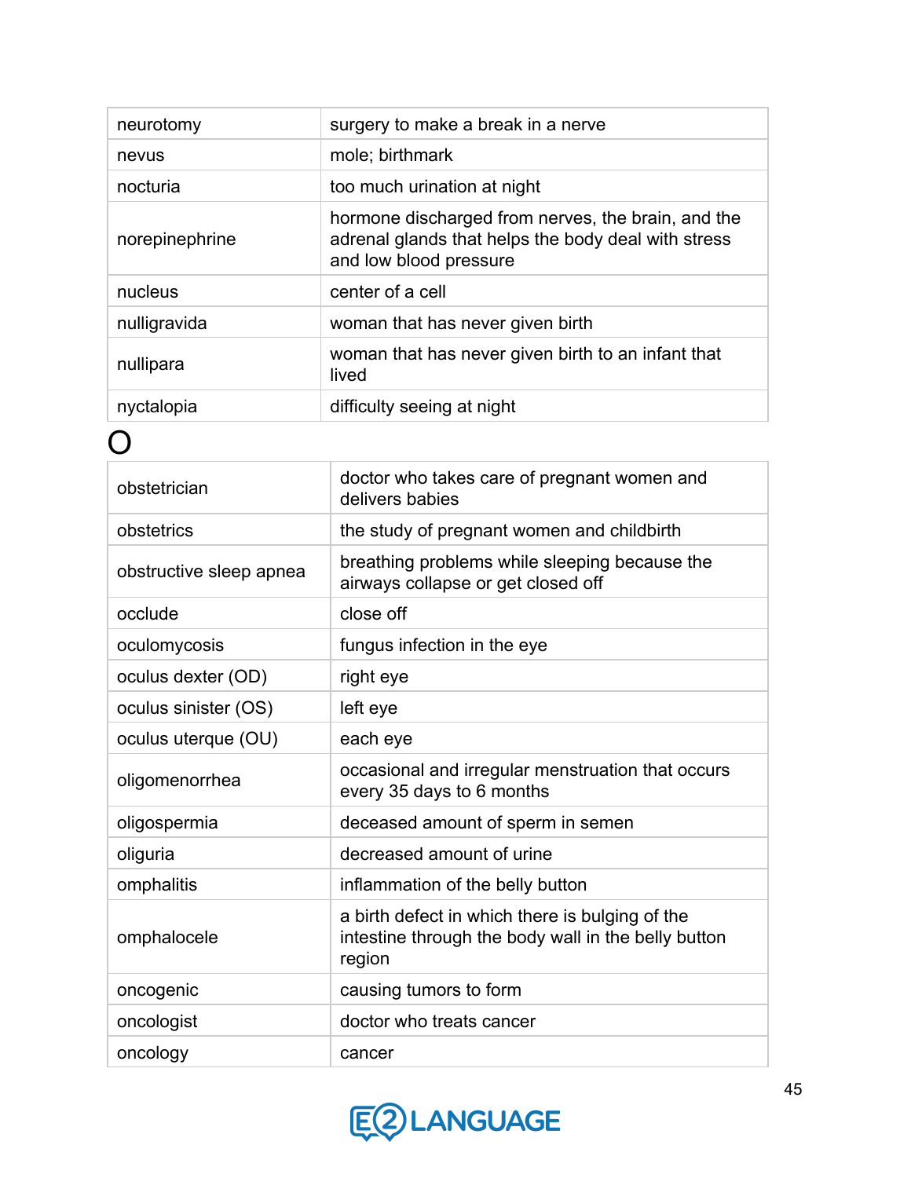| | |
|---|---|
| neurotomy | surgery to make a break in a nerve |
| nevus | mole; birthmark |
| nocturia | too much urination at night |
| norepinephrine | hormone discharged from nerves, the brain, and the adrenal glands that helps the body deal with stress and low blood pressure |
| nucleus | center of a cell |
| nulligravida | woman that has never given birth |
| nullipara | woman that has never given birth to an infant that lived |
| nyctalopia | difficulty seeing at night |

# O

| | |
|---|---|
| obstetrician | doctor who takes care of pregnant women and delivers babies |
| obstetrics | the study of pregnant women and childbirth |
| obstructive sleep apnea | breathing problems while sleeping because the airways collapse or get closed off |
| occlude | close off |
| oculomycosis | fungus infection in the eye |
| oculus dexter (OD) | right eye |
| oculus sinister (OS) | left eye |
| oculus uterque (OU) | each eye |
| oligomenorrhea | occasional and irregular menstruation that occurs every 35 days to 6 months |
| oligospermia | deceased amount of sperm in semen |
| oliguria | decreased amount of urine |
| omphalitis | inflammation of the belly button |
| omphalocele | a birth defect in which there is bulging of the intestine through the body wall in the belly button region |
| oncogenic | causing tumors to form |
| oncologist | doctor who treats cancer |
| oncology | cancer |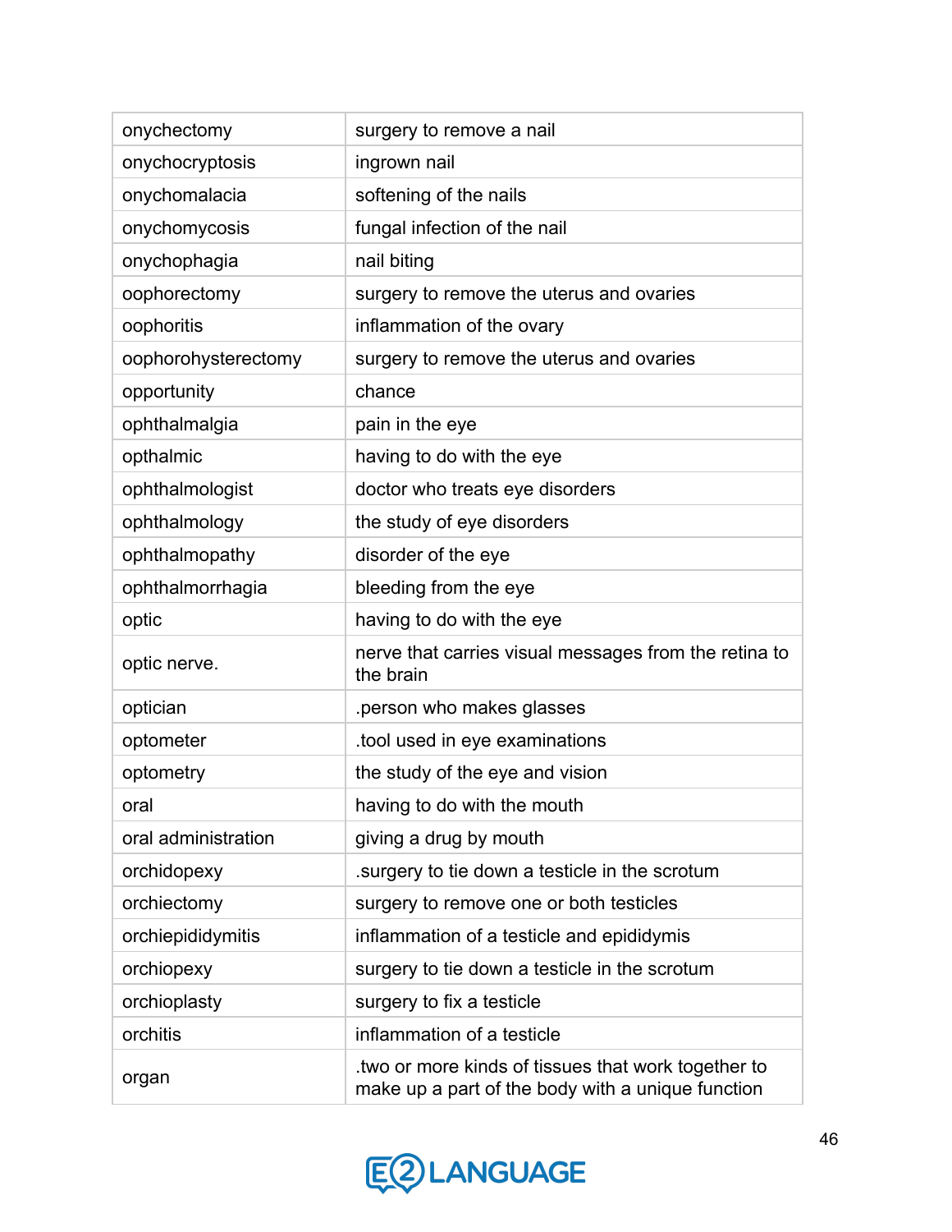| onychectomy | surgery to remove a nail |
|---|---|
| onychocryptosis | ingrown nail |
| onychomalacia | softening of the nails |
| onychomycosis | fungal infection of the nail |
| onychophagia | nail biting |
| oophorectomy | surgery to remove the uterus and ovaries |
| oophoritis | inflammation of the ovary |
| oophorohysterectomy | surgery to remove the uterus and ovaries |
| opportunity | chance |
| ophthalmalgia | pain in the eye |
| opthalmic | having to do with the eye |
| ophthalmologist | doctor who treats eye disorders |
| ophthalmology | the study of eye disorders |
| ophthalmopathy | disorder of the eye |
| ophthalmorrhagia | bleeding from the eye |
| optic | having to do with the eye |
| optic nerve. | nerve that carries visual messages from the retina to the brain |
| optician | .person who makes glasses |
| optometer | .tool used in eye examinations |
| optometry | the study of the eye and vision |
| oral | having to do with the mouth |
| oral administration | giving a drug by mouth |
| orchidopexy | .surgery to tie down a testicle in the scrotum |
| orchiectomy | surgery to remove one or both testicles |
| orchiepididymitis | inflammation of a testicle and epididymis |
| orchiopexy | surgery to tie down a testicle in the scrotum |
| orchioplasty | surgery to fix a testicle |
| orchitis | inflammation of a testicle |
| organ | .two or more kinds of tissues that work together to make up a part of the body with a unique function |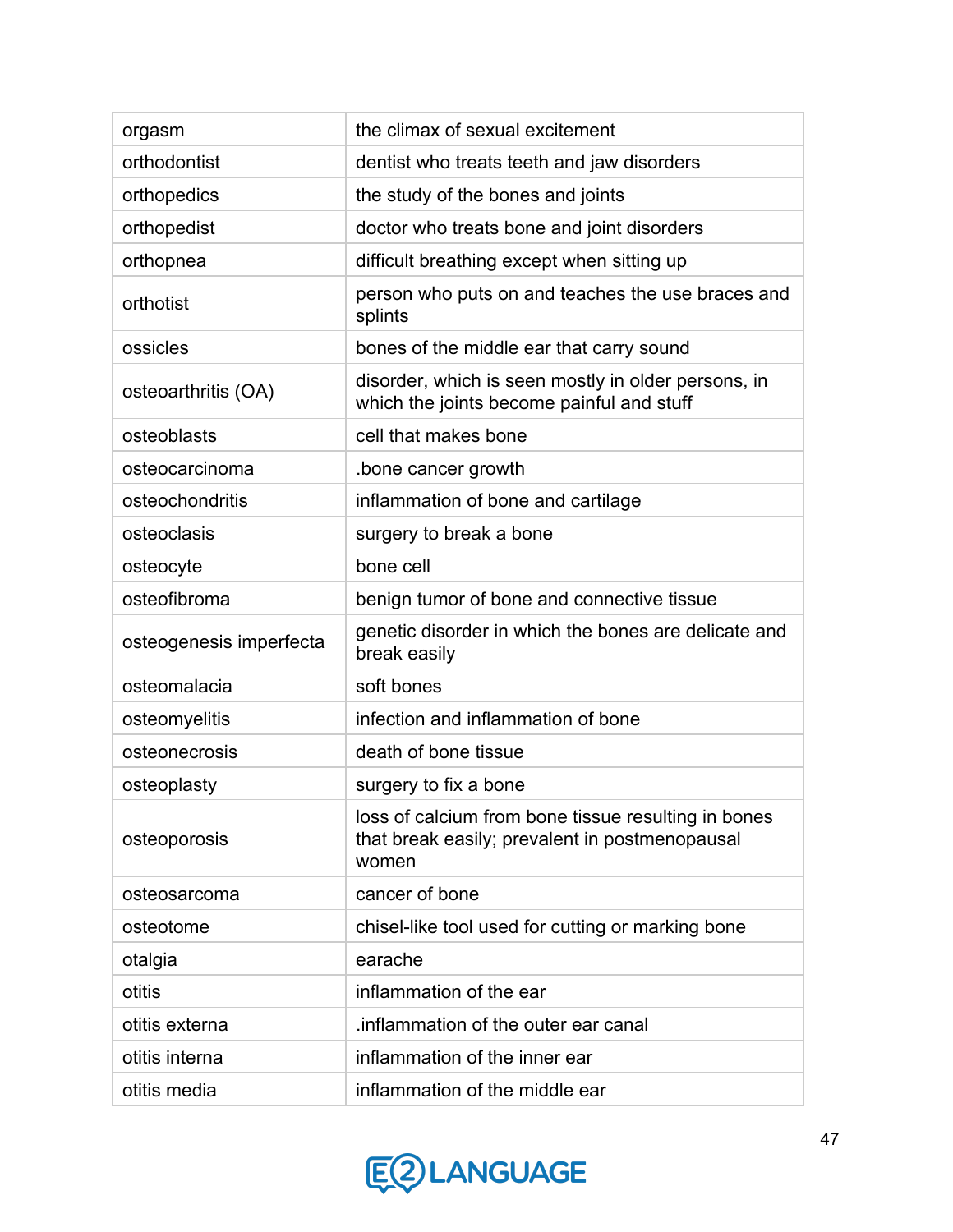| | |
|---|---|
| orgasm | the climax of sexual excitement |
| orthodontist | dentist who treats teeth and jaw disorders |
| orthopedics | the study of the bones and joints |
| orthopedist | doctor who treats bone and joint disorders |
| orthopnea | difficult breathing except when sitting up |
| orthotist | person who puts on and teaches the use braces and splints |
| ossicles | bones of the middle ear that carry sound |
| osteoarthritis (OA) | disorder, which is seen mostly in older persons, in which the joints become painful and stuff |
| osteoblasts | cell that makes bone |
| osteocarcinoma | .bone cancer growth |
| osteochondritis | inflammation of bone and cartilage |
| osteoclasis | surgery to break a bone |
| osteocyte | bone cell |
| osteofibroma | benign tumor of bone and connective tissue |
| osteogenesis imperfecta | genetic disorder in which the bones are delicate and break easily |
| osteomalacia | soft bones |
| osteomyelitis | infection and inflammation of bone |
| osteonecrosis | death of bone tissue |
| osteoplasty | surgery to fix a bone |
| osteoporosis | loss of calcium from bone tissue resulting in bones that break easily; prevalent in postmenopausal women |
| osteosarcoma | cancer of bone |
| osteotome | chisel-like tool used for cutting or marking bone |
| otalgia | earache |
| otitis | inflammation of the ear |
| otitis externa | .inflammation of the outer ear canal |
| otitis interna | inflammation of the inner ear |
| otitis media | inflammation of the middle ear |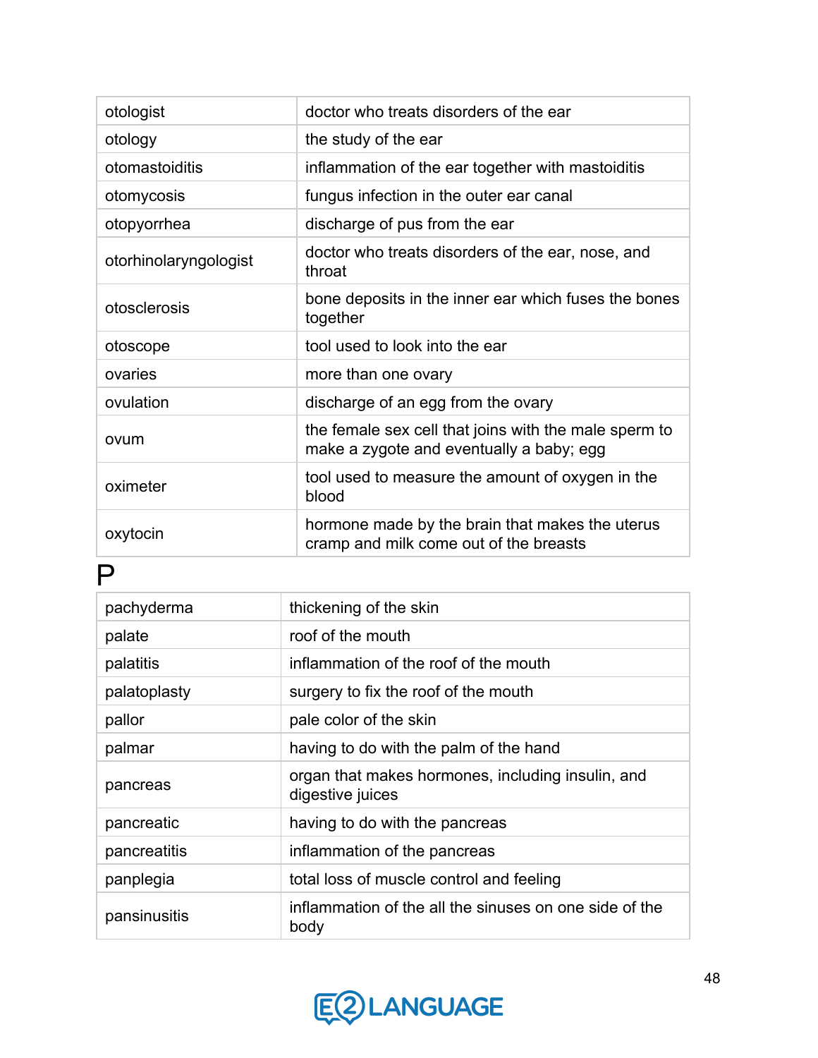| | |
|---|---|
| otologist | doctor who treats disorders of the ear |
| otology | the study of the ear |
| otomastoiditis | inflammation of the ear together with mastoiditis |
| otomycosis | fungus infection in the outer ear canal |
| otopyorrhea | discharge of pus from the ear |
| otorhinolaryngologist | doctor who treats disorders of the ear, nose, and throat |
| otosclerosis | bone deposits in the inner ear which fuses the bones together |
| otoscope | tool used to look into the ear |
| ovaries | more than one ovary |
| ovulation | discharge of an egg from the ovary |
| ovum | the female sex cell that joins with the male sperm to make a zygote and eventually a baby; egg |
| oximeter | tool used to measure the amount of oxygen in the blood |
| oxytocin | hormone made by the brain that makes the uterus cramp and milk come out of the breasts |

# P

| | |
|---|---|
| pachyderma | thickening of the skin |
| palate | roof of the mouth |
| palatitis | inflammation of the roof of the mouth |
| palatoplasty | surgery to fix the roof of the mouth |
| pallor | pale color of the skin |
| palmar | having to do with the palm of the hand |
| pancreas | organ that makes hormones, including insulin, and digestive juices |
| pancreatic | having to do with the pancreas |
| pancreatitis | inflammation of the pancreas |
| panplegia | total loss of muscle control and feeling |
| pansinusitis | inflammation of the all the sinuses on one side of the body |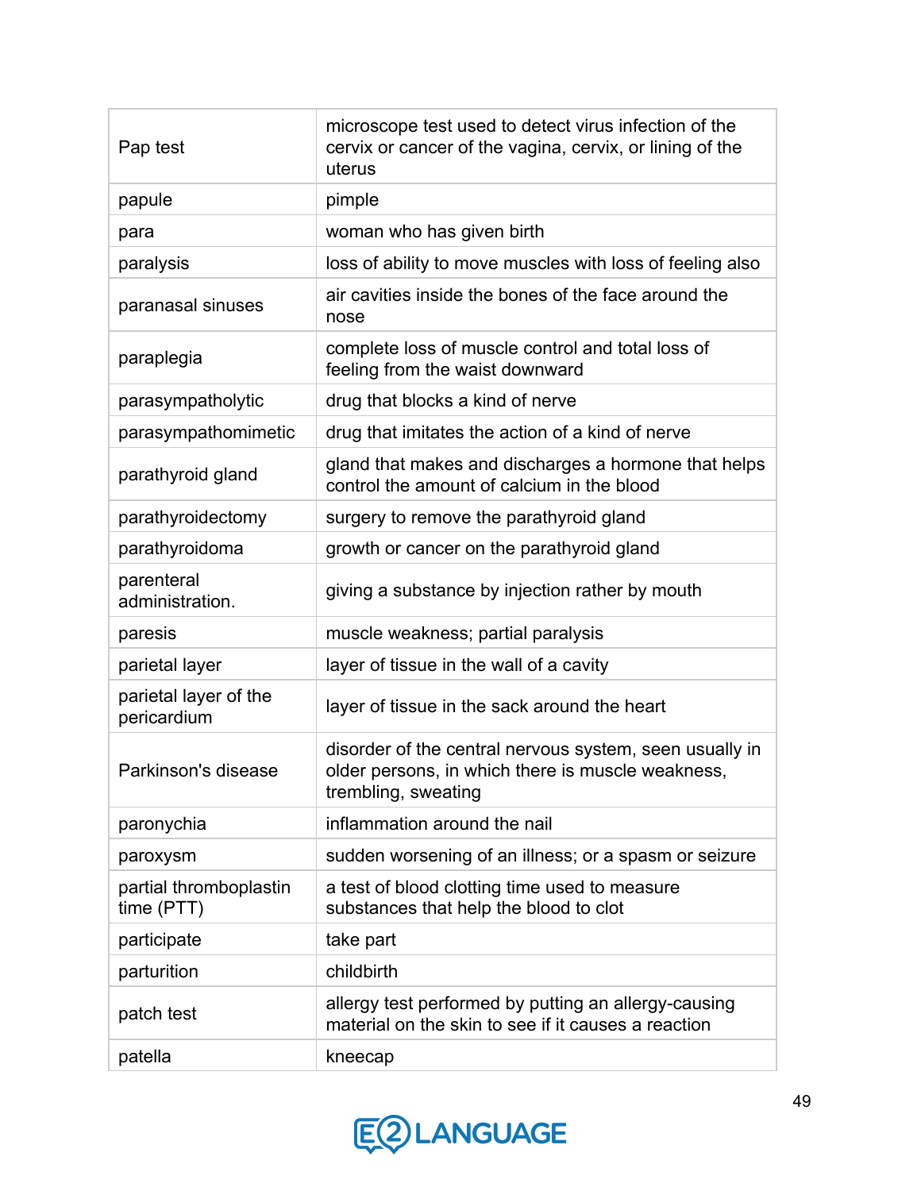| | |
|---|---|
| Pap test | microscope test used to detect virus infection of the cervix or cancer of the vagina, cervix, or lining of the uterus |
| papule | pimple |
| para | woman who has given birth |
| paralysis | loss of ability to move muscles with loss of feeling also |
| paranasal sinuses | air cavities inside the bones of the face around the nose |
| paraplegia | complete loss of muscle control and total loss of feeling from the waist downward |
| parasympatholytic | drug that blocks a kind of nerve |
| parasympathomimetic | drug that imitates the action of a kind of nerve |
| parathyroid gland | gland that makes and discharges a hormone that helps control the amount of calcium in the blood |
| parathyroidectomy | surgery to remove the parathyroid gland |
| parathyroidoma | growth or cancer on the parathyroid gland |
| parenteral administration. | giving a substance by injection rather by mouth |
| paresis | muscle weakness; partial paralysis |
| parietal layer | layer of tissue in the wall of a cavity |
| parietal layer of the pericardium | layer of tissue in the sack around the heart |
| Parkinson's disease | disorder of the central nervous system, seen usually in older persons, in which there is muscle weakness, trembling, sweating |
| paronychia | inflammation around the nail |
| paroxysm | sudden worsening of an illness; or a spasm or seizure |
| partial thromboplastin time (PTT) | a test of blood clotting time used to measure substances that help the blood to clot |
| participate | take part |
| parturition | childbirth |
| patch test | allergy test performed by putting an allergy-causing material on the skin to see if it causes a reaction |
| patella | kneecap |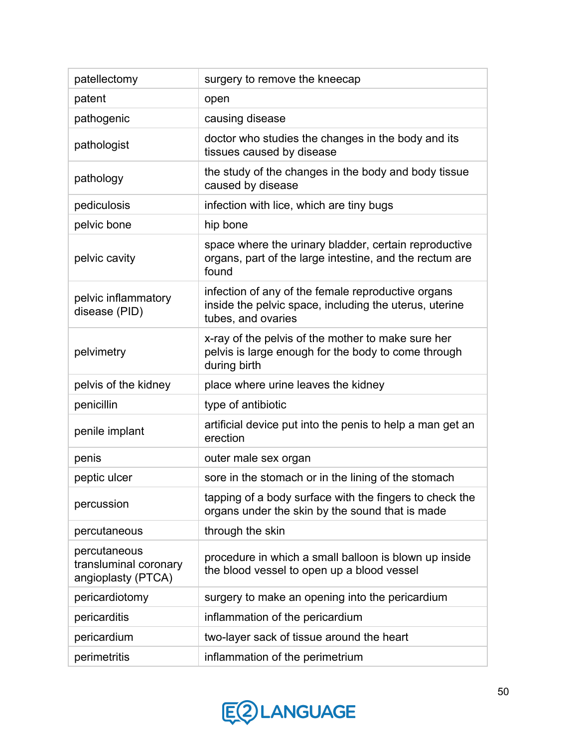| | |
|---|---|
| patellectomy | surgery to remove the kneecap |
| patent | open |
| pathogenic | causing disease |
| pathologist | doctor who studies the changes in the body and its tissues caused by disease |
| pathology | the study of the changes in the body and body tissue caused by disease |
| pediculosis | infection with lice, which are tiny bugs |
| pelvic bone | hip bone |
| pelvic cavity | space where the urinary bladder, certain reproductive organs, part of the large intestine, and the rectum are found |
| pelvic inflammatory disease (PID) | infection of any of the female reproductive organs inside the pelvic space, including the uterus, uterine tubes, and ovaries |
| pelvimetry | x-ray of the pelvis of the mother to make sure her pelvis is large enough for the body to come through during birth |
| pelvis of the kidney | place where urine leaves the kidney |
| penicillin | type of antibiotic |
| penile implant | artificial device put into the penis to help a man get an erection |
| penis | outer male sex organ |
| peptic ulcer | sore in the stomach or in the lining of the stomach |
| percussion | tapping of a body surface with the fingers to check the organs under the skin by the sound that is made |
| percutaneous | through the skin |
| percutaneous transluminal coronary angioplasty (PTCA) | procedure in which a small balloon is blown up inside the blood vessel to open up a blood vessel |
| pericardiotomy | surgery to make an opening into the pericardium |
| pericarditis | inflammation of the pericardium |
| pericardium | two-layer sack of tissue around the heart |
| perimetritis | inflammation of the perimetrium |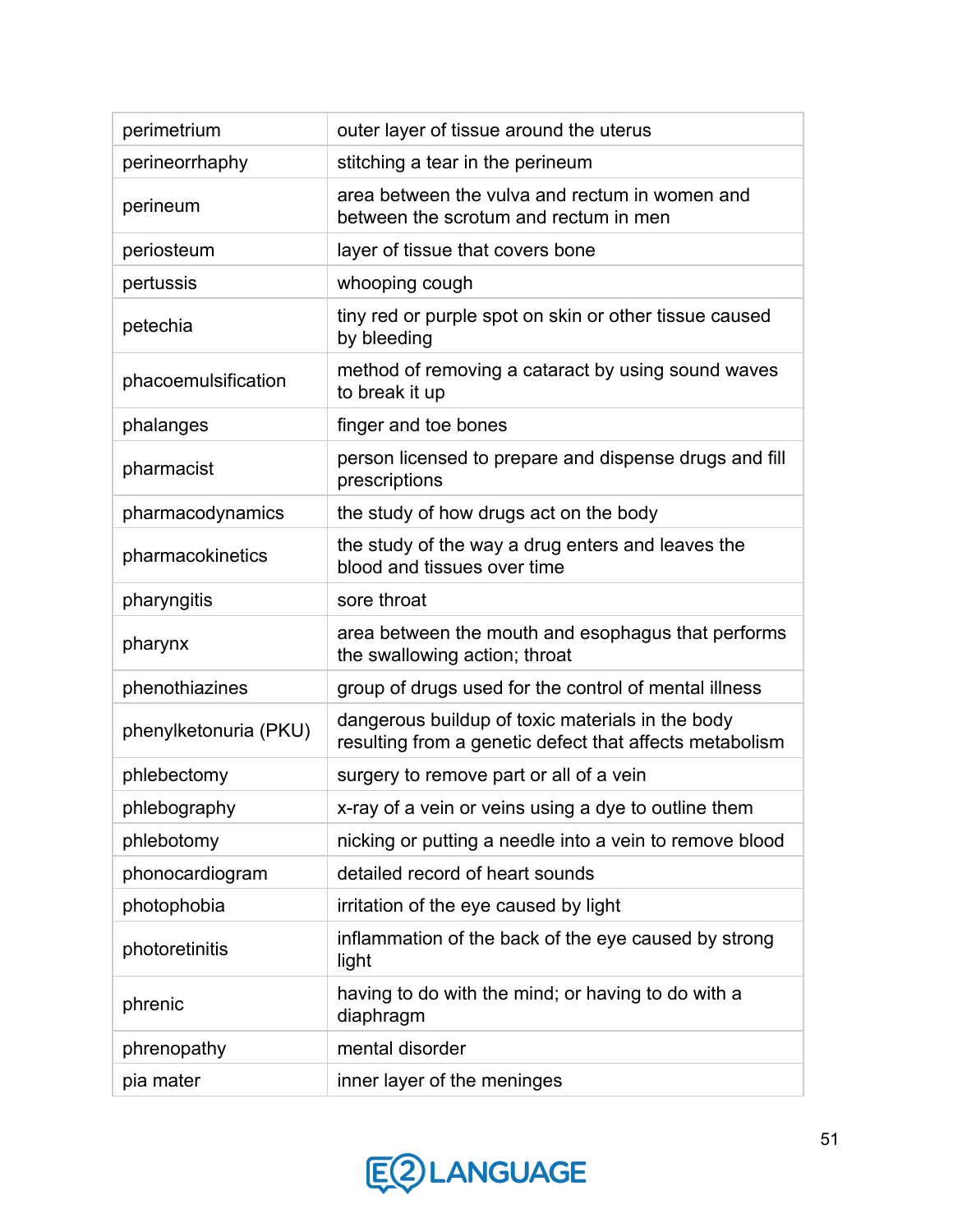| | |
|---|---|
| perimetrium | outer layer of tissue around the uterus |
| perineorrhaphy | stitching a tear in the perineum |
| perineum | area between the vulva and rectum in women and between the scrotum and rectum in men |
| periosteum | layer of tissue that covers bone |
| pertussis | whooping cough |
| petechia | tiny red or purple spot on skin or other tissue caused by bleeding |
| phacoemulsification | method of removing a cataract by using sound waves to break it up |
| phalanges | finger and toe bones |
| pharmacist | person licensed to prepare and dispense drugs and fill prescriptions |
| pharmacodynamics | the study of how drugs act on the body |
| pharmacokinetics | the study of the way a drug enters and leaves the blood and tissues over time |
| pharyngitis | sore throat |
| pharynx | area between the mouth and esophagus that performs the swallowing action; throat |
| phenothiazines | group of drugs used for the control of mental illness |
| phenylketonuria (PKU) | dangerous buildup of toxic materials in the body resulting from a genetic defect that affects metabolism |
| phlebectomy | surgery to remove part or all of a vein |
| phlebography | x-ray of a vein or veins using a dye to outline them |
| phlebotomy | nicking or putting a needle into a vein to remove blood |
| phonocardiogram | detailed record of heart sounds |
| photophobia | irritation of the eye caused by light |
| photoretinitis | inflammation of the back of the eye caused by strong light |
| phrenic | having to do with the mind; or having to do with a diaphragm |
| phrenopathy | mental disorder |
| pia mater | inner layer of the meninges |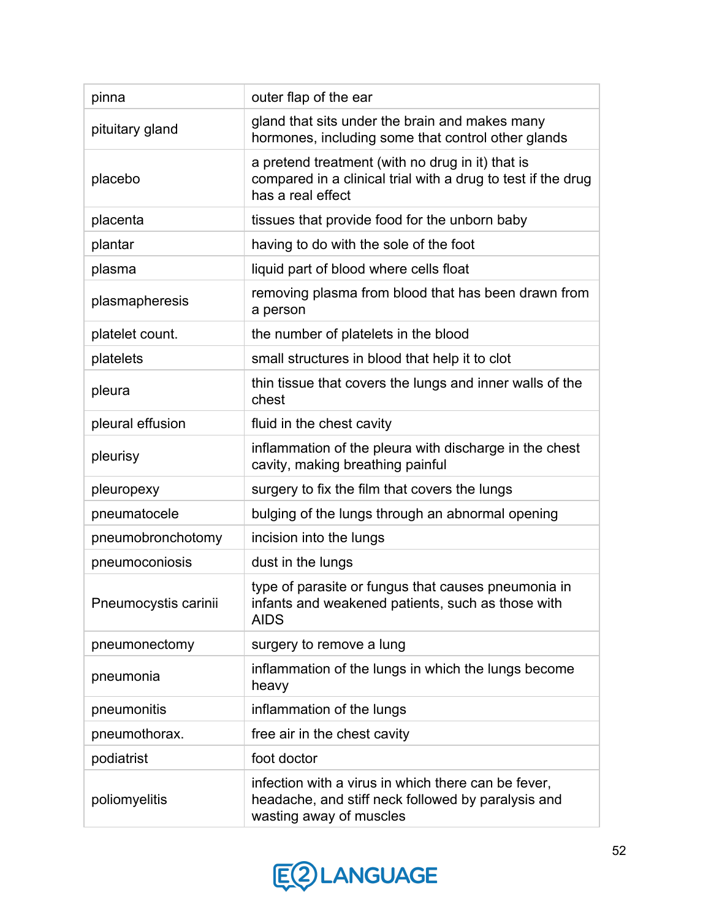| | |
|---|---|
| pinna | outer flap of the ear |
| pituitary gland | gland that sits under the brain and makes many hormones, including some that control other glands |
| placebo | a pretend treatment (with no drug in it) that is compared in a clinical trial with a drug to test if the drug has a real effect |
| placenta | tissues that provide food for the unborn baby |
| plantar | having to do with the sole of the foot |
| plasma | liquid part of blood where cells float |
| plasmapheresis | removing plasma from blood that has been drawn from a person |
| platelet count. | the number of platelets in the blood |
| platelets | small structures in blood that help it to clot |
| pleura | thin tissue that covers the lungs and inner walls of the chest |
| pleural effusion | fluid in the chest cavity |
| pleurisy | inflammation of the pleura with discharge in the chest cavity, making breathing painful |
| pleuropexy | surgery to fix the film that covers the lungs |
| pneumatocele | bulging of the lungs through an abnormal opening |
| pneumobronchotomy | incision into the lungs |
| pneumoconiosis | dust in the lungs |
| Pneumocystis carinii | type of parasite or fungus that causes pneumonia in infants and weakened patients, such as those with AIDS |
| pneumonectomy | surgery to remove a lung |
| pneumonia | inflammation of the lungs in which the lungs become heavy |
| pneumonitis | inflammation of the lungs |
| pneumothorax. | free air in the chest cavity |
| podiatrist | foot doctor |
| poliomyelitis | infection with a virus in which there can be fever, headache, and stiff neck followed by paralysis and wasting away of muscles |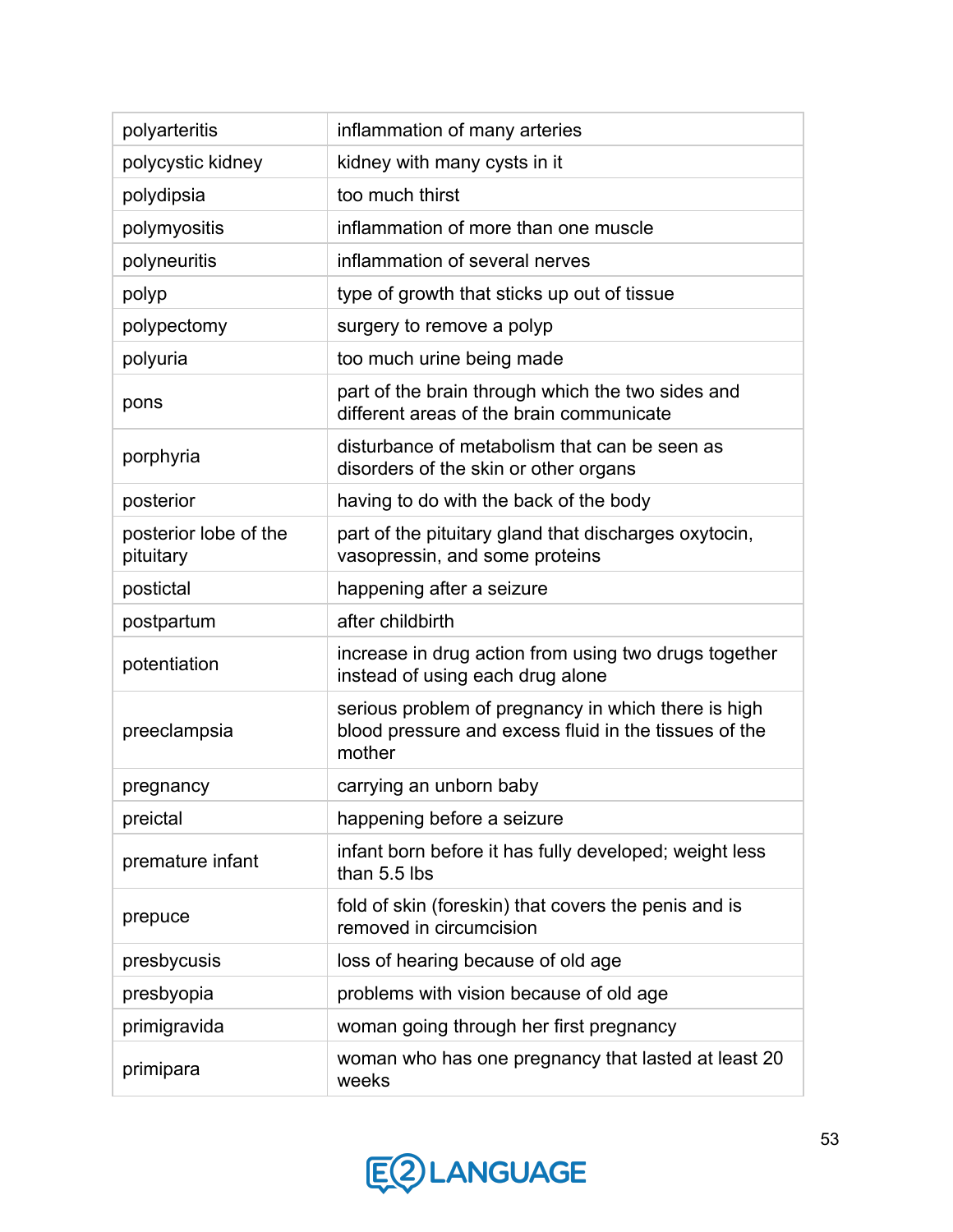| | |
|---|---|
| polyarteritis | inflammation of many arteries |
| polycystic kidney | kidney with many cysts in it |
| polydipsia | too much thirst |
| polymyositis | inflammation of more than one muscle |
| polyneuritis | inflammation of several nerves |
| polyp | type of growth that sticks up out of tissue |
| polypectomy | surgery to remove a polyp |
| polyuria | too much urine being made |
| pons | part of the brain through which the two sides and different areas of the brain communicate |
| porphyria | disturbance of metabolism that can be seen as disorders of the skin or other organs |
| posterior | having to do with the back of the body |
| posterior lobe of the pituitary | part of the pituitary gland that discharges oxytocin, vasopressin, and some proteins |
| postictal | happening after a seizure |
| postpartum | after childbirth |
| potentiation | increase in drug action from using two drugs together instead of using each drug alone |
| preeclampsia | serious problem of pregnancy in which there is high blood pressure and excess fluid in the tissues of the mother |
| pregnancy | carrying an unborn baby |
| preictal | happening before a seizure |
| premature infant | infant born before it has fully developed; weight less than 5.5 lbs |
| prepuce | fold of skin (foreskin) that covers the penis and is removed in circumcision |
| presbycusis | loss of hearing because of old age |
| presbyopia | problems with vision because of old age |
| primigravida | woman going through her first pregnancy |
| primipara | woman who has one pregnancy that lasted at least 20 weeks |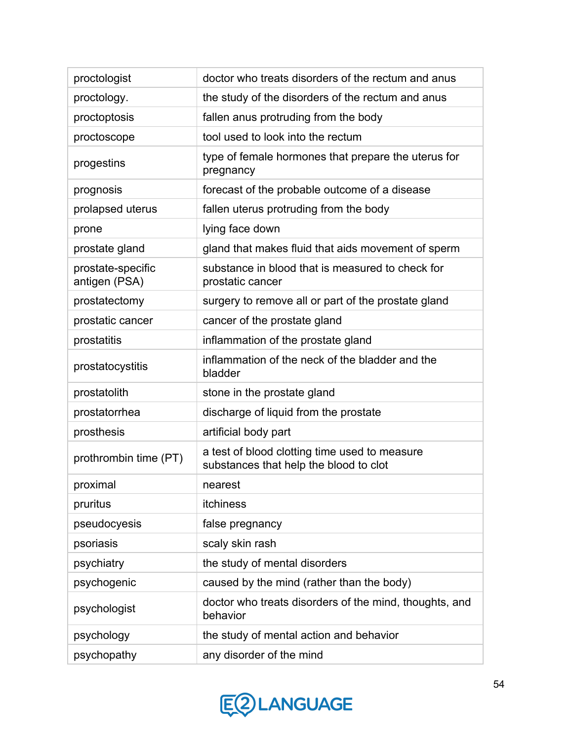| | |
|---|---|
| proctologist | doctor who treats disorders of the rectum and anus |
| proctology. | the study of the disorders of the rectum and anus |
| proctoptosis | fallen anus protruding from the body |
| proctoscope | tool used to look into the rectum |
| progestins | type of female hormones that prepare the uterus for pregnancy |
| prognosis | forecast of the probable outcome of a disease |
| prolapsed uterus | fallen uterus protruding from the body |
| prone | lying face down |
| prostate gland | gland that makes fluid that aids movement of sperm |
| prostate-specific antigen (PSA) | substance in blood that is measured to check for prostatic cancer |
| prostatectomy | surgery to remove all or part of the prostate gland |
| prostatic cancer | cancer of the prostate gland |
| prostatitis | inflammation of the prostate gland |
| prostatocystitis | inflammation of the neck of the bladder and the bladder |
| prostatolith | stone in the prostate gland |
| prostatorrhea | discharge of liquid from the prostate |
| prosthesis | artificial body part |
| prothrombin time (PT) | a test of blood clotting time used to measure substances that help the blood to clot |
| proximal | nearest |
| pruritus | itchiness |
| pseudocyesis | false pregnancy |
| psoriasis | scaly skin rash |
| psychiatry | the study of mental disorders |
| psychogenic | caused by the mind (rather than the body) |
| psychologist | doctor who treats disorders of the mind, thoughts, and behavior |
| psychology | the study of mental action and behavior |
| psychopathy | any disorder of the mind |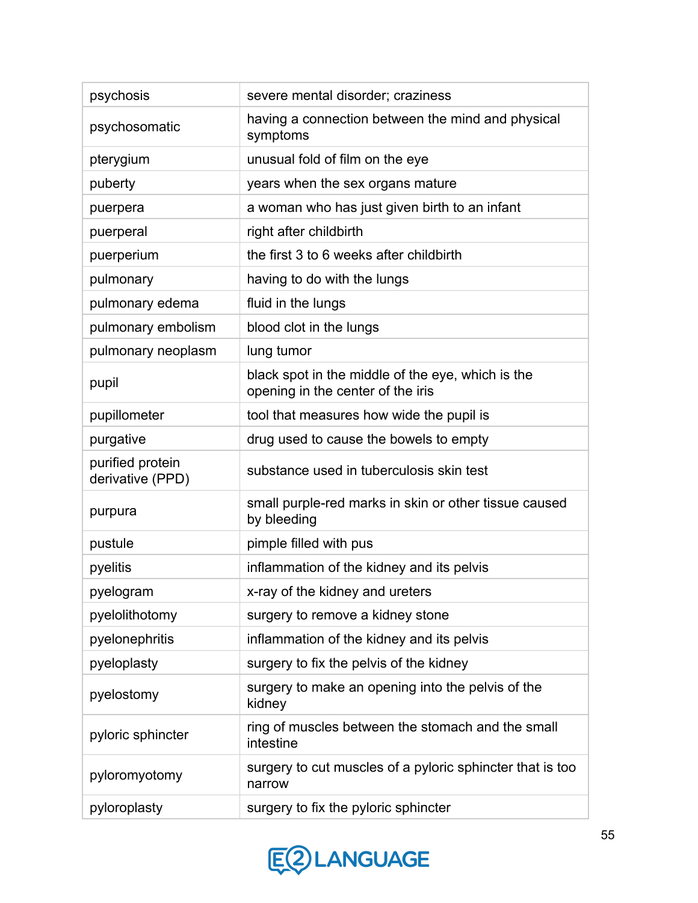| | |
|---|---|
| psychosis | severe mental disorder; craziness |
| psychosomatic | having a connection between the mind and physical symptoms |
| pterygium | unusual fold of film on the eye |
| puberty | years when the sex organs mature |
| puerpera | a woman who has just given birth to an infant |
| puerperal | right after childbirth |
| puerperium | the first 3 to 6 weeks after childbirth |
| pulmonary | having to do with the lungs |
| pulmonary edema | fluid in the lungs |
| pulmonary embolism | blood clot in the lungs |
| pulmonary neoplasm | lung tumor |
| pupil | black spot in the middle of the eye, which is the opening in the center of the iris |
| pupillometer | tool that measures how wide the pupil is |
| purgative | drug used to cause the bowels to empty |
| purified protein derivative (PPD) | substance used in tuberculosis skin test |
| purpura | small purple-red marks in skin or other tissue caused by bleeding |
| pustule | pimple filled with pus |
| pyelitis | inflammation of the kidney and its pelvis |
| pyelogram | x-ray of the kidney and ureters |
| pyelolithotomy | surgery to remove a kidney stone |
| pyelonephritis | inflammation of the kidney and its pelvis |
| pyeloplasty | surgery to fix the pelvis of the kidney |
| pyelostomy | surgery to make an opening into the pelvis of the kidney |
| pyloric sphincter | ring of muscles between the stomach and the small intestine |
| pyloromyotomy | surgery to cut muscles of a pyloric sphincter that is too narrow |
| pyloroplasty | surgery to fix the pyloric sphincter |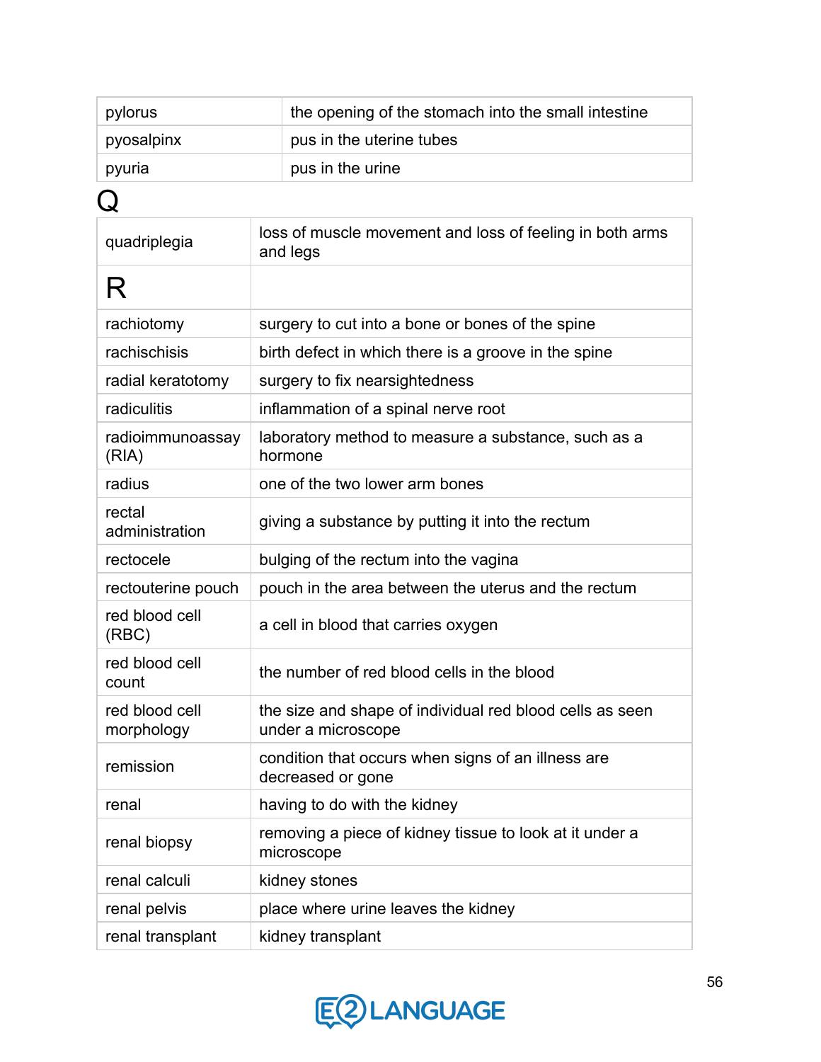| | |
|---|---|
| pylorus | the opening of the stomach into the small intestine |
| pyosalpinx | pus in the uterine tubes |
| pyuria | pus in the urine |

# Q

| | |
|---|---|
| quadriplegia | loss of muscle movement and loss of feeling in both arms and legs |

# R

| | |
|---|---|
| rachiotomy | surgery to cut into a bone or bones of the spine |
| rachischisis | birth defect in which there is a groove in the spine |
| radial keratotomy | surgery to fix nearsightedness |
| radiculitis | inflammation of a spinal nerve root |
| radioimmunoassay (RIA) | laboratory method to measure a substance, such as a hormone |
| radius | one of the two lower arm bones |
| rectal administration | giving a substance by putting it into the rectum |
| rectocele | bulging of the rectum into the vagina |
| rectouterine pouch | pouch in the area between the uterus and the rectum |
| red blood cell (RBC) | a cell in blood that carries oxygen |
| red blood cell count | the number of red blood cells in the blood |
| red blood cell morphology | the size and shape of individual red blood cells as seen under a microscope |
| remission | condition that occurs when signs of an illness are decreased or gone |
| renal | having to do with the kidney |
| renal biopsy | removing a piece of kidney tissue to look at it under a microscope |
| renal calculi | kidney stones |
| renal pelvis | place where urine leaves the kidney |
| renal transplant | kidney transplant |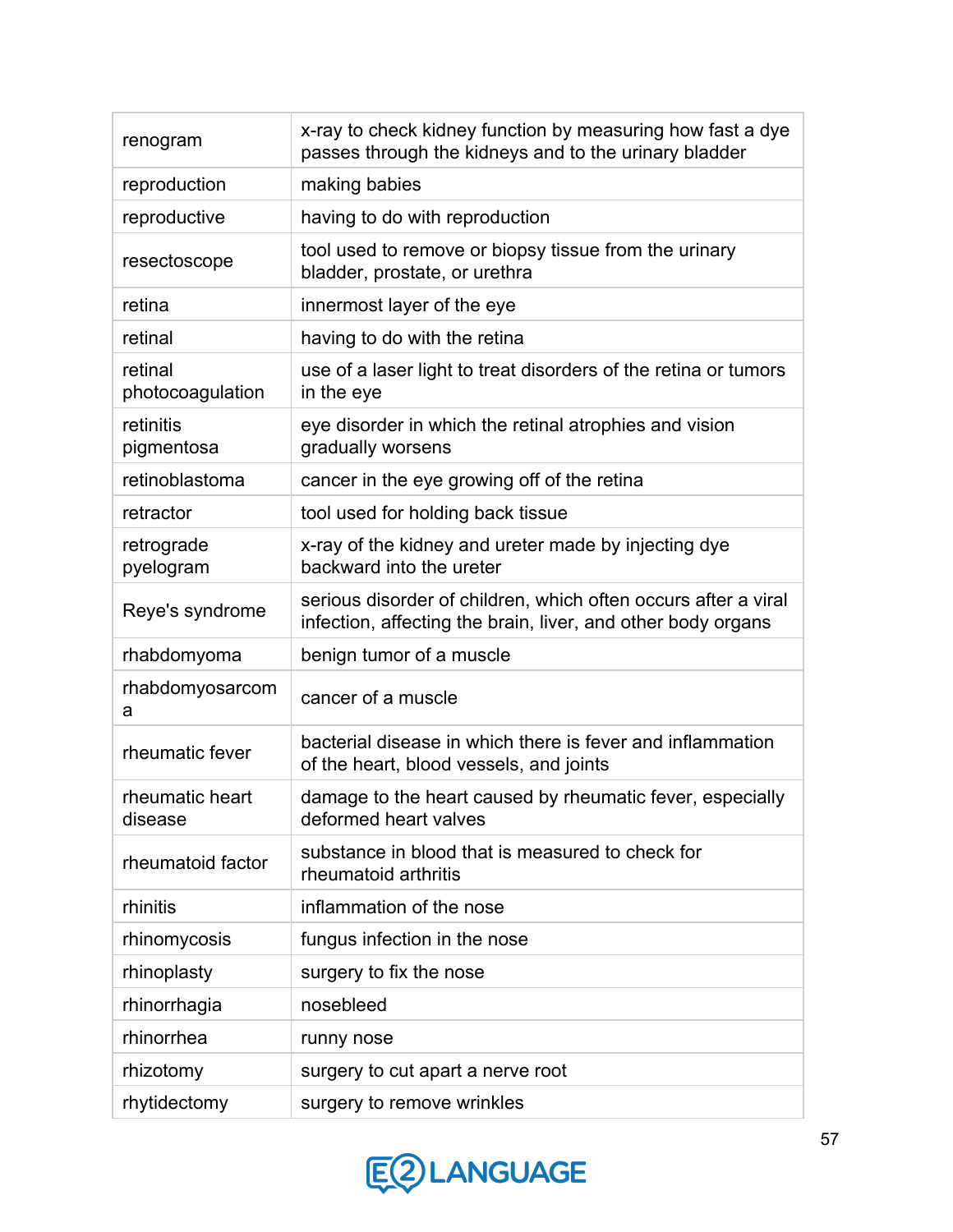| | |
|---|---|
| renogram | x-ray to check kidney function by measuring how fast a dye passes through the kidneys and to the urinary bladder |
| reproduction | making babies |
| reproductive | having to do with reproduction |
| resectoscope | tool used to remove or biopsy tissue from the urinary bladder, prostate, or urethra |
| retina | innermost layer of the eye |
| retinal | having to do with the retina |
| retinal photocoagulation | use of a laser light to treat disorders of the retina or tumors in the eye |
| retinitis pigmentosa | eye disorder in which the retinal atrophies and vision gradually worsens |
| retinoblastoma | cancer in the eye growing off of the retina |
| retractor | tool used for holding back tissue |
| retrograde pyelogram | x-ray of the kidney and ureter made by injecting dye backward into the ureter |
| Reye's syndrome | serious disorder of children, which often occurs after a viral infection, affecting the brain, liver, and other body organs |
| rhabdomyoma | benign tumor of a muscle |
| rhabdomyosarcoma | cancer of a muscle |
| rheumatic fever | bacterial disease in which there is fever and inflammation of the heart, blood vessels, and joints |
| rheumatic heart disease | damage to the heart caused by rheumatic fever, especially deformed heart valves |
| rheumatoid factor | substance in blood that is measured to check for rheumatoid arthritis |
| rhinitis | inflammation of the nose |
| rhinomycosis | fungus infection in the nose |
| rhinoplasty | surgery to fix the nose |
| rhinorrhagia | nosebleed |
| rhinorrhea | runny nose |
| rhizotomy | surgery to cut apart a nerve root |
| rhytidectomy | surgery to remove wrinkles |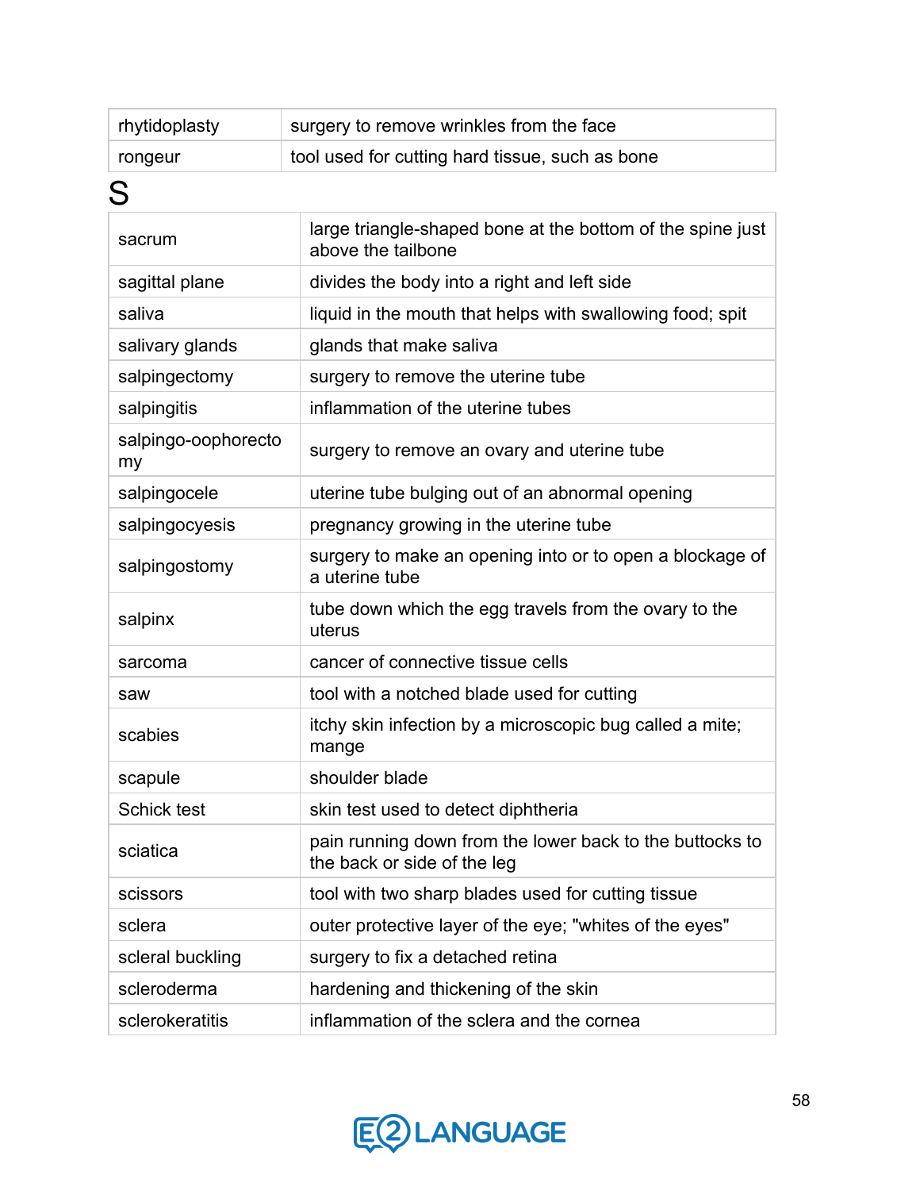| | |
|---|---|
| rhytidoplasty | surgery to remove wrinkles from the face |
| rongeur | tool used for cutting hard tissue, such as bone |

# S

| | |
|---|---|
| sacrum | large triangle-shaped bone at the bottom of the spine just above the tailbone |
| sagittal plane | divides the body into a right and left side |
| saliva | liquid in the mouth that helps with swallowing food; spit |
| salivary glands | glands that make saliva |
| salpingectomy | surgery to remove the uterine tube |
| salpingitis | inflammation of the uterine tubes |
| salpingo-oophorectomy | surgery to remove an ovary and uterine tube |
| salpingocele | uterine tube bulging out of an abnormal opening |
| salpingocyesis | pregnancy growing in the uterine tube |
| salpingostomy | surgery to make an opening into or to open a blockage of a uterine tube |
| salpinx | tube down which the egg travels from the ovary to the uterus |
| sarcoma | cancer of connective tissue cells |
| saw | tool with a notched blade used for cutting |
| scabies | itchy skin infection by a microscopic bug called a mite; mange |
| scapule | shoulder blade |
| Schick test | skin test used to detect diphtheria |
| sciatica | pain running down from the lower back to the buttocks to the back or side of the leg |
| scissors | tool with two sharp blades used for cutting tissue |
| sclera | outer protective layer of the eye; "whites of the eyes" |
| scleral buckling | surgery to fix a detached retina |
| scleroderma | hardening and thickening of the skin |
| sclerokeratitis | inflammation of the sclera and the cornea |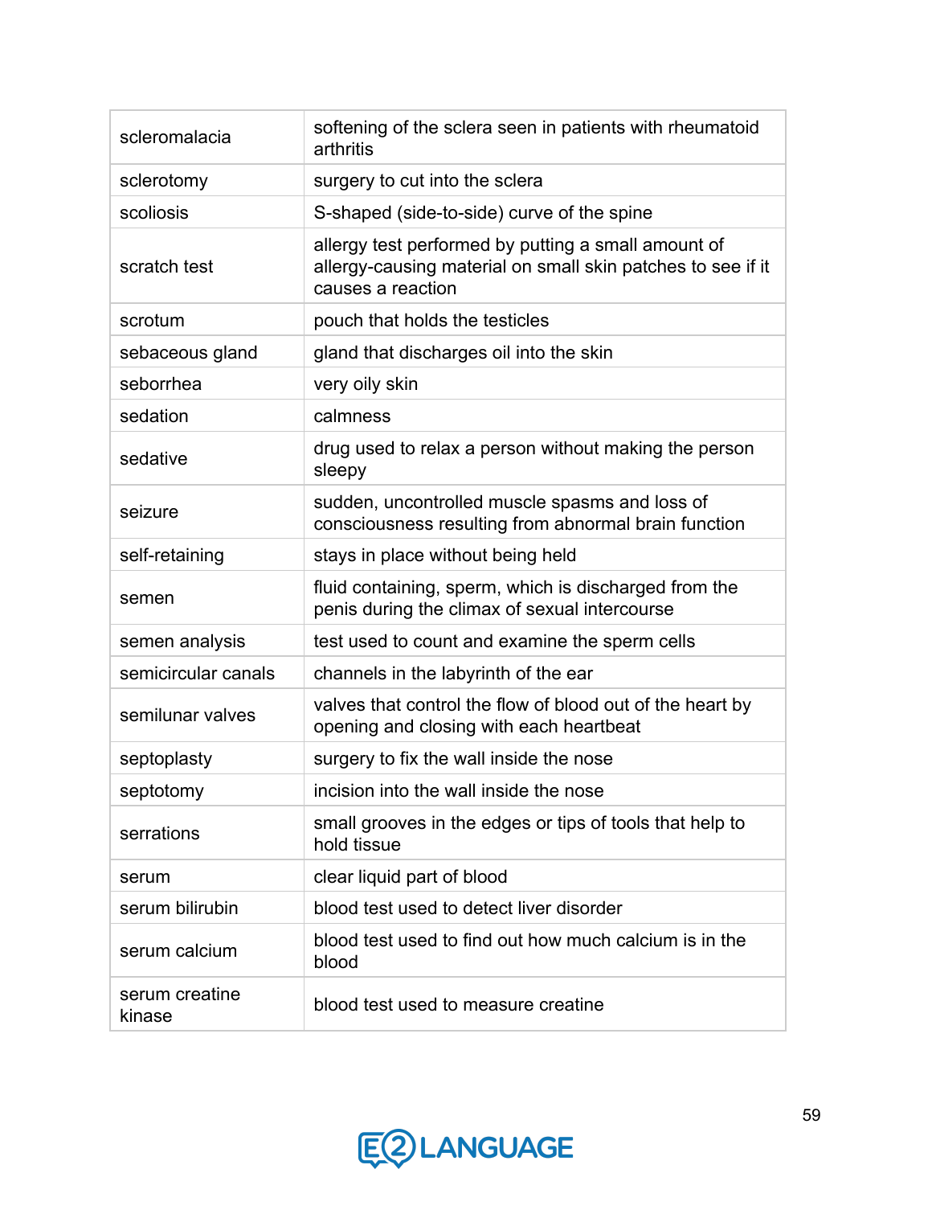| | |
|---|---|
| scleromalacia | softening of the sclera seen in patients with rheumatoid arthritis |
| sclerotomy | surgery to cut into the sclera |
| scoliosis | S-shaped (side-to-side) curve of the spine |
| scratch test | allergy test performed by putting a small amount of allergy-causing material on small skin patches to see if it causes a reaction |
| scrotum | pouch that holds the testicles |
| sebaceous gland | gland that discharges oil into the skin |
| seborrhea | very oily skin |
| sedation | calmness |
| sedative | drug used to relax a person without making the person sleepy |
| seizure | sudden, uncontrolled muscle spasms and loss of consciousness resulting from abnormal brain function |
| self-retaining | stays in place without being held |
| semen | fluid containing, sperm, which is discharged from the penis during the climax of sexual intercourse |
| semen analysis | test used to count and examine the sperm cells |
| semicircular canals | channels in the labyrinth of the ear |
| semilunar valves | valves that control the flow of blood out of the heart by opening and closing with each heartbeat |
| septoplasty | surgery to fix the wall inside the nose |
| septotomy | incision into the wall inside the nose |
| serrations | small grooves in the edges or tips of tools that help to hold tissue |
| serum | clear liquid part of blood |
| serum bilirubin | blood test used to detect liver disorder |
| serum calcium | blood test used to find out how much calcium is in the blood |
| serum creatine kinase | blood test used to measure creatine |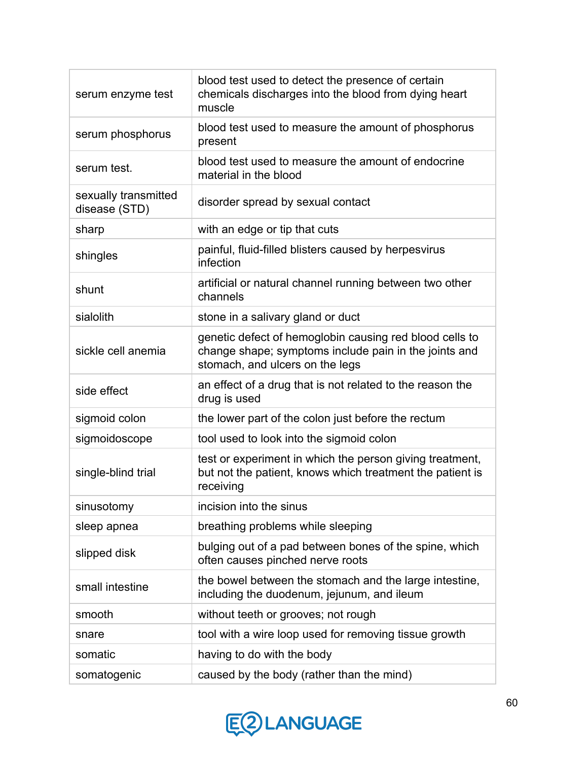| | |
|---|---|
| serum enzyme test | blood test used to detect the presence of certain chemicals discharges into the blood from dying heart muscle |
| serum phosphorus | blood test used to measure the amount of phosphorus present |
| serum test. | blood test used to measure the amount of endocrine material in the blood |
| sexually transmitted disease (STD) | disorder spread by sexual contact |
| sharp | with an edge or tip that cuts |
| shingles | painful, fluid-filled blisters caused by herpesvirus infection |
| shunt | artificial or natural channel running between two other channels |
| sialolith | stone in a salivary gland or duct |
| sickle cell anemia | genetic defect of hemoglobin causing red blood cells to change shape; symptoms include pain in the joints and stomach, and ulcers on the legs |
| side effect | an effect of a drug that is not related to the reason the drug is used |
| sigmoid colon | the lower part of the colon just before the rectum |
| sigmoidoscope | tool used to look into the sigmoid colon |
| single-blind trial | test or experiment in which the person giving treatment, but not the patient, knows which treatment the patient is receiving |
| sinusotomy | incision into the sinus |
| sleep apnea | breathing problems while sleeping |
| slipped disk | bulging out of a pad between bones of the spine, which often causes pinched nerve roots |
| small intestine | the bowel between the stomach and the large intestine, including the duodenum, jejunum, and ileum |
| smooth | without teeth or grooves; not rough |
| snare | tool with a wire loop used for removing tissue growth |
| somatic | having to do with the body |
| somatogenic | caused by the body (rather than the mind) |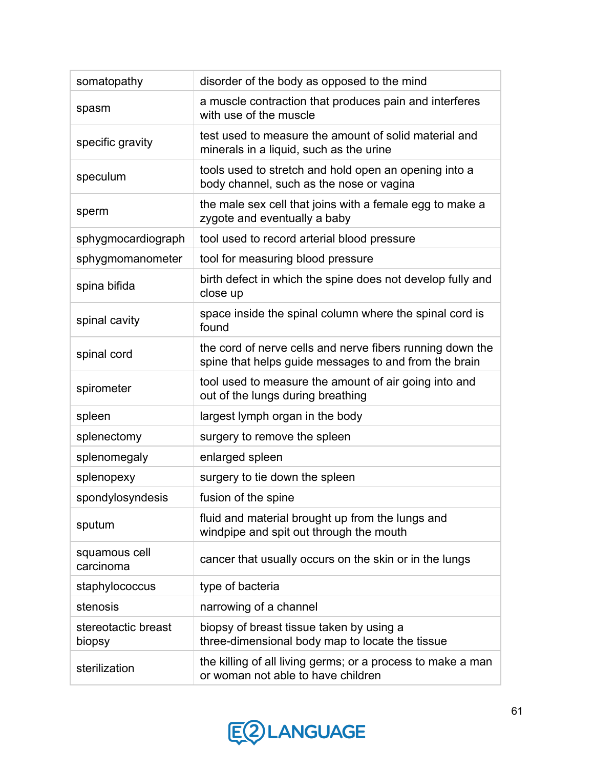| | |
|---|---|
| somatopathy | disorder of the body as opposed to the mind |
| spasm | a muscle contraction that produces pain and interferes with use of the muscle |
| specific gravity | test used to measure the amount of solid material and minerals in a liquid, such as the urine |
| speculum | tools used to stretch and hold open an opening into a body channel, such as the nose or vagina |
| sperm | the male sex cell that joins with a female egg to make a zygote and eventually a baby |
| sphygmocardiograph | tool used to record arterial blood pressure |
| sphygmomanometer | tool for measuring blood pressure |
| spina bifida | birth defect in which the spine does not develop fully and close up |
| spinal cavity | space inside the spinal column where the spinal cord is found |
| spinal cord | the cord of nerve cells and nerve fibers running down the spine that helps guide messages to and from the brain |
| spirometer | tool used to measure the amount of air going into and out of the lungs during breathing |
| spleen | largest lymph organ in the body |
| splenectomy | surgery to remove the spleen |
| splenomegaly | enlarged spleen |
| splenopexy | surgery to tie down the spleen |
| spondylosyndesis | fusion of the spine |
| sputum | fluid and material brought up from the lungs and windpipe and spit out through the mouth |
| squamous cell carcinoma | cancer that usually occurs on the skin or in the lungs |
| staphylococcus | type of bacteria |
| stenosis | narrowing of a channel |
| stereotactic breast biopsy | biopsy of breast tissue taken by using a three-dimensional body map to locate the tissue |
| sterilization | the killing of all living germs; or a process to make a man or woman not able to have children |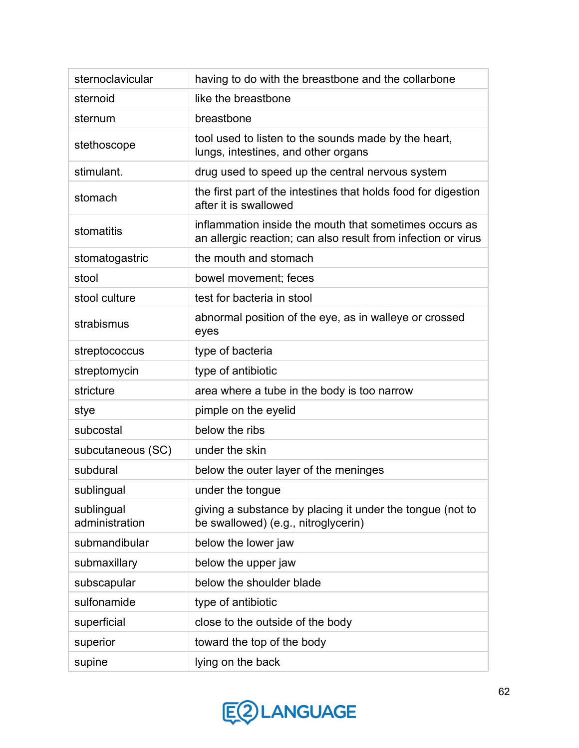| | |
|---|---|
| sternoclavicular | having to do with the breastbone and the collarbone |
| sternoid | like the breastbone |
| sternum | breastbone |
| stethoscope | tool used to listen to the sounds made by the heart, lungs, intestines, and other organs |
| stimulant. | drug used to speed up the central nervous system |
| stomach | the first part of the intestines that holds food for digestion after it is swallowed |
| stomatitis | inflammation inside the mouth that sometimes occurs as an allergic reaction; can also result from infection or virus |
| stomatogastric | the mouth and stomach |
| stool | bowel movement; feces |
| stool culture | test for bacteria in stool |
| strabismus | abnormal position of the eye, as in walleye or crossed eyes |
| streptococcus | type of bacteria |
| streptomycin | type of antibiotic |
| stricture | area where a tube in the body is too narrow |
| stye | pimple on the eyelid |
| subcostal | below the ribs |
| subcutaneous (SC) | under the skin |
| subdural | below the outer layer of the meninges |
| sublingual | under the tongue |
| sublingual administration | giving a substance by placing it under the tongue (not to be swallowed) (e.g., nitroglycerin) |
| submandibular | below the lower jaw |
| submaxillary | below the upper jaw |
| subscapular | below the shoulder blade |
| sulfonamide | type of antibiotic |
| superficial | close to the outside of the body |
| superior | toward the top of the body |
| supine | lying on the back |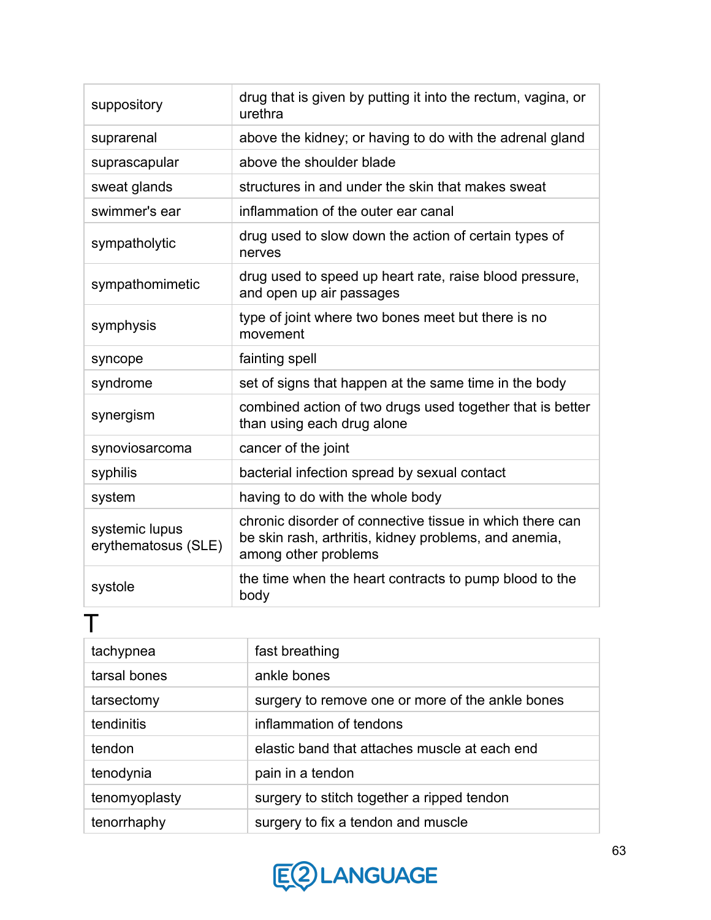| | |
|---|---|
| suppository | drug that is given by putting it into the rectum, vagina, or urethra |
| suprarenal | above the kidney; or having to do with the adrenal gland |
| suprascapular | above the shoulder blade |
| sweat glands | structures in and under the skin that makes sweat |
| swimmer's ear | inflammation of the outer ear canal |
| sympatholytic | drug used to slow down the action of certain types of nerves |
| sympathomimetic | drug used to speed up heart rate, raise blood pressure, and open up air passages |
| symphysis | type of joint where two bones meet but there is no movement |
| syncope | fainting spell |
| syndrome | set of signs that happen at the same time in the body |
| synergism | combined action of two drugs used together that is better than using each drug alone |
| synoviosarcoma | cancer of the joint |
| syphilis | bacterial infection spread by sexual contact |
| system | having to do with the whole body |
| systemic lupus erythematosus (SLE) | chronic disorder of connective tissue in which there can be skin rash, arthritis, kidney problems, and anemia, among other problems |
| systole | the time when the heart contracts to pump blood to the body |

# T

| | |
|---|---|
| tachypnea | fast breathing |
| tarsal bones | ankle bones |
| tarsectomy | surgery to remove one or more of the ankle bones |
| tendinitis | inflammation of tendons |
| tendon | elastic band that attaches muscle at each end |
| tenodynia | pain in a tendon |
| tenomyoplasty | surgery to stitch together a ripped tendon |
| tenorrhaphy | surgery to fix a tendon and muscle |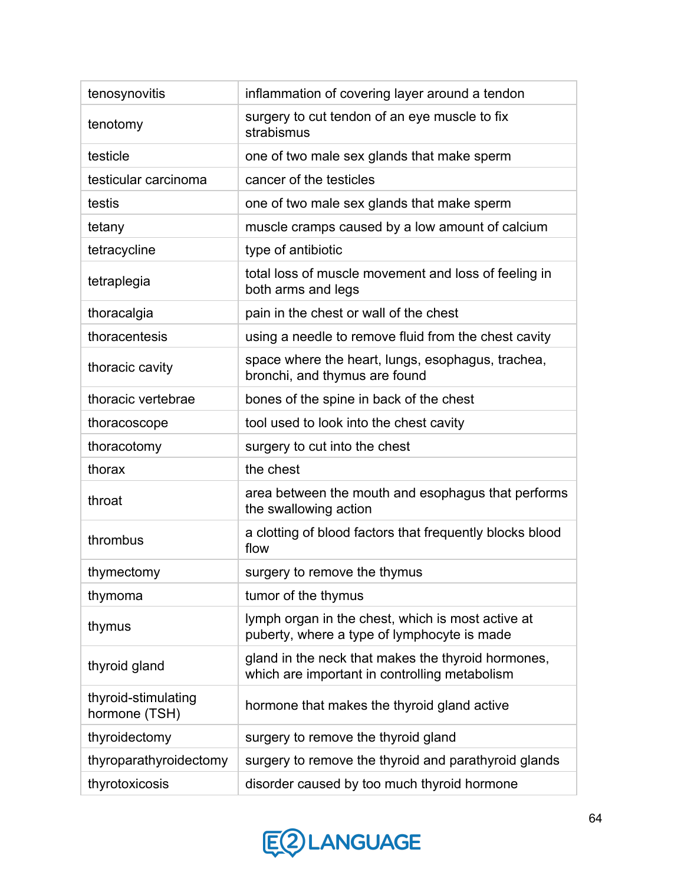| | |
|---|---|
| tenosynovitis | inflammation of covering layer around a tendon |
| tenotomy | surgery to cut tendon of an eye muscle to fix strabismus |
| testicle | one of two male sex glands that make sperm |
| testicular carcinoma | cancer of the testicles |
| testis | one of two male sex glands that make sperm |
| tetany | muscle cramps caused by a low amount of calcium |
| tetracycline | type of antibiotic |
| tetraplegia | total loss of muscle movement and loss of feeling in both arms and legs |
| thoracalgia | pain in the chest or wall of the chest |
| thoracentesis | using a needle to remove fluid from the chest cavity |
| thoracic cavity | space where the heart, lungs, esophagus, trachea, bronchi, and thymus are found |
| thoracic vertebrae | bones of the spine in back of the chest |
| thoracoscope | tool used to look into the chest cavity |
| thoracotomy | surgery to cut into the chest |
| thorax | the chest |
| throat | area between the mouth and esophagus that performs the swallowing action |
| thrombus | a clotting of blood factors that frequently blocks blood flow |
| thymectomy | surgery to remove the thymus |
| thymoma | tumor of the thymus |
| thymus | lymph organ in the chest, which is most active at puberty, where a type of lymphocyte is made |
| thyroid gland | gland in the neck that makes the thyroid hormones, which are important in controlling metabolism |
| thyroid-stimulating hormone (TSH) | hormone that makes the thyroid gland active |
| thyroidectomy | surgery to remove the thyroid gland |
| thyroparathyroidectomy | surgery to remove the thyroid and parathyroid glands |
| thyrotoxicosis | disorder caused by too much thyroid hormone |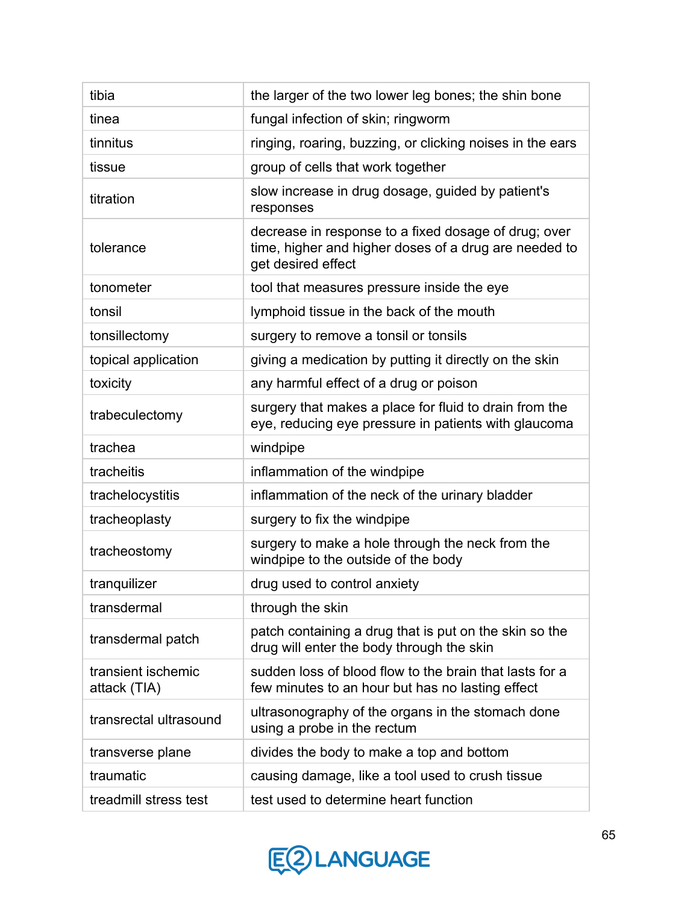| | |
|---|---|
| tibia | the larger of the two lower leg bones; the shin bone |
| tinea | fungal infection of skin; ringworm |
| tinnitus | ringing, roaring, buzzing, or clicking noises in the ears |
| tissue | group of cells that work together |
| titration | slow increase in drug dosage, guided by patient's responses |
| tolerance | decrease in response to a fixed dosage of drug; over time, higher and higher doses of a drug are needed to get desired effect |
| tonometer | tool that measures pressure inside the eye |
| tonsil | lymphoid tissue in the back of the mouth |
| tonsillectomy | surgery to remove a tonsil or tonsils |
| topical application | giving a medication by putting it directly on the skin |
| toxicity | any harmful effect of a drug or poison |
| trabeculectomy | surgery that makes a place for fluid to drain from the eye, reducing eye pressure in patients with glaucoma |
| trachea | windpipe |
| tracheitis | inflammation of the windpipe |
| trachelocystitis | inflammation of the neck of the urinary bladder |
| tracheoplasty | surgery to fix the windpipe |
| tracheostomy | surgery to make a hole through the neck from the windpipe to the outside of the body |
| tranquilizer | drug used to control anxiety |
| transdermal | through the skin |
| transdermal patch | patch containing a drug that is put on the skin so the drug will enter the body through the skin |
| transient ischemic attack (TIA) | sudden loss of blood flow to the brain that lasts for a few minutes to an hour but has no lasting effect |
| transrectal ultrasound | ultrasonography of the organs in the stomach done using a probe in the rectum |
| transverse plane | divides the body to make a top and bottom |
| traumatic | causing damage, like a tool used to crush tissue |
| treadmill stress test | test used to determine heart function |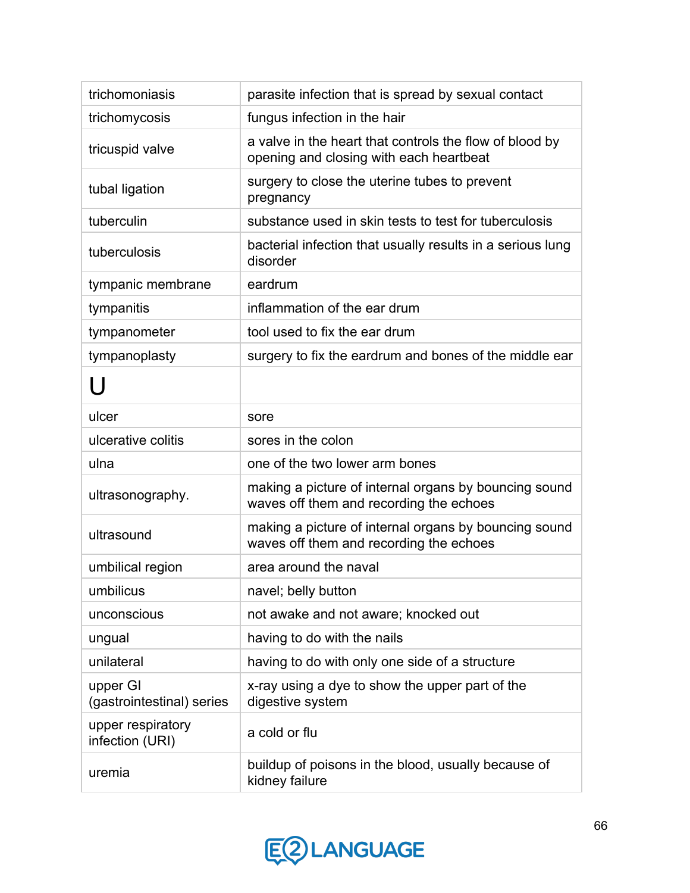| | |
|---|---|
| trichomoniasis | parasite infection that is spread by sexual contact |
| trichomycosis | fungus infection in the hair |
| tricuspid valve | a valve in the heart that controls the flow of blood by opening and closing with each heartbeat |
| tubal ligation | surgery to close the uterine tubes to prevent pregnancy |
| tuberculin | substance used in skin tests to test for tuberculosis |
| tuberculosis | bacterial infection that usually results in a serious lung disorder |
| tympanic membrane | eardrum |
| tympanitis | inflammation of the ear drum |
| tympanometer | tool used to fix the ear drum |
| tympanoplasty | surgery to fix the eardrum and bones of the middle ear |
| **U** | |
| ulcer | sore |
| ulcerative colitis | sores in the colon |
| ulna | one of the two lower arm bones |
| ultrasonography. | making a picture of internal organs by bouncing sound waves off them and recording the echoes |
| ultrasound | making a picture of internal organs by bouncing sound waves off them and recording the echoes |
| umbilical region | area around the naval |
| umbilicus | navel; belly button |
| unconscious | not awake and not aware; knocked out |
| ungual | having to do with the nails |
| unilateral | having to do with only one side of a structure |
| upper GI (gastrointestinal) series | x-ray using a dye to show the upper part of the digestive system |
| upper respiratory infection (URI) | a cold or flu |
| uremia | buildup of poisons in the blood, usually because of kidney failure |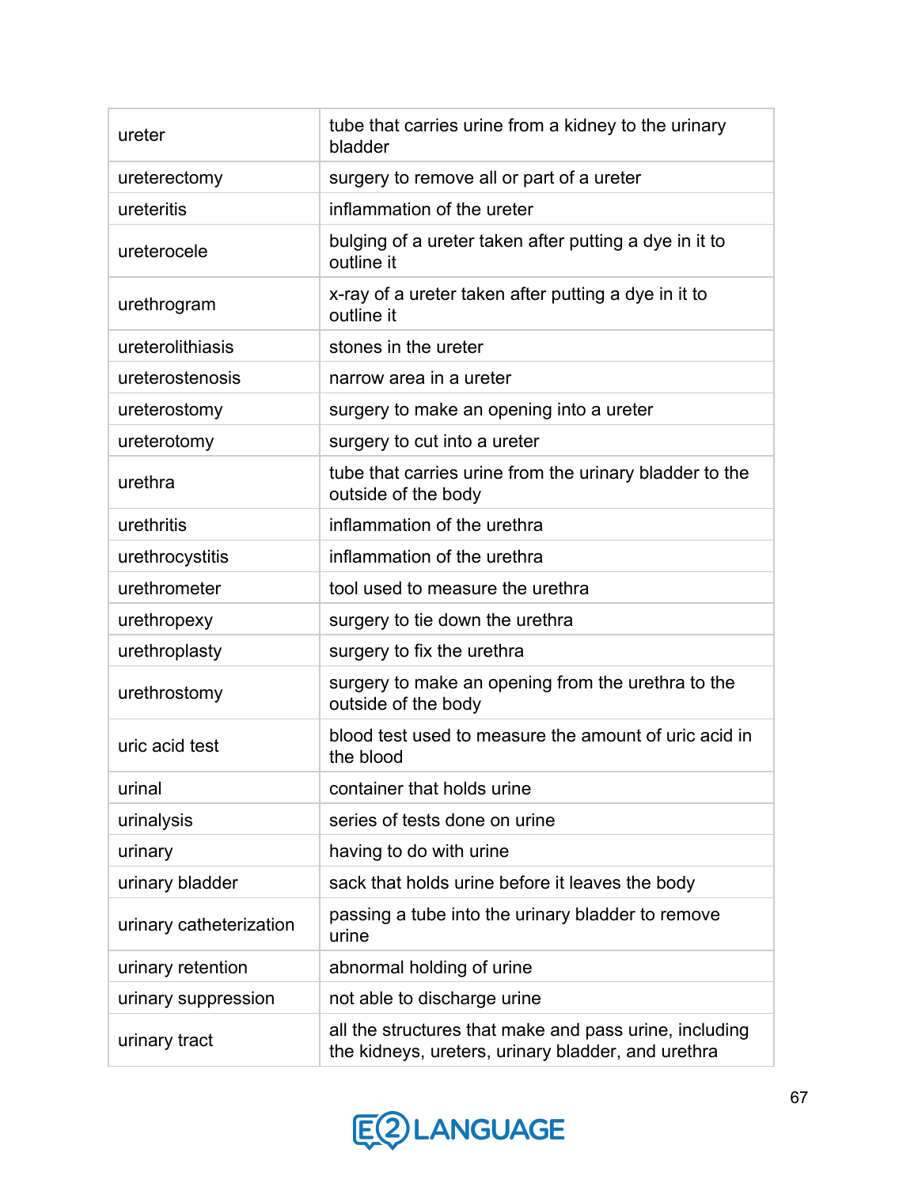| | |
|---|---|
| ureter | tube that carries urine from a kidney to the urinary bladder |
| ureterectomy | surgery to remove all or part of a ureter |
| ureteritis | inflammation of the ureter |
| ureterocele | bulging of a ureter taken after putting a dye in it to outline it |
| urethrogram | x-ray of a ureter taken after putting a dye in it to outline it |
| ureterolithiasis | stones in the ureter |
| ureterostenosis | narrow area in a ureter |
| ureterostomy | surgery to make an opening into a ureter |
| ureterotomy | surgery to cut into a ureter |
| urethra | tube that carries urine from the urinary bladder to the outside of the body |
| urethritis | inflammation of the urethra |
| urethrocystitis | inflammation of the urethra |
| urethrometer | tool used to measure the urethra |
| urethropexy | surgery to tie down the urethra |
| urethroplasty | surgery to fix the urethra |
| urethrostomy | surgery to make an opening from the urethra to the outside of the body |
| uric acid test | blood test used to measure the amount of uric acid in the blood |
| urinal | container that holds urine |
| urinalysis | series of tests done on urine |
| urinary | having to do with urine |
| urinary bladder | sack that holds urine before it leaves the body |
| urinary catheterization | passing a tube into the urinary bladder to remove urine |
| urinary retention | abnormal holding of urine |
| urinary suppression | not able to discharge urine |
| urinary tract | all the structures that make and pass urine, including the kidneys, ureters, urinary bladder, and urethra |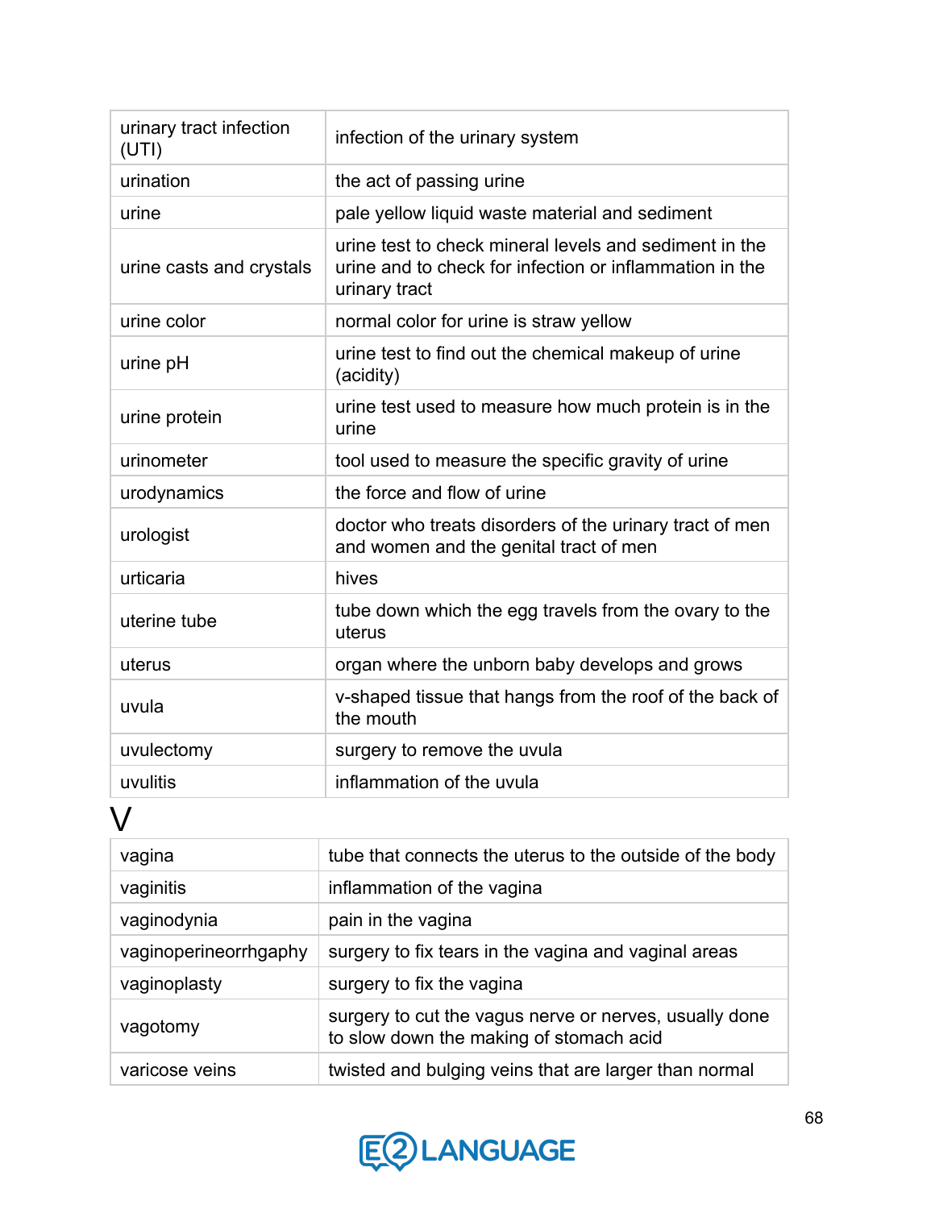| | |
|---|---|
| urinary tract infection (UTI) | infection of the urinary system |
| urination | the act of passing urine |
| urine | pale yellow liquid waste material and sediment |
| urine casts and crystals | urine test to check mineral levels and sediment in the urine and to check for infection or inflammation in the urinary tract |
| urine color | normal color for urine is straw yellow |
| urine pH | urine test to find out the chemical makeup of urine (acidity) |
| urine protein | urine test used to measure how much protein is in the urine |
| urinometer | tool used to measure the specific gravity of urine |
| urodynamics | the force and flow of urine |
| urologist | doctor who treats disorders of the urinary tract of men and women and the genital tract of men |
| urticaria | hives |
| uterine tube | tube down which the egg travels from the ovary to the uterus |
| uterus | organ where the unborn baby develops and grows |
| uvula | v-shaped tissue that hangs from the roof of the back of the mouth |
| uvulectomy | surgery to remove the uvula |
| uvulitis | inflammation of the uvula |

# V

| | |
|---|---|
| vagina | tube that connects the uterus to the outside of the body |
| vaginitis | inflammation of the vagina |
| vaginodynia | pain in the vagina |
| vaginoperineorrhgaphy | surgery to fix tears in the vagina and vaginal areas |
| vaginoplasty | surgery to fix the vagina |
| vagotomy | surgery to cut the vagus nerve or nerves, usually done to slow down the making of stomach acid |
| varicose veins | twisted and bulging veins that are larger than normal |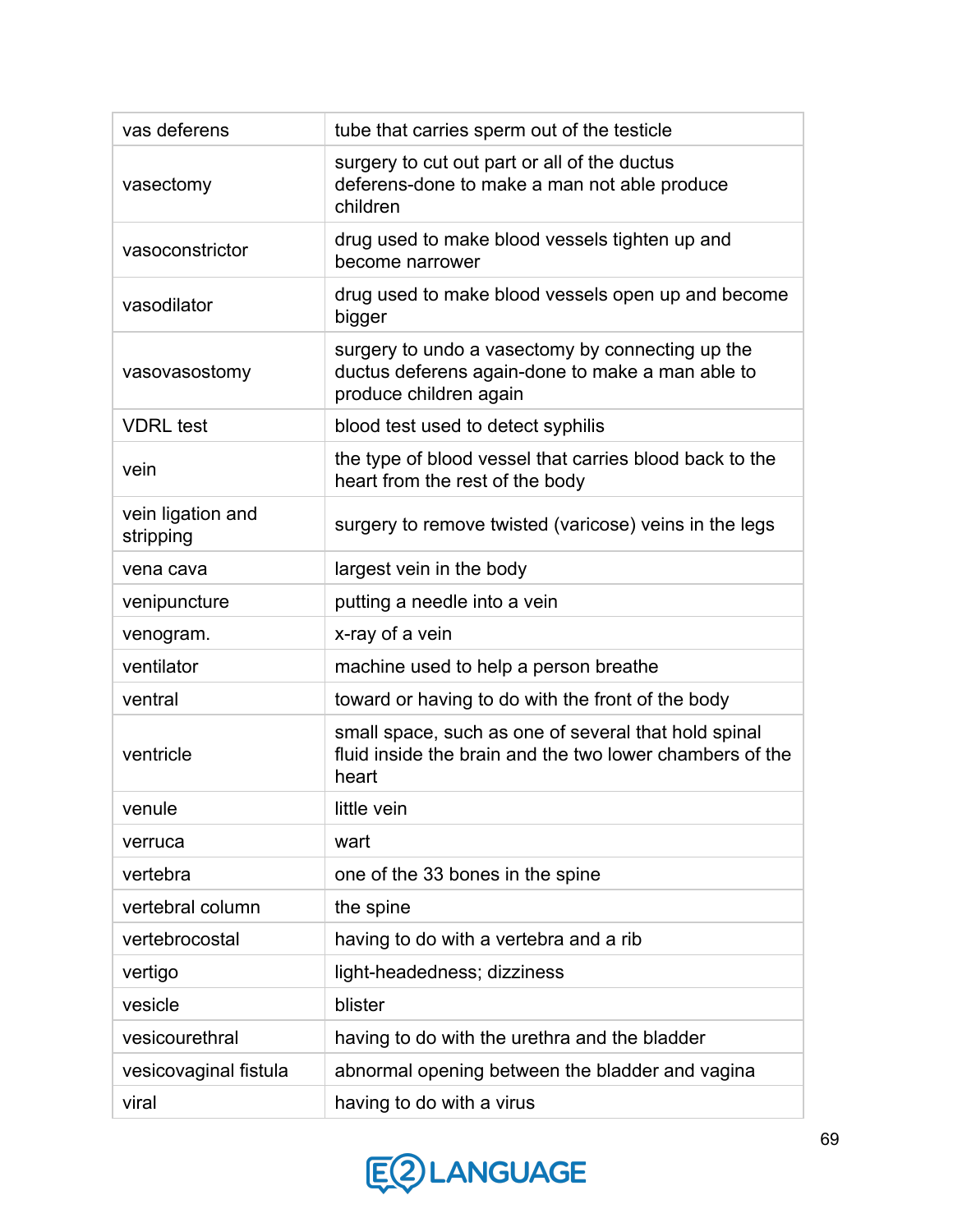| | |
|---|---|
| vas deferens | tube that carries sperm out of the testicle |
| vasectomy | surgery to cut out part or all of the ductus deferens-done to make a man not able produce children |
| vasoconstrictor | drug used to make blood vessels tighten up and become narrower |
| vasodilator | drug used to make blood vessels open up and become bigger |
| vasovasostomy | surgery to undo a vasectomy by connecting up the ductus deferens again-done to make a man able to produce children again |
| VDRL test | blood test used to detect syphilis |
| vein | the type of blood vessel that carries blood back to the heart from the rest of the body |
| vein ligation and stripping | surgery to remove twisted (varicose) veins in the legs |
| vena cava | largest vein in the body |
| venipuncture | putting a needle into a vein |
| venogram. | x-ray of a vein |
| ventilator | machine used to help a person breathe |
| ventral | toward or having to do with the front of the body |
| ventricle | small space, such as one of several that hold spinal fluid inside the brain and the two lower chambers of the heart |
| venule | little vein |
| verruca | wart |
| vertebra | one of the 33 bones in the spine |
| vertebral column | the spine |
| vertebrocostal | having to do with a vertebra and a rib |
| vertigo | light-headedness; dizziness |
| vesicle | blister |
| vesicourethral | having to do with the urethra and the bladder |
| vesicovaginal fistula | abnormal opening between the bladder and vagina |
| viral | having to do with a virus |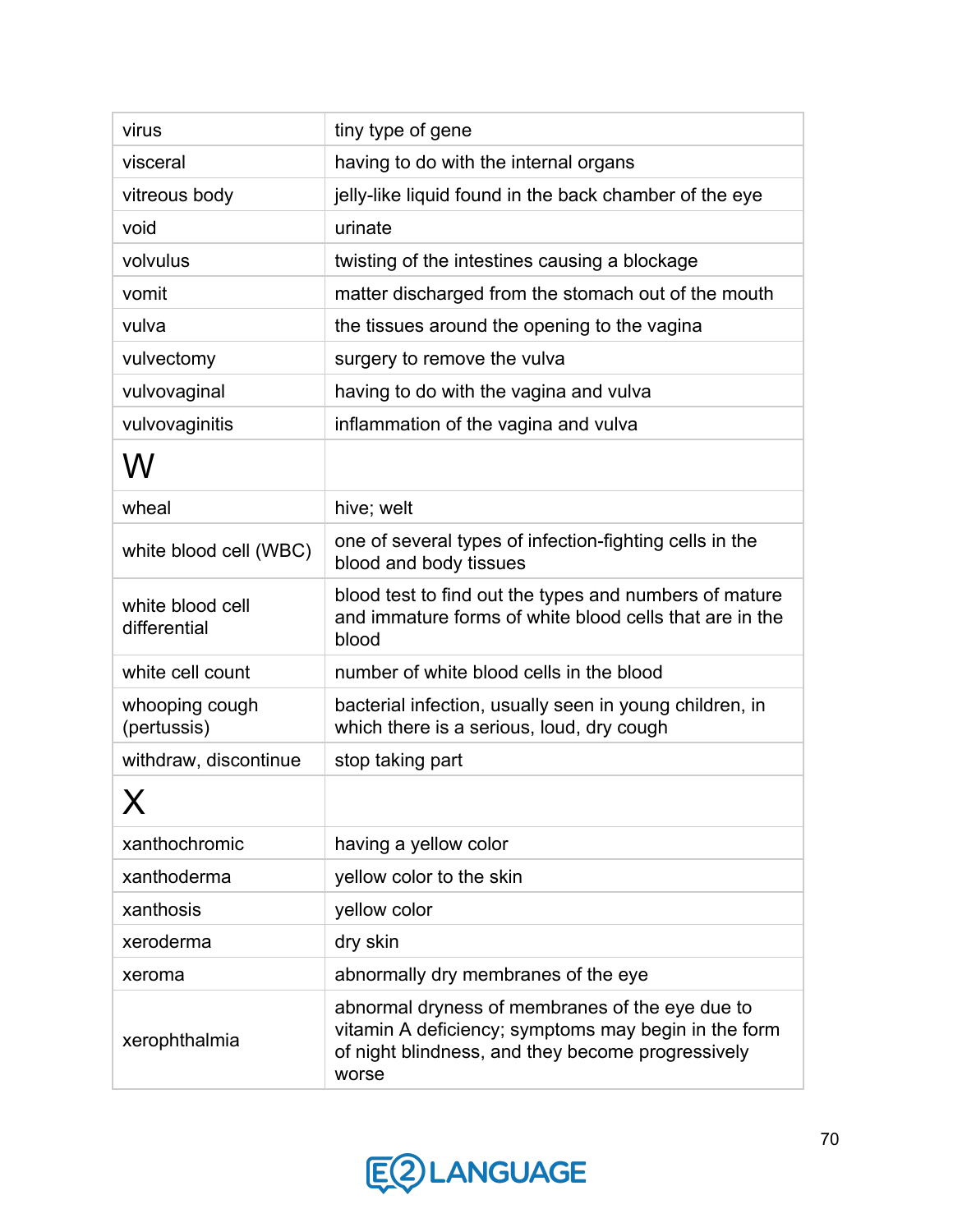| | |
|---|---|
| virus | tiny type of gene |
| visceral | having to do with the internal organs |
| vitreous body | jelly-like liquid found in the back chamber of the eye |
| void | urinate |
| volvulus | twisting of the intestines causing a blockage |
| vomit | matter discharged from the stomach out of the mouth |
| vulva | the tissues around the opening to the vagina |
| vulvectomy | surgery to remove the vulva |
| vulvovaginal | having to do with the vagina and vulva |
| vulvovaginitis | inflammation of the vagina and vulva |
| **W** | |
| wheal | hive; welt |
| white blood cell (WBC) | one of several types of infection-fighting cells in the blood and body tissues |
| white blood cell differential | blood test to find out the types and numbers of mature and immature forms of white blood cells that are in the blood |
| white cell count | number of white blood cells in the blood |
| whooping cough (pertussis) | bacterial infection, usually seen in young children, in which there is a serious, loud, dry cough |
| withdraw, discontinue | stop taking part |
| **X** | |
| xanthochromic | having a yellow color |
| xanthoderma | yellow color to the skin |
| xanthosis | yellow color |
| xeroderma | dry skin |
| xeroma | abnormally dry membranes of the eye |
| xerophthalmia | abnormal dryness of membranes of the eye due to vitamin A deficiency; symptoms may begin in the form of night blindness, and they become progressively worse |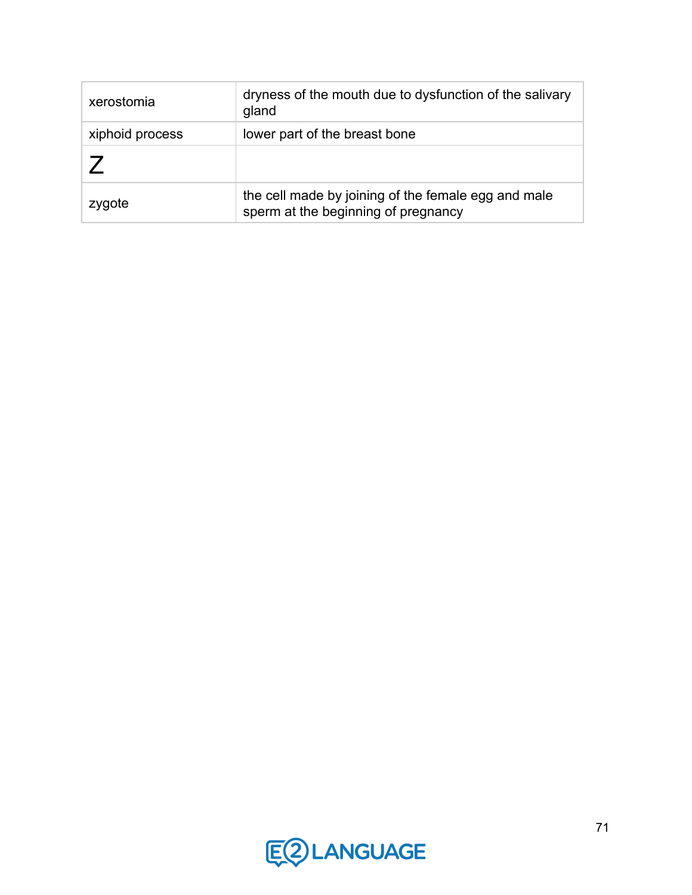| | |
|---|---|
| xerostomia | dryness of the mouth due to dysfunction of the salivary gland |
| xiphoid process | lower part of the breast bone |
| Z | |
| zygote | the cell made by joining of the female egg and male sperm at the beginning of pregnancy |